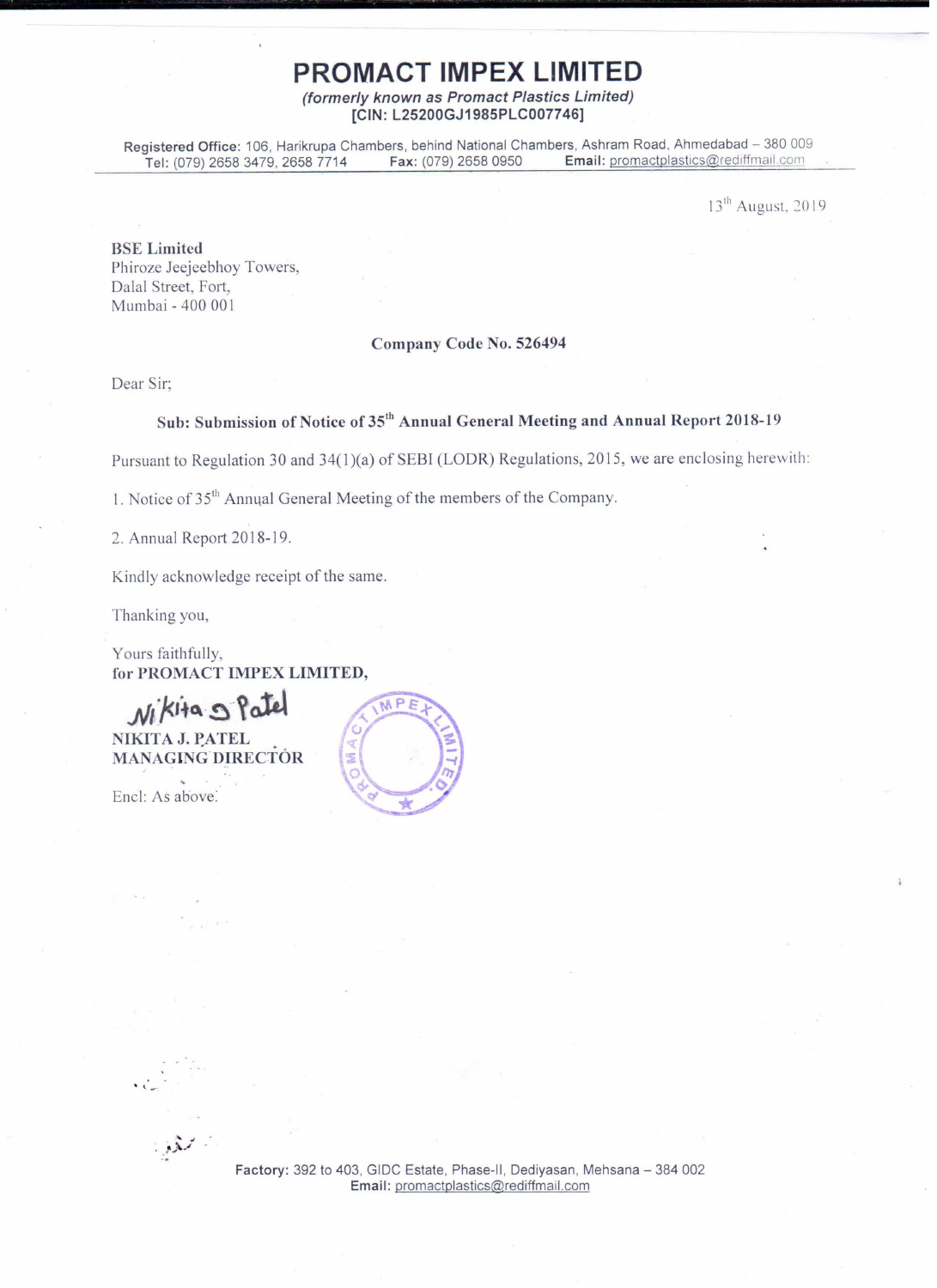# PROMACT IMPEX LIMITED

*(formerly known as Promact Plastics Limited)*
**[CIN: L25200GJ1985PLC007746]**

**Registered Office:** 106, Harikrupa Chambers, behind National Chambers, Ashram Road, Ahmedabad – 380 009
**Tel:** (079) 2658 3479, 2658 7714 **Fax:** (079) 2658 0950 **Email:** promactplastics@rediffmail.com

13th August, 2019

**BSE Limited**
Phiroze Jeejeebhoy Towers,
Dalal Street, Fort,
Mumbai - 400 001

**Company Code No. 526494**

Dear Sir;

**Sub: Submission of Notice of 35th Annual General Meeting and Annual Report 2018-19**

Pursuant to Regulation 30 and 34(1)(a) of SEBI (LODR) Regulations, 2015, we are enclosing herewith:

1. Notice of 35th Annual General Meeting of the members of the Company.

2. Annual Report 2018-19.

Kindly acknowledge receipt of the same.

Thanking you,

Yours faithfully,
**for PROMACT IMPEX LIMITED,**

Nikita J Patel

**NIKITA J. PATEL**
**MANAGING DIRECTOR**

Encl: As above.

**Factory:** 392 to 403, GIDC Estate, Phase-II, Dediyasan, Mehsana – 384 002
**Email:** promactplastics@rediffmail.com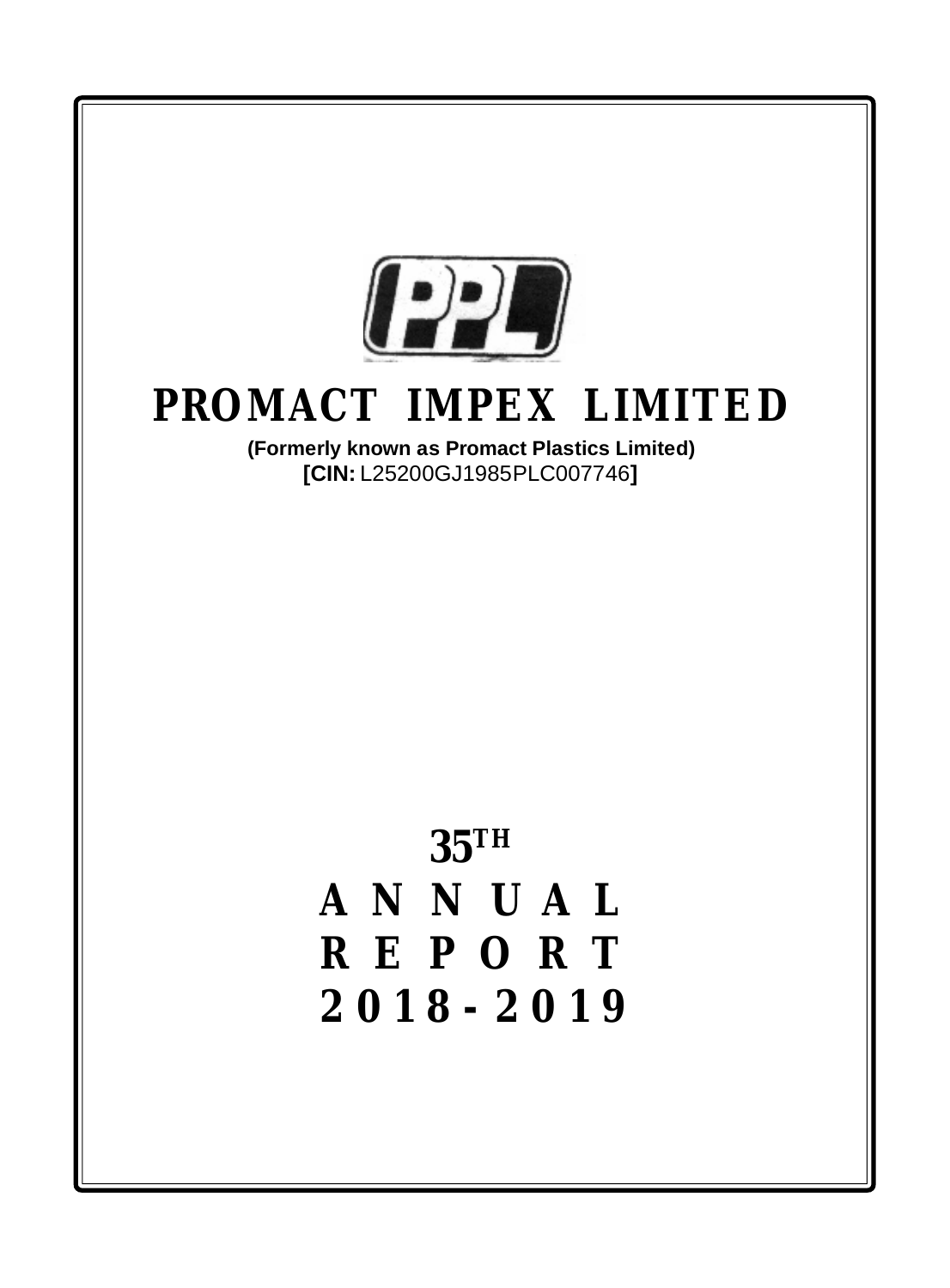# PROMACT IMPEX LIMITED

**(Formerly known as Promact Plastics Limited)**
**[CIN:** L25200GJ1985PLC007746**]**

# 35TH ANNUAL REPORT 2018-2019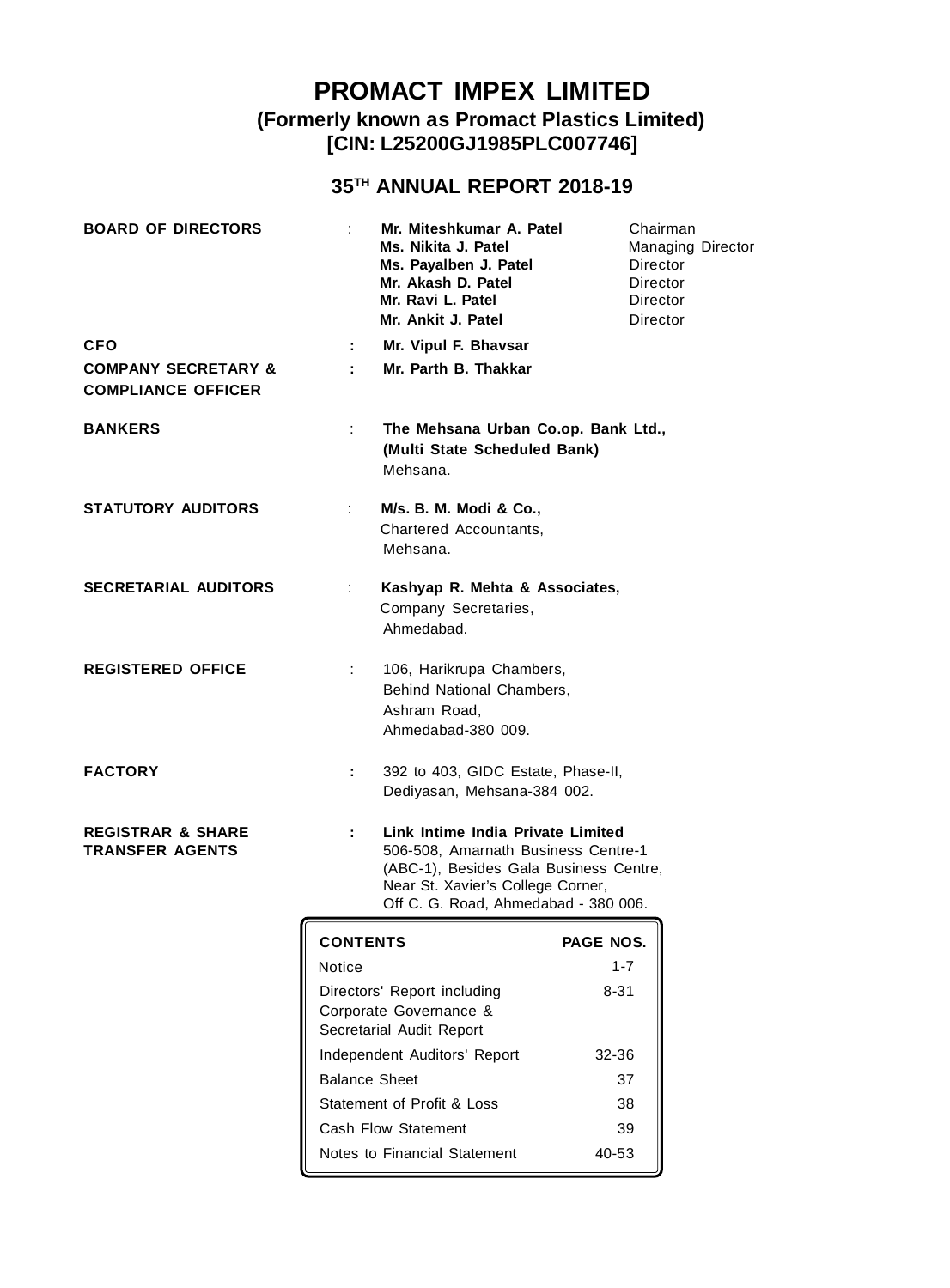# PROMACT IMPEX LIMITED

## (Formerly known as Promact Plastics Limited)

## [CIN: L25200GJ1985PLC007746]

## 35TH ANNUAL REPORT 2018-19

| | | | |
|---|---|---|---|
| **BOARD OF DIRECTORS** | : | **Mr. Miteshkumar A. Patel** | Chairman |
| | | **Ms. Nikita J. Patel** | Managing Director |
| | | **Ms. Payalben J. Patel** | Director |
| | | **Mr. Akash D. Patel** | Director |
| | | **Mr. Ravi L. Patel** | Director |
| | | **Mr. Ankit J. Patel** | Director |
| **CFO** | : | **Mr. Vipul F. Bhavsar** | |
| **COMPANY SECRETARY & COMPLIANCE OFFICER** | : | **Mr. Parth B. Thakkar** | |

**BANKERS** : **The Mehsana Urban Co.op. Bank Ltd., (Multi State Scheduled Bank)** Mehsana.

**STATUTORY AUDITORS** : **M/s. B. M. Modi & Co.,** Chartered Accountants, Mehsana.

**SECRETARIAL AUDITORS** : **Kashyap R. Mehta & Associates,** Company Secretaries, Ahmedabad.

**REGISTERED OFFICE** : 106, Harikrupa Chambers, Behind National Chambers, Ashram Road, Ahmedabad-380 009.

**FACTORY** : 392 to 403, GIDC Estate, Phase-II, Dediyasan, Mehsana-384 002.

**REGISTRAR & SHARE TRANSFER AGENTS** : **Link Intime India Private Limited** 506-508, Amarnath Business Centre-1 (ABC-1), Besides Gala Business Centre, Near St. Xavier's College Corner, Off C. G. Road, Ahmedabad - 380 006.

| **CONTENTS** | **PAGE NOS.** |
|---|---|
| Notice | 1-7 |
| Directors' Report including Corporate Governance & Secretarial Audit Report | 8-31 |
| Independent Auditors' Report | 32-36 |
| Balance Sheet | 37 |
| Statement of Profit & Loss | 38 |
| Cash Flow Statement | 39 |
| Notes to Financial Statement | 40-53 |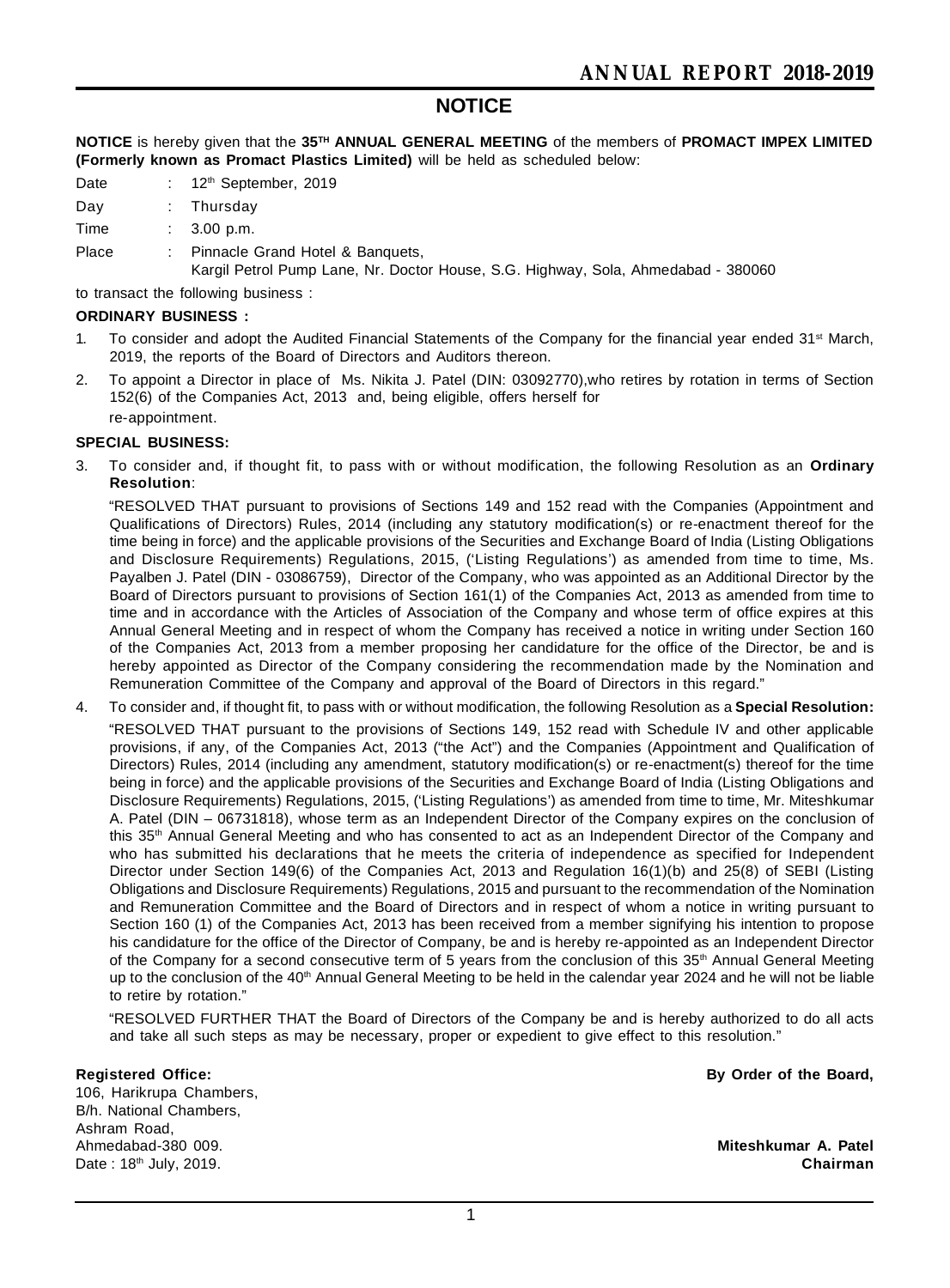# NOTICE

**NOTICE** is hereby given that the **35TH ANNUAL GENERAL MEETING** of the members of **PROMACT IMPEX LIMITED (Formerly known as Promact Plastics Limited)** will be held as scheduled below:

| | | |
|---|---|---|
| Date | : | 12th September, 2019 |
| Day | : | Thursday |
| Time | : | 3.00 p.m. |
| Place | : | Pinnacle Grand Hotel & Banquets, Kargil Petrol Pump Lane, Nr. Doctor House, S.G. Highway, Sola, Ahmedabad - 380060 |

to transact the following business :

**ORDINARY BUSINESS :**

1. To consider and adopt the Audited Financial Statements of the Company for the financial year ended 31st March, 2019, the reports of the Board of Directors and Auditors thereon.

2. To appoint a Director in place of Ms. Nikita J. Patel (DIN: 03092770),who retires by rotation in terms of Section 152(6) of the Companies Act, 2013 and, being eligible, offers herself for re-appointment.

**SPECIAL BUSINESS:**

3. To consider and, if thought fit, to pass with or without modification, the following Resolution as an **Ordinary Resolution**:

   "RESOLVED THAT pursuant to provisions of Sections 149 and 152 read with the Companies (Appointment and Qualifications of Directors) Rules, 2014 (including any statutory modification(s) or re-enactment thereof for the time being in force) and the applicable provisions of the Securities and Exchange Board of India (Listing Obligations and Disclosure Requirements) Regulations, 2015, ('Listing Regulations') as amended from time to time, Ms. Payalben J. Patel (DIN - 03086759), Director of the Company, who was appointed as an Additional Director by the Board of Directors pursuant to provisions of Section 161(1) of the Companies Act, 2013 as amended from time to time and in accordance with the Articles of Association of the Company and whose term of office expires at this Annual General Meeting and in respect of whom the Company has received a notice in writing under Section 160 of the Companies Act, 2013 from a member proposing her candidature for the office of the Director, be and is hereby appointed as Director of the Company considering the recommendation made by the Nomination and Remuneration Committee of the Company and approval of the Board of Directors in this regard."

4. To consider and, if thought fit, to pass with or without modification, the following Resolution as a **Special Resolution:**

   "RESOLVED THAT pursuant to the provisions of Sections 149, 152 read with Schedule IV and other applicable provisions, if any, of the Companies Act, 2013 ("the Act") and the Companies (Appointment and Qualification of Directors) Rules, 2014 (including any amendment, statutory modification(s) or re-enactment(s) thereof for the time being in force) and the applicable provisions of the Securities and Exchange Board of India (Listing Obligations and Disclosure Requirements) Regulations, 2015, ('Listing Regulations') as amended from time to time, Mr. Miteshkumar A. Patel (DIN – 06731818), whose term as an Independent Director of the Company expires on the conclusion of this 35th Annual General Meeting and who has consented to act as an Independent Director of the Company and who has submitted his declarations that he meets the criteria of independence as specified for Independent Director under Section 149(6) of the Companies Act, 2013 and Regulation 16(1)(b) and 25(8) of SEBI (Listing Obligations and Disclosure Requirements) Regulations, 2015 and pursuant to the recommendation of the Nomination and Remuneration Committee and the Board of Directors and in respect of whom a notice in writing pursuant to Section 160 (1) of the Companies Act, 2013 has been received from a member signifying his intention to propose his candidature for the office of the Director of Company, be and is hereby re-appointed as an Independent Director of the Company for a second consecutive term of 5 years from the conclusion of this 35th Annual General Meeting up to the conclusion of the 40th Annual General Meeting to be held in the calendar year 2024 and he will not be liable to retire by rotation."

   "RESOLVED FURTHER THAT the Board of Directors of the Company be and is hereby authorized to do all acts and take all such steps as may be necessary, proper or expedient to give effect to this resolution."

**Registered Office:**
106, Harikrupa Chambers,
B/h. National Chambers,
Ashram Road,
Ahmedabad-380 009.
Date : 18th July, 2019.

**By Order of the Board,**

**Miteshkumar A. Patel**
**Chairman**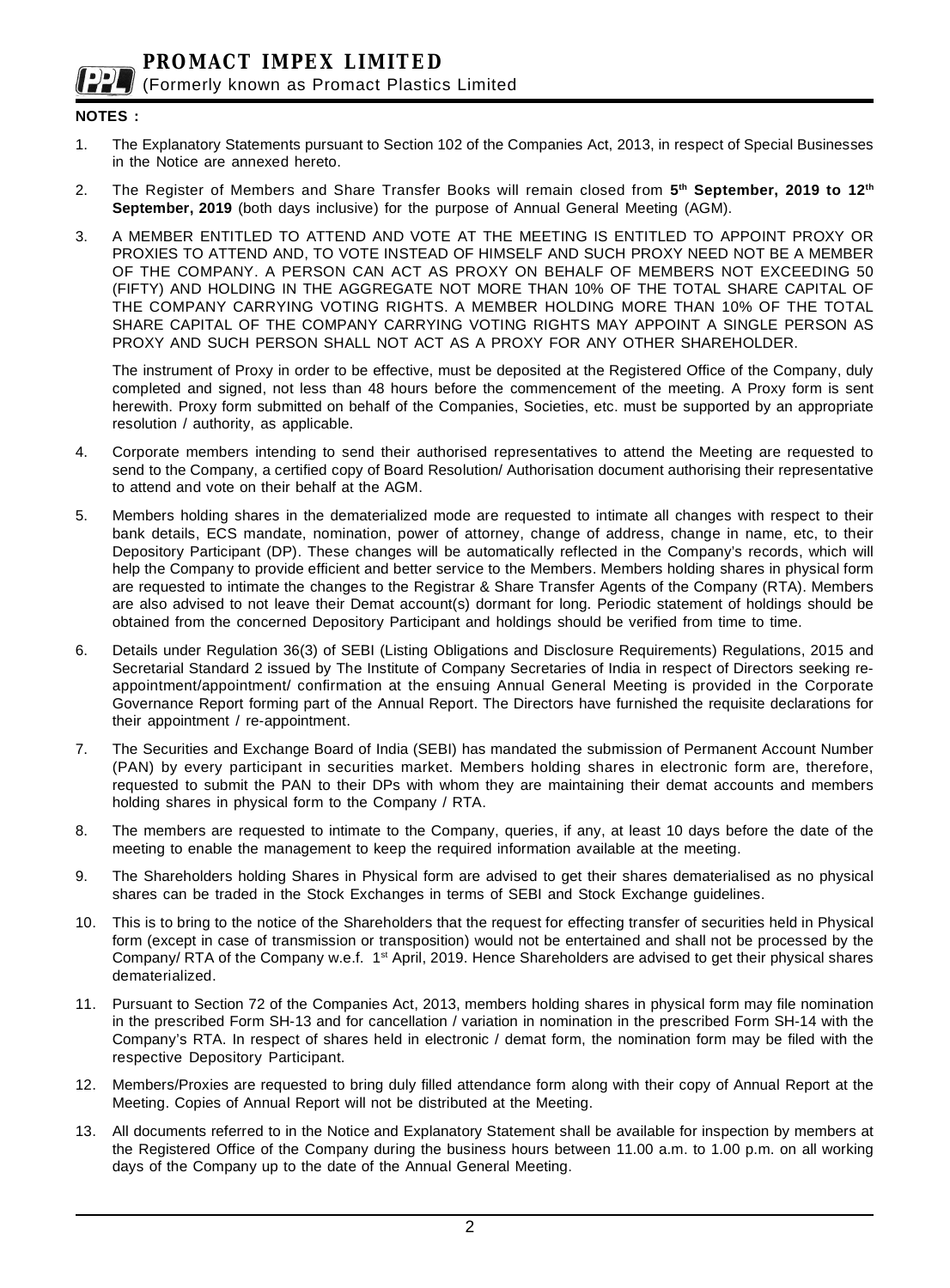**NOTES :**

1. The Explanatory Statements pursuant to Section 102 of the Companies Act, 2013, in respect of Special Businesses in the Notice are annexed hereto.

2. The Register of Members and Share Transfer Books will remain closed from **5th September, 2019 to 12th September, 2019** (both days inclusive) for the purpose of Annual General Meeting (AGM).

3. A MEMBER ENTITLED TO ATTEND AND VOTE AT THE MEETING IS ENTITLED TO APPOINT PROXY OR PROXIES TO ATTEND AND, TO VOTE INSTEAD OF HIMSELF AND SUCH PROXY NEED NOT BE A MEMBER OF THE COMPANY. A PERSON CAN ACT AS PROXY ON BEHALF OF MEMBERS NOT EXCEEDING 50 (FIFTY) AND HOLDING IN THE AGGREGATE NOT MORE THAN 10% OF THE TOTAL SHARE CAPITAL OF THE COMPANY CARRYING VOTING RIGHTS. A MEMBER HOLDING MORE THAN 10% OF THE TOTAL SHARE CAPITAL OF THE COMPANY CARRYING VOTING RIGHTS MAY APPOINT A SINGLE PERSON AS PROXY AND SUCH PERSON SHALL NOT ACT AS A PROXY FOR ANY OTHER SHAREHOLDER.

   The instrument of Proxy in order to be effective, must be deposited at the Registered Office of the Company, duly completed and signed, not less than 48 hours before the commencement of the meeting. A Proxy form is sent herewith. Proxy form submitted on behalf of the Companies, Societies, etc. must be supported by an appropriate resolution / authority, as applicable.

4. Corporate members intending to send their authorised representatives to attend the Meeting are requested to send to the Company, a certified copy of Board Resolution/ Authorisation document authorising their representative to attend and vote on their behalf at the AGM.

5. Members holding shares in the dematerialized mode are requested to intimate all changes with respect to their bank details, ECS mandate, nomination, power of attorney, change of address, change in name, etc, to their Depository Participant (DP). These changes will be automatically reflected in the Company's records, which will help the Company to provide efficient and better service to the Members. Members holding shares in physical form are requested to intimate the changes to the Registrar & Share Transfer Agents of the Company (RTA). Members are also advised to not leave their Demat account(s) dormant for long. Periodic statement of holdings should be obtained from the concerned Depository Participant and holdings should be verified from time to time.

6. Details under Regulation 36(3) of SEBI (Listing Obligations and Disclosure Requirements) Regulations, 2015 and Secretarial Standard 2 issued by The Institute of Company Secretaries of India in respect of Directors seeking re-appointment/appointment/ confirmation at the ensuing Annual General Meeting is provided in the Corporate Governance Report forming part of the Annual Report. The Directors have furnished the requisite declarations for their appointment / re-appointment.

7. The Securities and Exchange Board of India (SEBI) has mandated the submission of Permanent Account Number (PAN) by every participant in securities market. Members holding shares in electronic form are, therefore, requested to submit the PAN to their DPs with whom they are maintaining their demat accounts and members holding shares in physical form to the Company / RTA.

8. The members are requested to intimate to the Company, queries, if any, at least 10 days before the date of the meeting to enable the management to keep the required information available at the meeting.

9. The Shareholders holding Shares in Physical form are advised to get their shares dematerialised as no physical shares can be traded in the Stock Exchanges in terms of SEBI and Stock Exchange guidelines.

10. This is to bring to the notice of the Shareholders that the request for effecting transfer of securities held in Physical form (except in case of transmission or transposition) would not be entertained and shall not be processed by the Company/ RTA of the Company w.e.f. 1st April, 2019. Hence Shareholders are advised to get their physical shares dematerialized.

11. Pursuant to Section 72 of the Companies Act, 2013, members holding shares in physical form may file nomination in the prescribed Form SH-13 and for cancellation / variation in nomination in the prescribed Form SH-14 with the Company's RTA. In respect of shares held in electronic / demat form, the nomination form may be filed with the respective Depository Participant.

12. Members/Proxies are requested to bring duly filled attendance form along with their copy of Annual Report at the Meeting. Copies of Annual Report will not be distributed at the Meeting.

13. All documents referred to in the Notice and Explanatory Statement shall be available for inspection by members at the Registered Office of the Company during the business hours between 11.00 a.m. to 1.00 p.m. on all working days of the Company up to the date of the Annual General Meeting.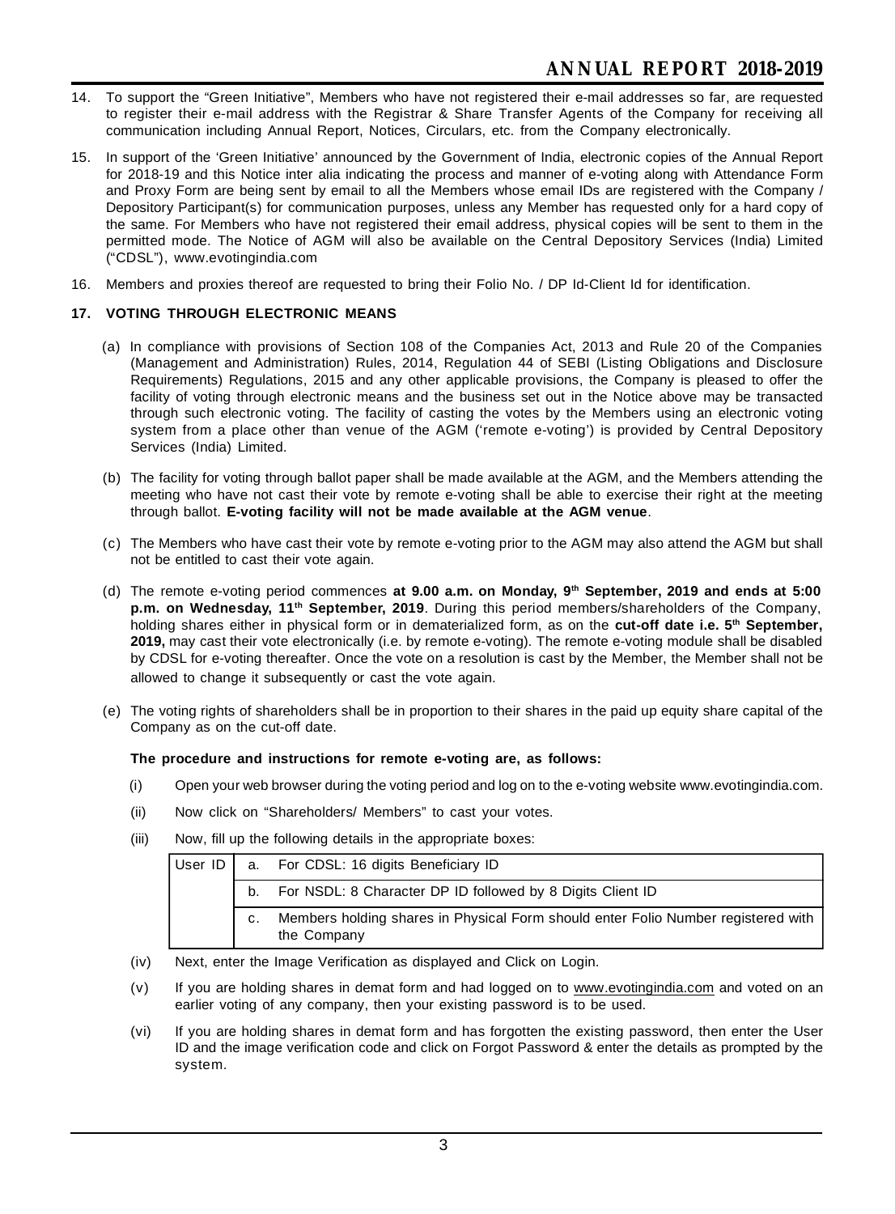14. To support the "Green Initiative", Members who have not registered their e-mail addresses so far, are requested to register their e-mail address with the Registrar & Share Transfer Agents of the Company for receiving all communication including Annual Report, Notices, Circulars, etc. from the Company electronically.

15. In support of the 'Green Initiative' announced by the Government of India, electronic copies of the Annual Report for 2018-19 and this Notice inter alia indicating the process and manner of e-voting along with Attendance Form and Proxy Form are being sent by email to all the Members whose email IDs are registered with the Company / Depository Participant(s) for communication purposes, unless any Member has requested only for a hard copy of the same. For Members who have not registered their email address, physical copies will be sent to them in the permitted mode. The Notice of AGM will also be available on the Central Depository Services (India) Limited ("CDSL"), www.evotingindia.com

16. Members and proxies thereof are requested to bring their Folio No. / DP Id-Client Id for identification.

**17. VOTING THROUGH ELECTRONIC MEANS**

(a) In compliance with provisions of Section 108 of the Companies Act, 2013 and Rule 20 of the Companies (Management and Administration) Rules, 2014, Regulation 44 of SEBI (Listing Obligations and Disclosure Requirements) Regulations, 2015 and any other applicable provisions, the Company is pleased to offer the facility of voting through electronic means and the business set out in the Notice above may be transacted through such electronic voting. The facility of casting the votes by the Members using an electronic voting system from a place other than venue of the AGM ('remote e-voting') is provided by Central Depository Services (India) Limited.

(b) The facility for voting through ballot paper shall be made available at the AGM, and the Members attending the meeting who have not cast their vote by remote e-voting shall be able to exercise their right at the meeting through ballot. **E-voting facility will not be made available at the AGM venue**.

(c) The Members who have cast their vote by remote e-voting prior to the AGM may also attend the AGM but shall not be entitled to cast their vote again.

(d) The remote e-voting period commences **at 9.00 a.m. on Monday, 9th September, 2019 and ends at 5:00 p.m. on Wednesday, 11th September, 2019**. During this period members/shareholders of the Company, holding shares either in physical form or in dematerialized form, as on the **cut-off date i.e. 5th September, 2019,** may cast their vote electronically (i.e. by remote e-voting). The remote e-voting module shall be disabled by CDSL for e-voting thereafter. Once the vote on a resolution is cast by the Member, the Member shall not be allowed to change it subsequently or cast the vote again.

(e) The voting rights of shareholders shall be in proportion to their shares in the paid up equity share capital of the Company as on the cut-off date.

**The procedure and instructions for remote e-voting are, as follows:**

(i) Open your web browser during the voting period and log on to the e-voting website www.evotingindia.com.

(ii) Now click on "Shareholders/ Members" to cast your votes.

(iii) Now, fill up the following details in the appropriate boxes:

| User ID | a. | For CDSL: 16 digits Beneficiary ID |
|---|---|---|
| | b. | For NSDL: 8 Character DP ID followed by 8 Digits Client ID |
| | c. | Members holding shares in Physical Form should enter Folio Number registered with the Company |

(iv) Next, enter the Image Verification as displayed and Click on Login.

(v) If you are holding shares in demat form and had logged on to www.evotingindia.com and voted on an earlier voting of any company, then your existing password is to be used.

(vi) If you are holding shares in demat form and has forgotten the existing password, then enter the User ID and the image verification code and click on Forgot Password & enter the details as prompted by the system.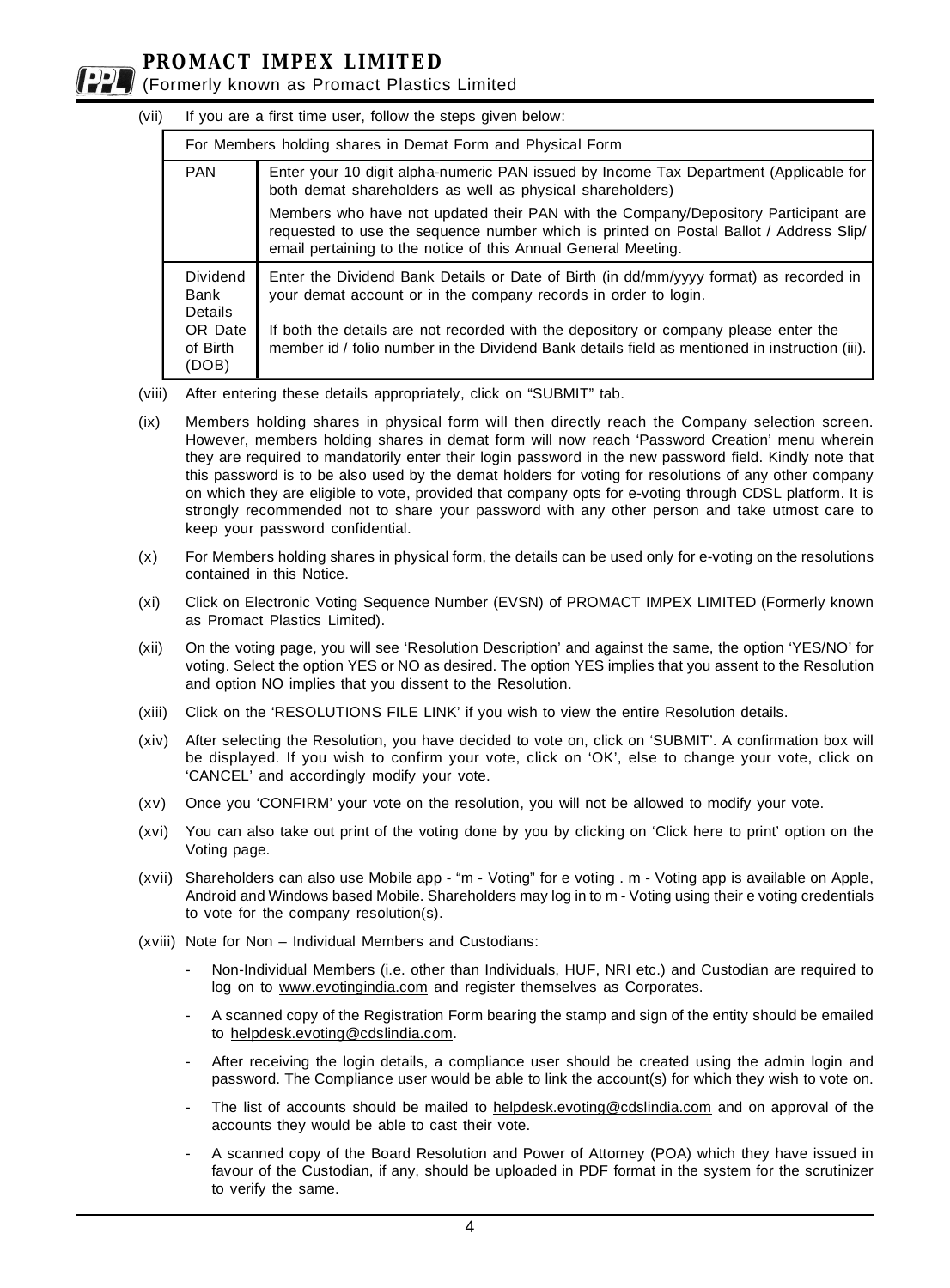(vii) If you are a first time user, follow the steps given below:

| For Members holding shares in Demat Form and Physical Form | |
|---|---|
| PAN | Enter your 10 digit alpha-numeric PAN issued by Income Tax Department (Applicable for both demat shareholders as well as physical shareholders)<br><br>Members who have not updated their PAN with the Company/Depository Participant are requested to use the sequence number which is printed on Postal Ballot / Address Slip/ email pertaining to the notice of this Annual General Meeting. |
| Dividend Bank Details OR Date of Birth (DOB) | Enter the Dividend Bank Details or Date of Birth (in dd/mm/yyyy format) as recorded in your demat account or in the company records in order to login.<br><br>If both the details are not recorded with the depository or company please enter the member id / folio number in the Dividend Bank details field as mentioned in instruction (iii). |

(viii) After entering these details appropriately, click on "SUBMIT" tab.

(ix) Members holding shares in physical form will then directly reach the Company selection screen. However, members holding shares in demat form will now reach 'Password Creation' menu wherein they are required to mandatorily enter their login password in the new password field. Kindly note that this password is to be also used by the demat holders for voting for resolutions of any other company on which they are eligible to vote, provided that company opts for e-voting through CDSL platform. It is strongly recommended not to share your password with any other person and take utmost care to keep your password confidential.

(x) For Members holding shares in physical form, the details can be used only for e-voting on the resolutions contained in this Notice.

(xi) Click on Electronic Voting Sequence Number (EVSN) of PROMACT IMPEX LIMITED (Formerly known as Promact Plastics Limited).

(xii) On the voting page, you will see 'Resolution Description' and against the same, the option 'YES/NO' for voting. Select the option YES or NO as desired. The option YES implies that you assent to the Resolution and option NO implies that you dissent to the Resolution.

(xiii) Click on the 'RESOLUTIONS FILE LINK' if you wish to view the entire Resolution details.

(xiv) After selecting the Resolution, you have decided to vote on, click on 'SUBMIT'. A confirmation box will be displayed. If you wish to confirm your vote, click on 'OK', else to change your vote, click on 'CANCEL' and accordingly modify your vote.

(xv) Once you 'CONFIRM' your vote on the resolution, you will not be allowed to modify your vote.

(xvi) You can also take out print of the voting done by you by clicking on 'Click here to print' option on the Voting page.

(xvii) Shareholders can also use Mobile app - "m - Voting" for e voting . m - Voting app is available on Apple, Android and Windows based Mobile. Shareholders may log in to m - Voting using their e voting credentials to vote for the company resolution(s).

(xviii) Note for Non – Individual Members and Custodians:

- Non-Individual Members (i.e. other than Individuals, HUF, NRI etc.) and Custodian are required to log on to www.evotingindia.com and register themselves as Corporates.
- A scanned copy of the Registration Form bearing the stamp and sign of the entity should be emailed to helpdesk.evoting@cdslindia.com.
- After receiving the login details, a compliance user should be created using the admin login and password. The Compliance user would be able to link the account(s) for which they wish to vote on.
- The list of accounts should be mailed to helpdesk.evoting@cdslindia.com and on approval of the accounts they would be able to cast their vote.
- A scanned copy of the Board Resolution and Power of Attorney (POA) which they have issued in favour of the Custodian, if any, should be uploaded in PDF format in the system for the scrutinizer to verify the same.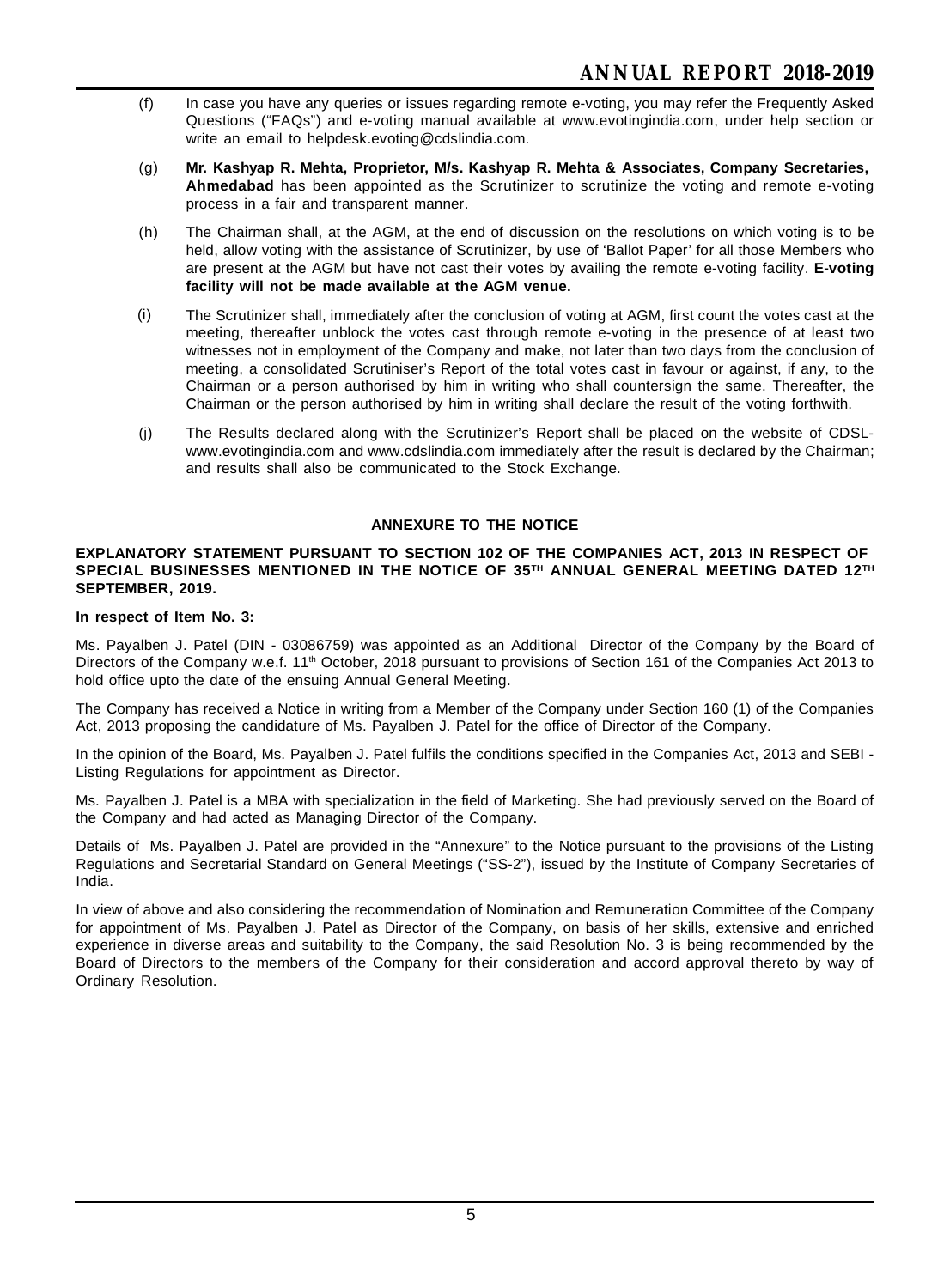(f) In case you have any queries or issues regarding remote e-voting, you may refer the Frequently Asked Questions ("FAQs") and e-voting manual available at www.evotingindia.com, under help section or write an email to helpdesk.evoting@cdslindia.com.

(g) **Mr. Kashyap R. Mehta, Proprietor, M/s. Kashyap R. Mehta & Associates, Company Secretaries, Ahmedabad** has been appointed as the Scrutinizer to scrutinize the voting and remote e-voting process in a fair and transparent manner.

(h) The Chairman shall, at the AGM, at the end of discussion on the resolutions on which voting is to be held, allow voting with the assistance of Scrutinizer, by use of 'Ballot Paper' for all those Members who are present at the AGM but have not cast their votes by availing the remote e-voting facility. **E-voting facility will not be made available at the AGM venue.**

(i) The Scrutinizer shall, immediately after the conclusion of voting at AGM, first count the votes cast at the meeting, thereafter unblock the votes cast through remote e-voting in the presence of at least two witnesses not in employment of the Company and make, not later than two days from the conclusion of meeting, a consolidated Scrutiniser's Report of the total votes cast in favour or against, if any, to the Chairman or a person authorised by him in writing who shall countersign the same. Thereafter, the Chairman or the person authorised by him in writing shall declare the result of the voting forthwith.

(j) The Results declared along with the Scrutinizer's Report shall be placed on the website of CDSL- www.evotingindia.com and www.cdslindia.com immediately after the result is declared by the Chairman; and results shall also be communicated to the Stock Exchange.

## ANNEXURE TO THE NOTICE

**EXPLANATORY STATEMENT PURSUANT TO SECTION 102 OF THE COMPANIES ACT, 2013 IN RESPECT OF SPECIAL BUSINESSES MENTIONED IN THE NOTICE OF 35TH ANNUAL GENERAL MEETING DATED 12TH SEPTEMBER, 2019.**

**In respect of Item No. 3:**

Ms. Payalben J. Patel (DIN - 03086759) was appointed as an Additional Director of the Company by the Board of Directors of the Company w.e.f. 11th October, 2018 pursuant to provisions of Section 161 of the Companies Act 2013 to hold office upto the date of the ensuing Annual General Meeting.

The Company has received a Notice in writing from a Member of the Company under Section 160 (1) of the Companies Act, 2013 proposing the candidature of Ms. Payalben J. Patel for the office of Director of the Company.

In the opinion of the Board, Ms. Payalben J. Patel fulfils the conditions specified in the Companies Act, 2013 and SEBI - Listing Regulations for appointment as Director.

Ms. Payalben J. Patel is a MBA with specialization in the field of Marketing. She had previously served on the Board of the Company and had acted as Managing Director of the Company.

Details of Ms. Payalben J. Patel are provided in the "Annexure" to the Notice pursuant to the provisions of the Listing Regulations and Secretarial Standard on General Meetings ("SS-2"), issued by the Institute of Company Secretaries of India.

In view of above and also considering the recommendation of Nomination and Remuneration Committee of the Company for appointment of Ms. Payalben J. Patel as Director of the Company, on basis of her skills, extensive and enriched experience in diverse areas and suitability to the Company, the said Resolution No. 3 is being recommended by the Board of Directors to the members of the Company for their consideration and accord approval thereto by way of Ordinary Resolution.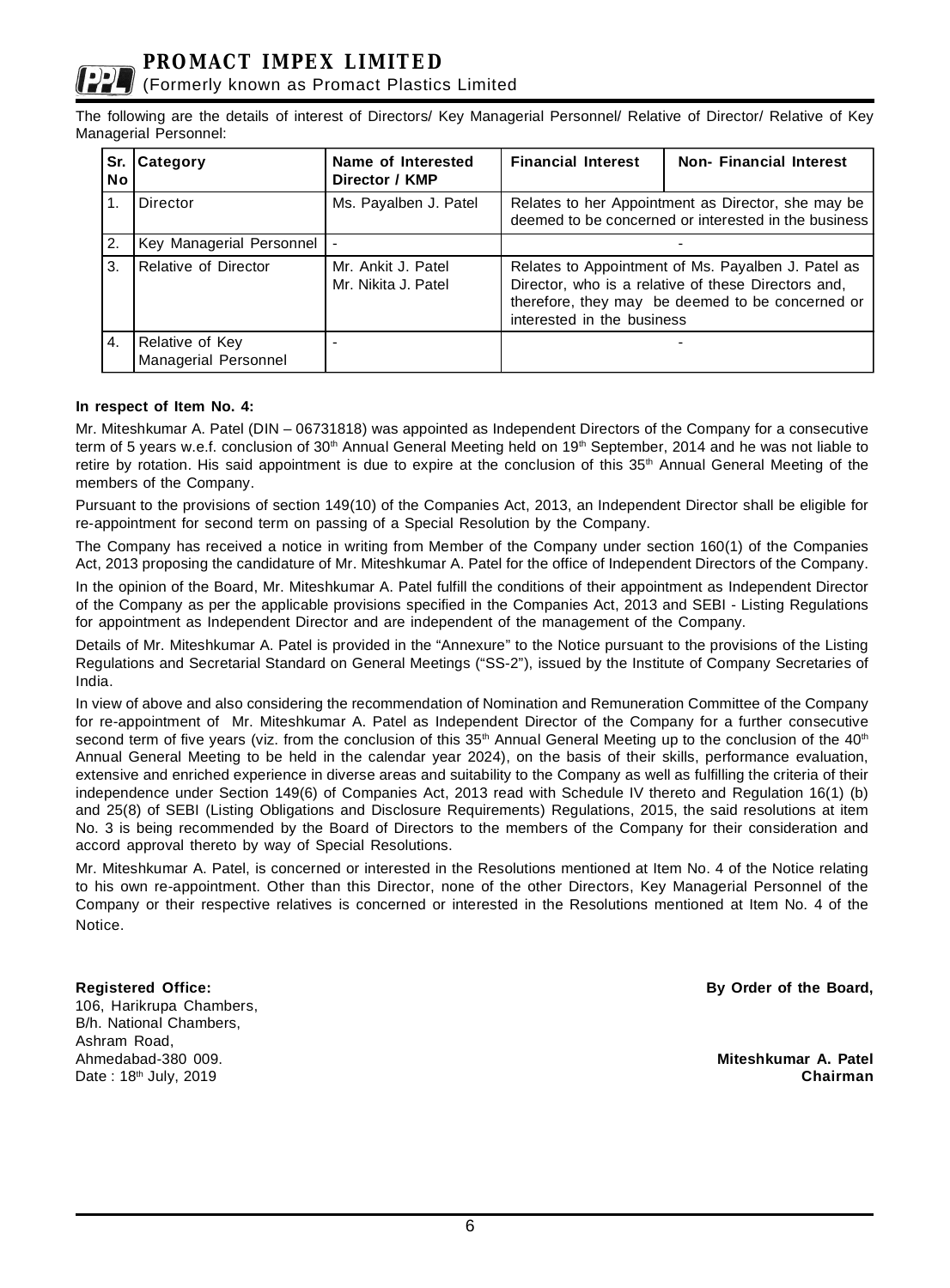The following are the details of interest of Directors/ Key Managerial Personnel/ Relative of Director/ Relative of Key Managerial Personnel:

| Sr. No | Category | Name of Interested Director / KMP | Financial Interest | Non- Financial Interest |
|---|---|---|---|---|
| 1. | Director | Ms. Payalben J. Patel | Relates to her Appointment as Director, she may be deemed to be concerned or interested in the business | |
| 2. | Key Managerial Personnel | - | - | |
| 3. | Relative of Director | Mr. Ankit J. Patel<br>Mr. Nikita J. Patel | Relates to Appointment of Ms. Payalben J. Patel as Director, who is a relative of these Directors and, therefore, they may be deemed to be concerned or interested in the business | |
| 4. | Relative of Key Managerial Personnel | - | - | |

**In respect of Item No. 4:**

Mr. Miteshkumar A. Patel (DIN – 06731818) was appointed as Independent Directors of the Company for a consecutive term of 5 years w.e.f. conclusion of 30th Annual General Meeting held on 19th September, 2014 and he was not liable to retire by rotation. His said appointment is due to expire at the conclusion of this 35th Annual General Meeting of the members of the Company.

Pursuant to the provisions of section 149(10) of the Companies Act, 2013, an Independent Director shall be eligible for re-appointment for second term on passing of a Special Resolution by the Company.

The Company has received a notice in writing from Member of the Company under section 160(1) of the Companies Act, 2013 proposing the candidature of Mr. Miteshkumar A. Patel for the office of Independent Directors of the Company.

In the opinion of the Board, Mr. Miteshkumar A. Patel fulfill the conditions of their appointment as Independent Director of the Company as per the applicable provisions specified in the Companies Act, 2013 and SEBI - Listing Regulations for appointment as Independent Director and are independent of the management of the Company.

Details of Mr. Miteshkumar A. Patel is provided in the "Annexure" to the Notice pursuant to the provisions of the Listing Regulations and Secretarial Standard on General Meetings ("SS-2"), issued by the Institute of Company Secretaries of India.

In view of above and also considering the recommendation of Nomination and Remuneration Committee of the Company for re-appointment of Mr. Miteshkumar A. Patel as Independent Director of the Company for a further consecutive second term of five years (viz. from the conclusion of this 35th Annual General Meeting up to the conclusion of the 40th Annual General Meeting to be held in the calendar year 2024), on the basis of their skills, performance evaluation, extensive and enriched experience in diverse areas and suitability to the Company as well as fulfilling the criteria of their independence under Section 149(6) of Companies Act, 2013 read with Schedule IV thereto and Regulation 16(1) (b) and 25(8) of SEBI (Listing Obligations and Disclosure Requirements) Regulations, 2015, the said resolutions at item No. 3 is being recommended by the Board of Directors to the members of the Company for their consideration and accord approval thereto by way of Special Resolutions.

Mr. Miteshkumar A. Patel, is concerned or interested in the Resolutions mentioned at Item No. 4 of the Notice relating to his own re-appointment. Other than this Director, none of the other Directors, Key Managerial Personnel of the Company or their respective relatives is concerned or interested in the Resolutions mentioned at Item No. 4 of the Notice.

**Registered Office:**
106, Harikrupa Chambers,
B/h. National Chambers,
Ashram Road,
Ahmedabad-380 009.
Date : 18th July, 2019

**By Order of the Board,**

**Miteshkumar A. Patel**
**Chairman**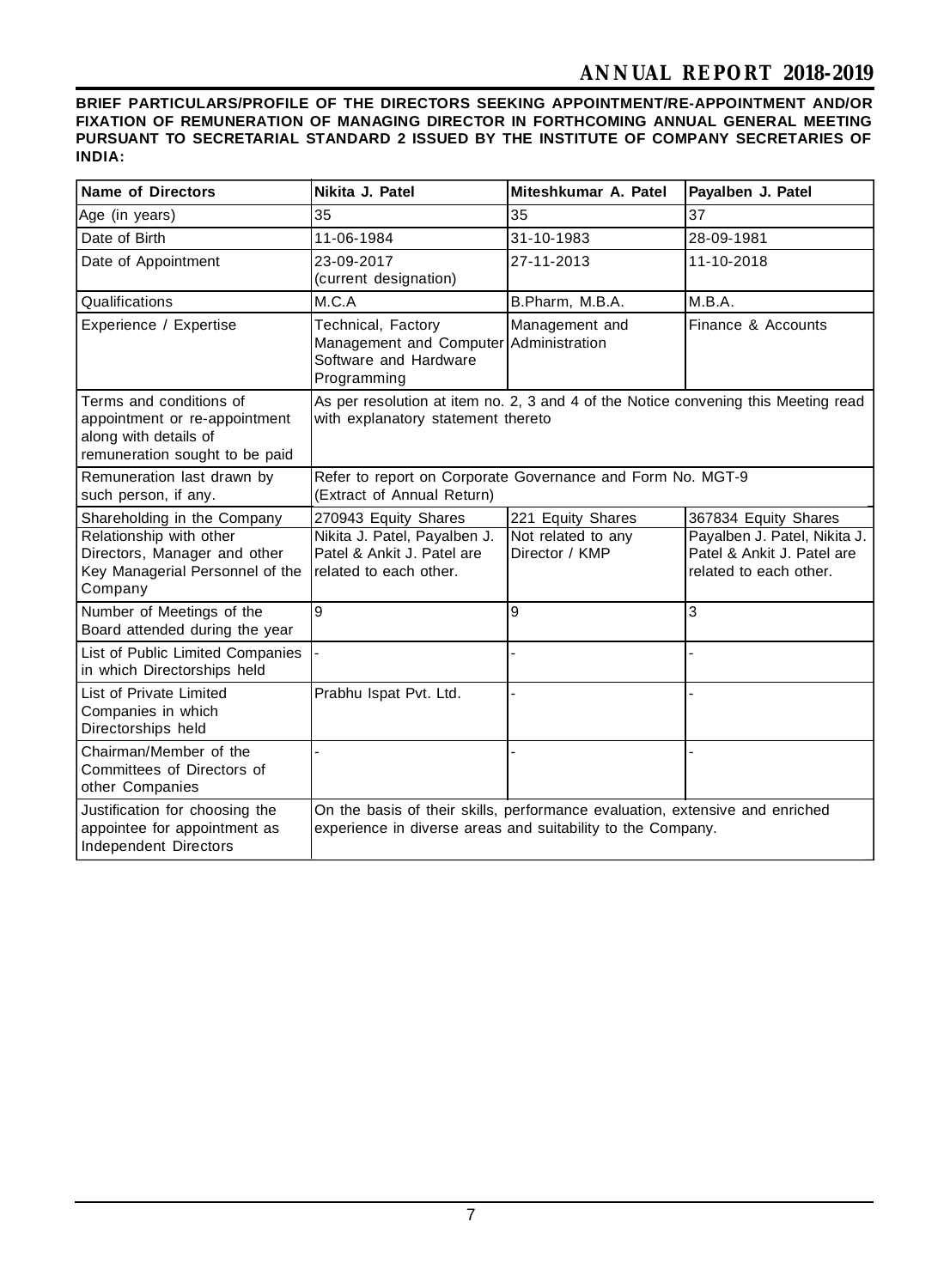**BRIEF PARTICULARS/PROFILE OF THE DIRECTORS SEEKING APPOINTMENT/RE-APPOINTMENT AND/OR FIXATION OF REMUNERATION OF MANAGING DIRECTOR IN FORTHCOMING ANNUAL GENERAL MEETING PURSUANT TO SECRETARIAL STANDARD 2 ISSUED BY THE INSTITUTE OF COMPANY SECRETARIES OF INDIA:**

| Name of Directors | Nikita J. Patel | Miteshkumar A. Patel | Payalben J. Patel |
|---|---|---|---|
| Age (in years) | 35 | 35 | 37 |
| Date of Birth | 11-06-1984 | 31-10-1983 | 28-09-1981 |
| Date of Appointment | 23-09-2017 (current designation) | 27-11-2013 | 11-10-2018 |
| Qualifications | M.C.A | B.Pharm, M.B.A. | M.B.A. |
| Experience / Expertise | Technical, Factory Management and Computer Software and Hardware Programming | Management and Administration | Finance & Accounts |
| Terms and conditions of appointment or re-appointment along with details of remuneration sought to be paid | As per resolution at item no. 2, 3 and 4 of the Notice convening this Meeting read with explanatory statement thereto | | |
| Remuneration last drawn by such person, if any. | Refer to report on Corporate Governance and Form No. MGT-9 (Extract of Annual Return) | | |
| Shareholding in the Company | 270943 Equity Shares | 221 Equity Shares | 367834 Equity Shares |
| Relationship with other Directors, Manager and other Key Managerial Personnel of the Company | Nikita J. Patel, Payalben J. Patel & Ankit J. Patel are related to each other. | Not related to any Director / KMP | Payalben J. Patel, Nikita J. Patel & Ankit J. Patel are related to each other. |
| Number of Meetings of the Board attended during the year | 9 | 9 | 3 |
| List of Public Limited Companies in which Directorships held | - | - | - |
| List of Private Limited Companies in which Directorships held | Prabhu Ispat Pvt. Ltd. | - | - |
| Chairman/Member of the Committees of Directors of other Companies | - | - | - |
| Justification for choosing the appointee for appointment as Independent Directors | On the basis of their skills, performance evaluation, extensive and enriched experience in diverse areas and suitability to the Company. | | |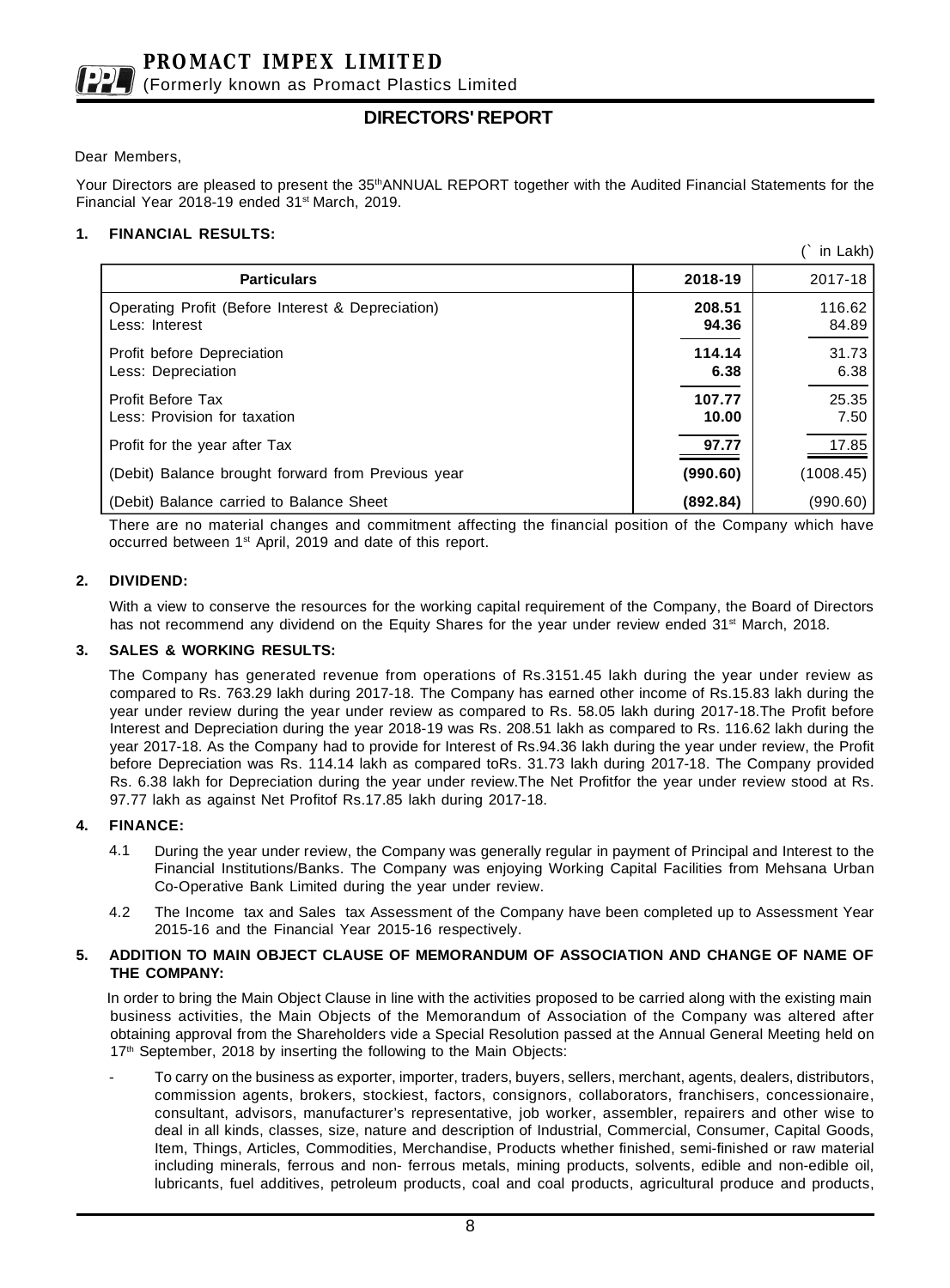**PROMACT IMPEX LIMITED**
(Formerly known as Promact Plastics Limited

## DIRECTORS' REPORT

Dear Members,

Your Directors are pleased to present the 35th ANNUAL REPORT together with the Audited Financial Statements for the Financial Year 2018-19 ended 31st March, 2019.

### 1. FINANCIAL RESULTS:

(` in Lakh)

| Particulars | 2018-19 | 2017-18 |
|---|---|---|
| Operating Profit (Before Interest & Depreciation) | **208.51** | 116.62 |
| Less: Interest | **94.36** | 84.89 |
| Profit before Depreciation | **114.14** | 31.73 |
| Less: Depreciation | **6.38** | 6.38 |
| Profit Before Tax | **107.77** | 25.35 |
| Less: Provision for taxation | **10.00** | 7.50 |
| Profit for the year after Tax | **97.77** | 17.85 |
| (Debit) Balance brought forward from Previous year | **(990.60)** | (1008.45) |
| (Debit) Balance carried to Balance Sheet | **(892.84)** | (990.60) |

There are no material changes and commitment affecting the financial position of the Company which have occurred between 1st April, 2019 and date of this report.

### 2. DIVIDEND:

With a view to conserve the resources for the working capital requirement of the Company, the Board of Directors has not recommend any dividend on the Equity Shares for the year under review ended 31st March, 2018.

### 3. SALES & WORKING RESULTS:

The Company has generated revenue from operations of Rs.3151.45 lakh during the year under review as compared to Rs. 763.29 lakh during 2017-18. The Company has earned other income of Rs.15.83 lakh during the year under review during the year under review as compared to Rs. 58.05 lakh during 2017-18.The Profit before Interest and Depreciation during the year 2018-19 was Rs. 208.51 lakh as compared to Rs. 116.62 lakh during the year 2017-18. As the Company had to provide for Interest of Rs.94.36 lakh during the year under review, the Profit before Depreciation was Rs. 114.14 lakh as compared toRs. 31.73 lakh during 2017-18. The Company provided Rs. 6.38 lakh for Depreciation during the year under review.The Net Profitfor the year under review stood at Rs. 97.77 lakh as against Net Profitof Rs.17.85 lakh during 2017-18.

### 4. FINANCE:

4.1 During the year under review, the Company was generally regular in payment of Principal and Interest to the Financial Institutions/Banks. The Company was enjoying Working Capital Facilities from Mehsana Urban Co-Operative Bank Limited during the year under review.

4.2 The Income tax and Sales tax Assessment of the Company have been completed up to Assessment Year 2015-16 and the Financial Year 2015-16 respectively.

### 5. ADDITION TO MAIN OBJECT CLAUSE OF MEMORANDUM OF ASSOCIATION AND CHANGE OF NAME OF THE COMPANY:

In order to bring the Main Object Clause in line with the activities proposed to be carried along with the existing main business activities, the Main Objects of the Memorandum of Association of the Company was altered after obtaining approval from the Shareholders vide a Special Resolution passed at the Annual General Meeting held on 17th September, 2018 by inserting the following to the Main Objects:

- To carry on the business as exporter, importer, traders, buyers, sellers, merchant, agents, dealers, distributors, commission agents, brokers, stockiest, factors, consignors, collaborators, franchisers, concessionaire, consultant, advisors, manufacturer's representative, job worker, assembler, repairers and other wise to deal in all kinds, classes, size, nature and description of Industrial, Commercial, Consumer, Capital Goods, Item, Things, Articles, Commodities, Merchandise, Products whether finished, semi-finished or raw material including minerals, ferrous and non- ferrous metals, mining products, solvents, edible and non-edible oil, lubricants, fuel additives, petroleum products, coal and coal products, agricultural produce and products,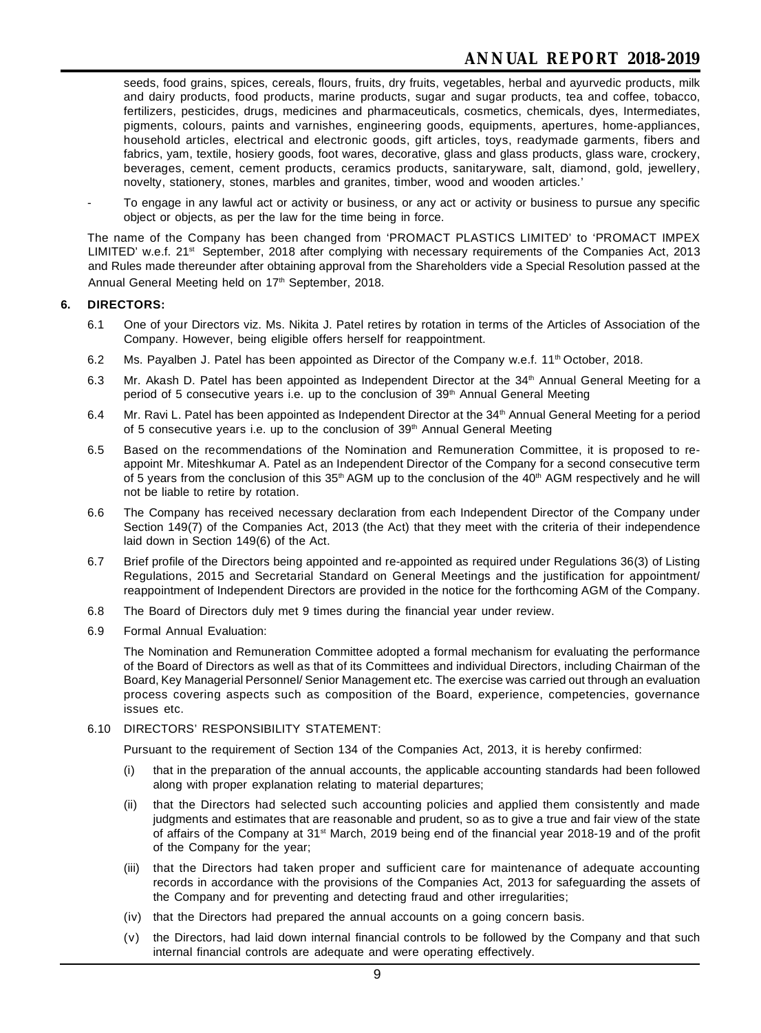seeds, food grains, spices, cereals, flours, fruits, dry fruits, vegetables, herbal and ayurvedic products, milk and dairy products, food products, marine products, sugar and sugar products, tea and coffee, tobacco, fertilizers, pesticides, drugs, medicines and pharmaceuticals, cosmetics, chemicals, dyes, Intermediates, pigments, colours, paints and varnishes, engineering goods, equipments, apertures, home-appliances, household articles, electrical and electronic goods, gift articles, toys, readymade garments, fibers and fabrics, yam, textile, hosiery goods, foot wares, decorative, glass and glass products, glass ware, crockery, beverages, cement, cement products, ceramics products, sanitaryware, salt, diamond, gold, jewellery, novelty, stationery, stones, marbles and granites, timber, wood and wooden articles.'

- To engage in any lawful act or activity or business, or any act or activity or business to pursue any specific object or objects, as per the law for the time being in force.

The name of the Company has been changed from 'PROMACT PLASTICS LIMITED' to 'PROMACT IMPEX LIMITED' w.e.f. 21st September, 2018 after complying with necessary requirements of the Companies Act, 2013 and Rules made thereunder after obtaining approval from the Shareholders vide a Special Resolution passed at the Annual General Meeting held on 17th September, 2018.

**6. DIRECTORS:**

6.1 One of your Directors viz. Ms. Nikita J. Patel retires by rotation in terms of the Articles of Association of the Company. However, being eligible offers herself for reappointment.

6.2 Ms. Payalben J. Patel has been appointed as Director of the Company w.e.f. 11th October, 2018.

6.3 Mr. Akash D. Patel has been appointed as Independent Director at the 34th Annual General Meeting for a period of 5 consecutive years i.e. up to the conclusion of 39th Annual General Meeting

6.4 Mr. Ravi L. Patel has been appointed as Independent Director at the 34th Annual General Meeting for a period of 5 consecutive years i.e. up to the conclusion of 39th Annual General Meeting

6.5 Based on the recommendations of the Nomination and Remuneration Committee, it is proposed to re-appoint Mr. Miteshkumar A. Patel as an Independent Director of the Company for a second consecutive term of 5 years from the conclusion of this 35th AGM up to the conclusion of the 40th AGM respectively and he will not be liable to retire by rotation.

6.6 The Company has received necessary declaration from each Independent Director of the Company under Section 149(7) of the Companies Act, 2013 (the Act) that they meet with the criteria of their independence laid down in Section 149(6) of the Act.

6.7 Brief profile of the Directors being appointed and re-appointed as required under Regulations 36(3) of Listing Regulations, 2015 and Secretarial Standard on General Meetings and the justification for appointment/ reappointment of Independent Directors are provided in the notice for the forthcoming AGM of the Company.

6.8 The Board of Directors duly met 9 times during the financial year under review.

6.9 Formal Annual Evaluation:

The Nomination and Remuneration Committee adopted a formal mechanism for evaluating the performance of the Board of Directors as well as that of its Committees and individual Directors, including Chairman of the Board, Key Managerial Personnel/ Senior Management etc. The exercise was carried out through an evaluation process covering aspects such as composition of the Board, experience, competencies, governance issues etc.

6.10 DIRECTORS' RESPONSIBILITY STATEMENT:

Pursuant to the requirement of Section 134 of the Companies Act, 2013, it is hereby confirmed:

(i) that in the preparation of the annual accounts, the applicable accounting standards had been followed along with proper explanation relating to material departures;

(ii) that the Directors had selected such accounting policies and applied them consistently and made judgments and estimates that are reasonable and prudent, so as to give a true and fair view of the state of affairs of the Company at 31st March, 2019 being end of the financial year 2018-19 and of the profit of the Company for the year;

(iii) that the Directors had taken proper and sufficient care for maintenance of adequate accounting records in accordance with the provisions of the Companies Act, 2013 for safeguarding the assets of the Company and for preventing and detecting fraud and other irregularities;

(iv) that the Directors had prepared the annual accounts on a going concern basis.

(v) the Directors, had laid down internal financial controls to be followed by the Company and that such internal financial controls are adequate and were operating effectively.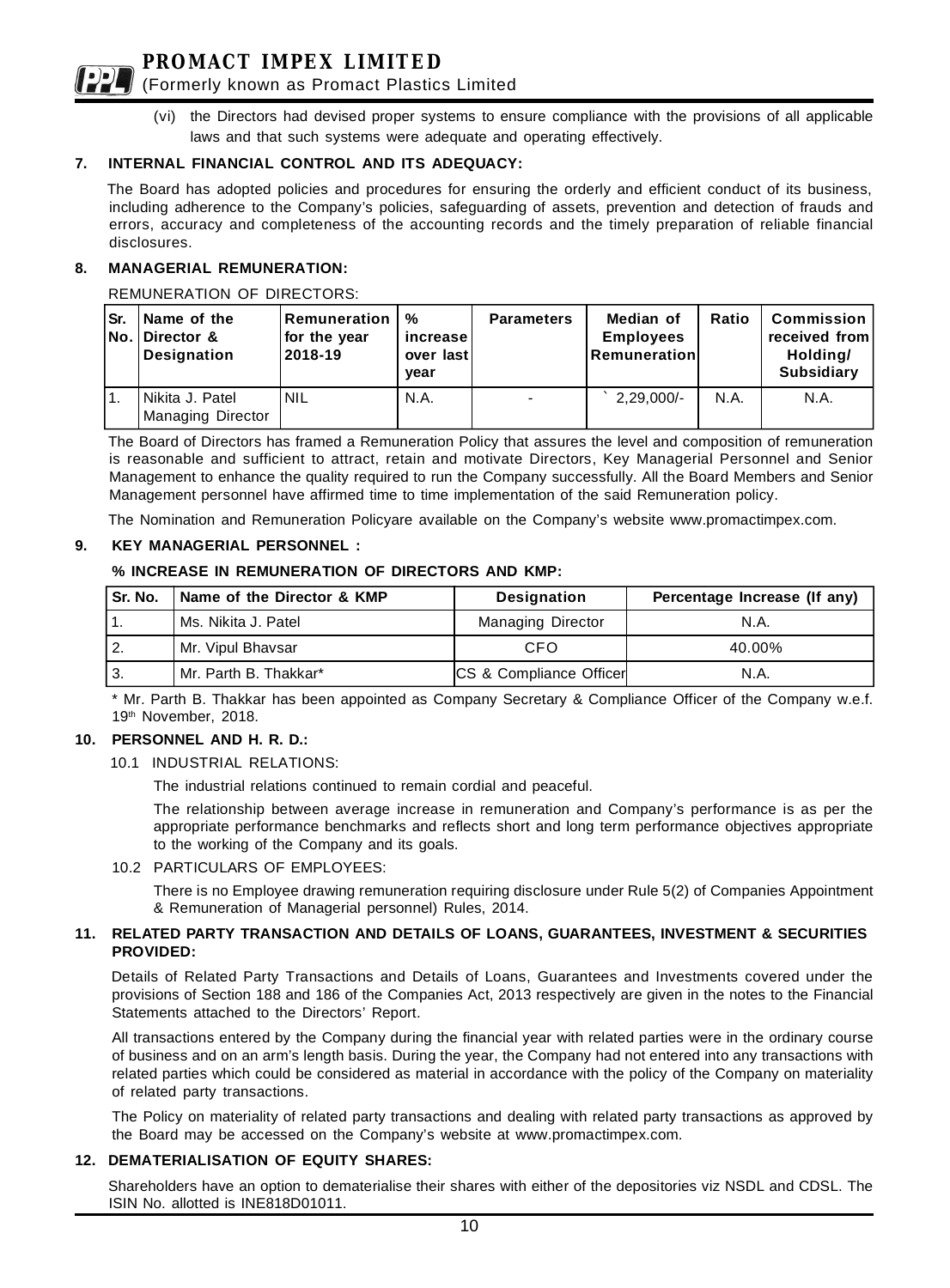(vi) the Directors had devised proper systems to ensure compliance with the provisions of all applicable laws and that such systems were adequate and operating effectively.

## 7. INTERNAL FINANCIAL CONTROL AND ITS ADEQUACY:

The Board has adopted policies and procedures for ensuring the orderly and efficient conduct of its business, including adherence to the Company's policies, safeguarding of assets, prevention and detection of frauds and errors, accuracy and completeness of the accounting records and the timely preparation of reliable financial disclosures.

## 8. MANAGERIAL REMUNERATION:

REMUNERATION OF DIRECTORS:

| Sr. No. | Name of the Director & Designation | Remuneration for the year 2018-19 | % increase over last year | Parameters | Median of Employees Remuneration | Ratio | Commission received from Holding/ Subsidiary |
|---|---|---|---|---|---|---|---|
| 1. | Nikita J. Patel Managing Director | NIL | N.A. | - | ` 2,29,000/- | N.A. | N.A. |

The Board of Directors has framed a Remuneration Policy that assures the level and composition of remuneration is reasonable and sufficient to attract, retain and motivate Directors, Key Managerial Personnel and Senior Management to enhance the quality required to run the Company successfully. All the Board Members and Senior Management personnel have affirmed time to time implementation of the said Remuneration policy.

The Nomination and Remuneration Policyare available on the Company's website www.promactimpex.com.

## 9. KEY MANAGERIAL PERSONNEL :

**% INCREASE IN REMUNERATION OF DIRECTORS AND KMP:**

| Sr. No. | Name of the Director & KMP | Designation | Percentage Increase (If any) |
|---|---|---|---|
| 1. | Ms. Nikita J. Patel | Managing Director | N.A. |
| 2. | Mr. Vipul Bhavsar | CFO | 40.00% |
| 3. | Mr. Parth B. Thakkar* | CS & Compliance Officer | N.A. |

* Mr. Parth B. Thakkar has been appointed as Company Secretary & Compliance Officer of the Company w.e.f. 19th November, 2018.

## 10. PERSONNEL AND H. R. D.:

10.1 INDUSTRIAL RELATIONS:

The industrial relations continued to remain cordial and peaceful.

The relationship between average increase in remuneration and Company's performance is as per the appropriate performance benchmarks and reflects short and long term performance objectives appropriate to the working of the Company and its goals.

10.2 PARTICULARS OF EMPLOYEES:

There is no Employee drawing remuneration requiring disclosure under Rule 5(2) of Companies Appointment & Remuneration of Managerial personnel) Rules, 2014.

## 11. RELATED PARTY TRANSACTION AND DETAILS OF LOANS, GUARANTEES, INVESTMENT & SECURITIES PROVIDED:

Details of Related Party Transactions and Details of Loans, Guarantees and Investments covered under the provisions of Section 188 and 186 of the Companies Act, 2013 respectively are given in the notes to the Financial Statements attached to the Directors' Report.

All transactions entered by the Company during the financial year with related parties were in the ordinary course of business and on an arm's length basis. During the year, the Company had not entered into any transactions with related parties which could be considered as material in accordance with the policy of the Company on materiality of related party transactions.

The Policy on materiality of related party transactions and dealing with related party transactions as approved by the Board may be accessed on the Company's website at www.promactimpex.com.

## 12. DEMATERIALISATION OF EQUITY SHARES:

Shareholders have an option to dematerialise their shares with either of the depositories viz NSDL and CDSL. The ISIN No. allotted is INE818D01011.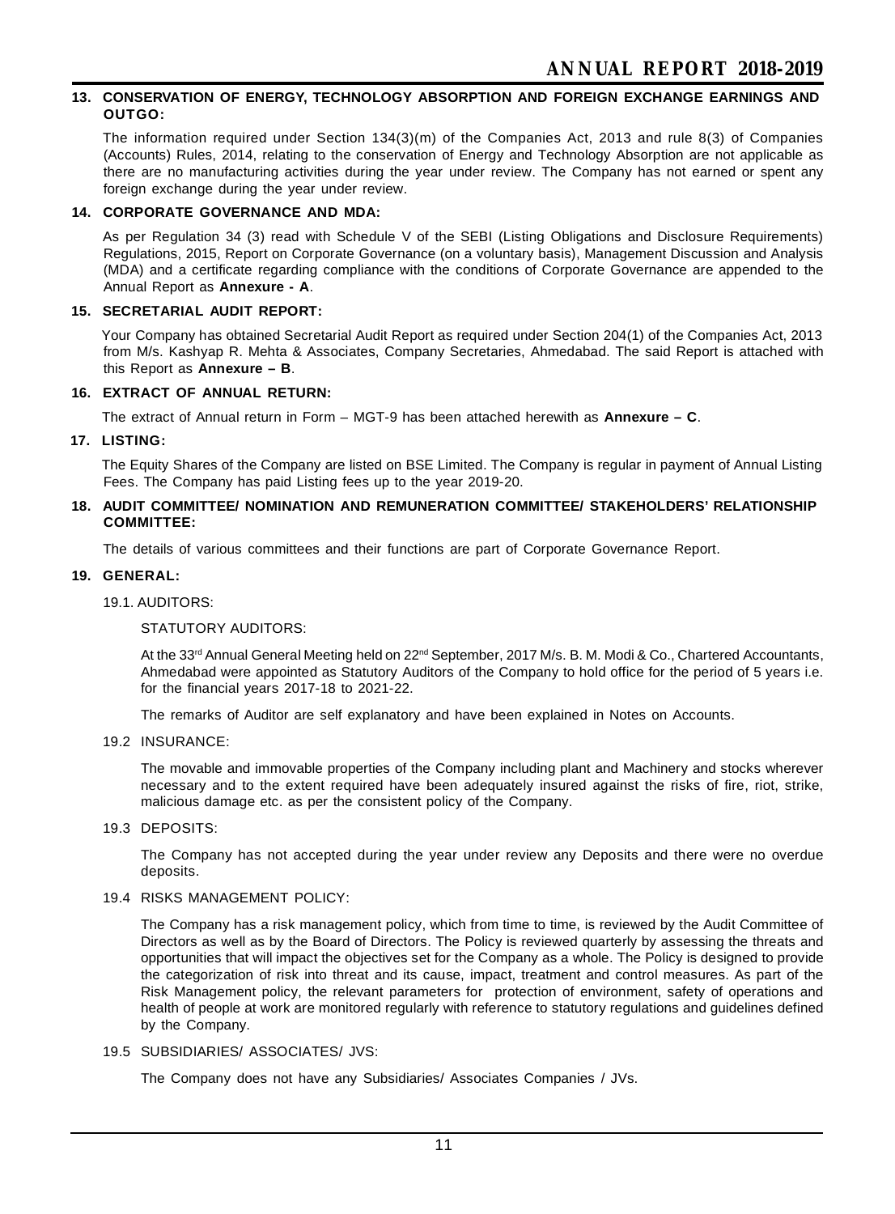## 13. CONSERVATION OF ENERGY, TECHNOLOGY ABSORPTION AND FOREIGN EXCHANGE EARNINGS AND OUTGO:

The information required under Section 134(3)(m) of the Companies Act, 2013 and rule 8(3) of Companies (Accounts) Rules, 2014, relating to the conservation of Energy and Technology Absorption are not applicable as there are no manufacturing activities during the year under review. The Company has not earned or spent any foreign exchange during the year under review.

## 14. CORPORATE GOVERNANCE AND MDA:

As per Regulation 34 (3) read with Schedule V of the SEBI (Listing Obligations and Disclosure Requirements) Regulations, 2015, Report on Corporate Governance (on a voluntary basis), Management Discussion and Analysis (MDA) and a certificate regarding compliance with the conditions of Corporate Governance are appended to the Annual Report as **Annexure - A**.

## 15. SECRETARIAL AUDIT REPORT:

Your Company has obtained Secretarial Audit Report as required under Section 204(1) of the Companies Act, 2013 from M/s. Kashyap R. Mehta & Associates, Company Secretaries, Ahmedabad. The said Report is attached with this Report as **Annexure – B**.

## 16. EXTRACT OF ANNUAL RETURN:

The extract of Annual return in Form – MGT-9 has been attached herewith as **Annexure – C**.

## 17. LISTING:

The Equity Shares of the Company are listed on BSE Limited. The Company is regular in payment of Annual Listing Fees. The Company has paid Listing fees up to the year 2019-20.

## 18. AUDIT COMMITTEE/ NOMINATION AND REMUNERATION COMMITTEE/ STAKEHOLDERS' RELATIONSHIP COMMITTEE:

The details of various committees and their functions are part of Corporate Governance Report.

## 19. GENERAL:

### 19.1. AUDITORS:

STATUTORY AUDITORS:

At the 33rd Annual General Meeting held on 22nd September, 2017 M/s. B. M. Modi & Co., Chartered Accountants, Ahmedabad were appointed as Statutory Auditors of the Company to hold office for the period of 5 years i.e. for the financial years 2017-18 to 2021-22.

The remarks of Auditor are self explanatory and have been explained in Notes on Accounts.

### 19.2 INSURANCE:

The movable and immovable properties of the Company including plant and Machinery and stocks wherever necessary and to the extent required have been adequately insured against the risks of fire, riot, strike, malicious damage etc. as per the consistent policy of the Company.

### 19.3 DEPOSITS:

The Company has not accepted during the year under review any Deposits and there were no overdue deposits.

### 19.4 RISKS MANAGEMENT POLICY:

The Company has a risk management policy, which from time to time, is reviewed by the Audit Committee of Directors as well as by the Board of Directors. The Policy is reviewed quarterly by assessing the threats and opportunities that will impact the objectives set for the Company as a whole. The Policy is designed to provide the categorization of risk into threat and its cause, impact, treatment and control measures. As part of the Risk Management policy, the relevant parameters for protection of environment, safety of operations and health of people at work are monitored regularly with reference to statutory regulations and guidelines defined by the Company.

### 19.5 SUBSIDIARIES/ ASSOCIATES/ JVS:

The Company does not have any Subsidiaries/ Associates Companies / JVs.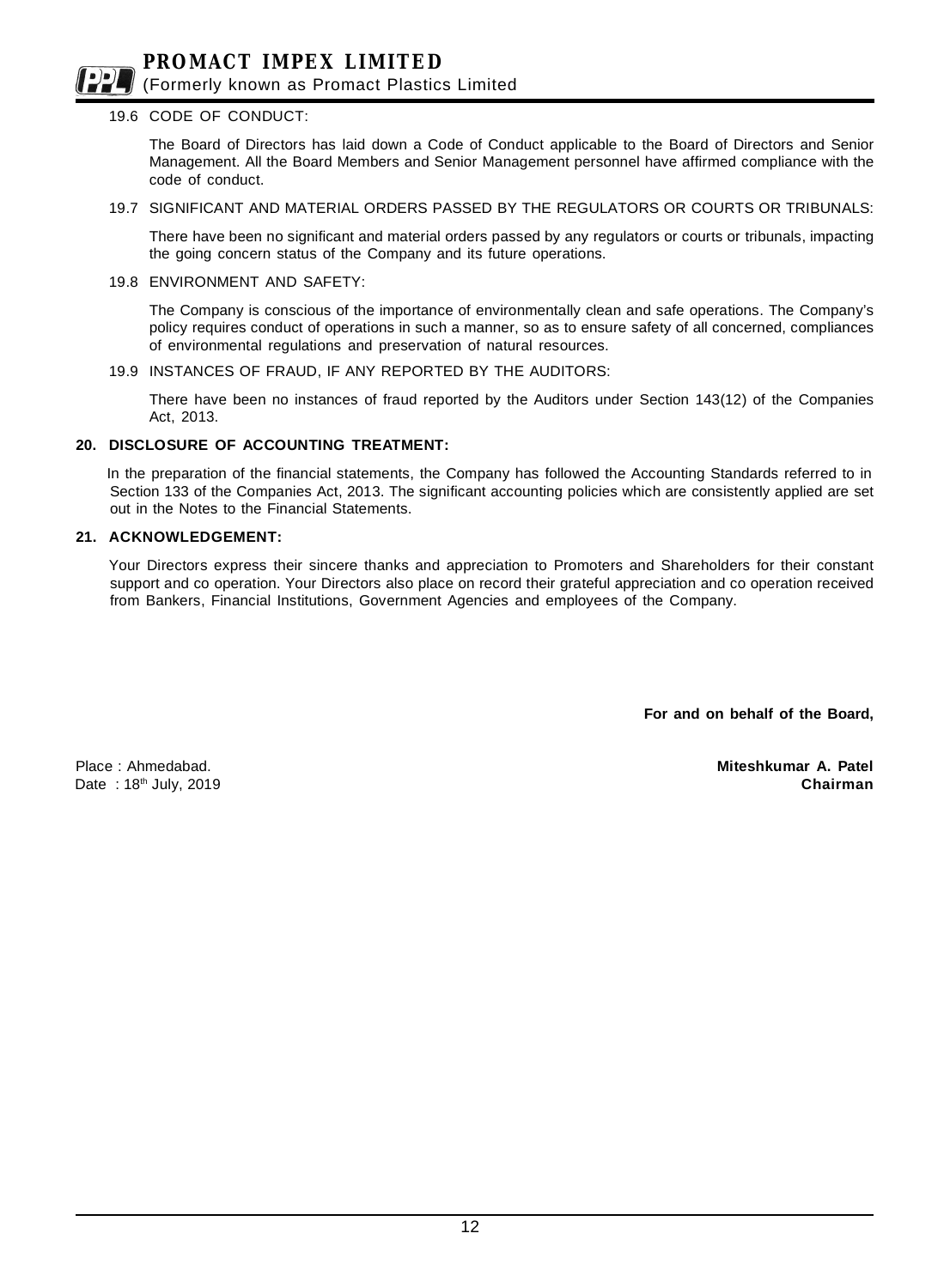19.6 CODE OF CONDUCT:

The Board of Directors has laid down a Code of Conduct applicable to the Board of Directors and Senior Management. All the Board Members and Senior Management personnel have affirmed compliance with the code of conduct.

19.7 SIGNIFICANT AND MATERIAL ORDERS PASSED BY THE REGULATORS OR COURTS OR TRIBUNALS:

There have been no significant and material orders passed by any regulators or courts or tribunals, impacting the going concern status of the Company and its future operations.

19.8 ENVIRONMENT AND SAFETY:

The Company is conscious of the importance of environmentally clean and safe operations. The Company's policy requires conduct of operations in such a manner, so as to ensure safety of all concerned, compliances of environmental regulations and preservation of natural resources.

19.9 INSTANCES OF FRAUD, IF ANY REPORTED BY THE AUDITORS:

There have been no instances of fraud reported by the Auditors under Section 143(12) of the Companies Act, 2013.

**20. DISCLOSURE OF ACCOUNTING TREATMENT:**

In the preparation of the financial statements, the Company has followed the Accounting Standards referred to in Section 133 of the Companies Act, 2013. The significant accounting policies which are consistently applied are set out in the Notes to the Financial Statements.

**21. ACKNOWLEDGEMENT:**

Your Directors express their sincere thanks and appreciation to Promoters and Shareholders for their constant support and co operation. Your Directors also place on record their grateful appreciation and co operation received from Bankers, Financial Institutions, Government Agencies and employees of the Company.

**For and on behalf of the Board,**

Place : Ahmedabad.
Date : 18th July, 2019

**Miteshkumar A. Patel**
**Chairman**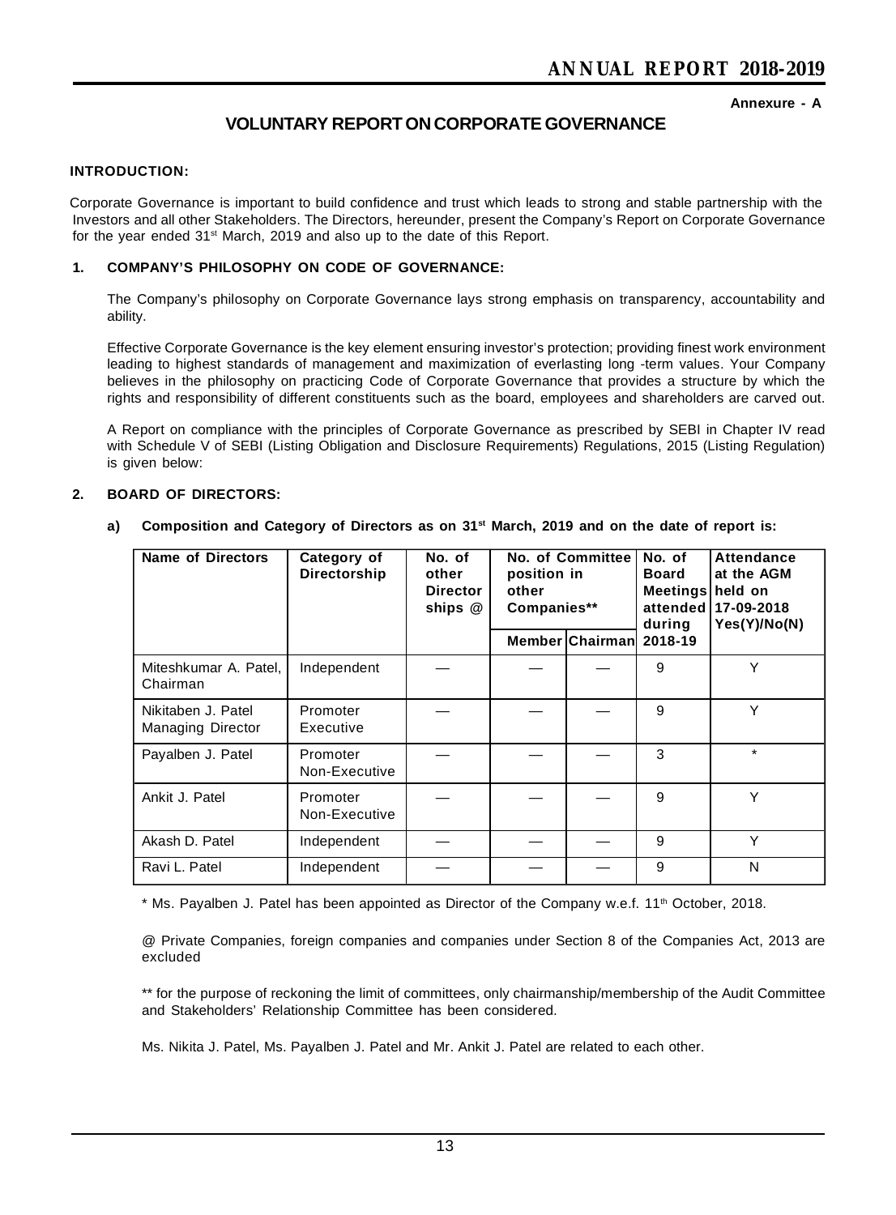Annexure - A

# VOLUNTARY REPORT ON CORPORATE GOVERNANCE

**INTRODUCTION:**

Corporate Governance is important to build confidence and trust which leads to strong and stable partnership with the Investors and all other Stakeholders. The Directors, hereunder, present the Company's Report on Corporate Governance for the year ended 31st March, 2019 and also up to the date of this Report.

**1. COMPANY'S PHILOSOPHY ON CODE OF GOVERNANCE:**

The Company's philosophy on Corporate Governance lays strong emphasis on transparency, accountability and ability.

Effective Corporate Governance is the key element ensuring investor's protection; providing finest work environment leading to highest standards of management and maximization of everlasting long -term values. Your Company believes in the philosophy on practicing Code of Corporate Governance that provides a structure by which the rights and responsibility of different constituents such as the board, employees and shareholders are carved out.

A Report on compliance with the principles of Corporate Governance as prescribed by SEBI in Chapter IV read with Schedule V of SEBI (Listing Obligation and Disclosure Requirements) Regulations, 2015 (Listing Regulation) is given below:

**2. BOARD OF DIRECTORS:**

**a) Composition and Category of Directors as on 31st March, 2019 and on the date of report is:**

| Name of Directors | Category of Directorship | No. of other Director ships @ | No. of Committee position in other Companies** | | No. of Board Meetings attended during 2018-19 | Attendance at the AGM held on 17-09-2018 Yes(Y)/No(N) |
|---|---|---|---|---|---|---|
| | | | Member | Chairman | | |
| Miteshkumar A. Patel, Chairman | Independent | — | — | — | 9 | Y |
| Nikitaben J. Patel Managing Director | Promoter Executive | — | — | — | 9 | Y |
| Payalben J. Patel | Promoter Non-Executive | — | — | — | 3 | * |
| Ankit J. Patel | Promoter Non-Executive | — | — | — | 9 | Y |
| Akash D. Patel | Independent | — | — | — | 9 | Y |
| Ravi L. Patel | Independent | — | — | — | 9 | N |

* Ms. Payalben J. Patel has been appointed as Director of the Company w.e.f. 11th October, 2018.

@ Private Companies, foreign companies and companies under Section 8 of the Companies Act, 2013 are excluded

** for the purpose of reckoning the limit of committees, only chairmanship/membership of the Audit Committee and Stakeholders' Relationship Committee has been considered.

Ms. Nikita J. Patel, Ms. Payalben J. Patel and Mr. Ankit J. Patel are related to each other.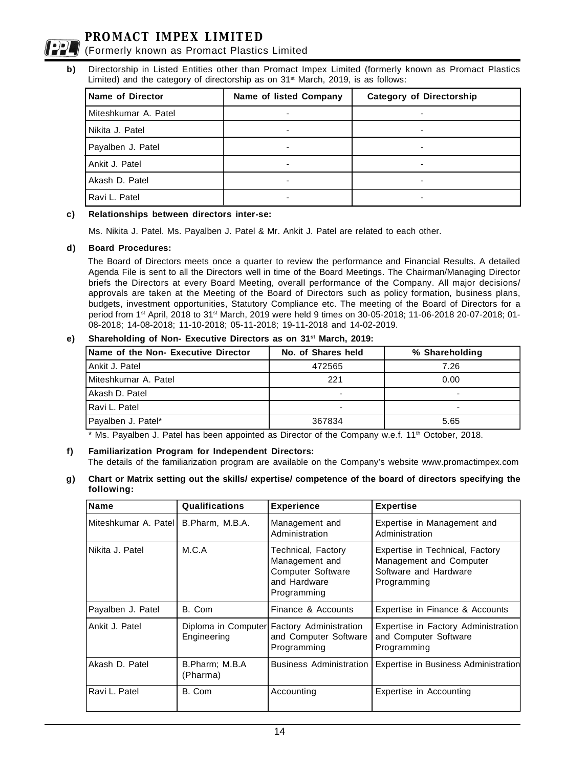**b)** Directorship in Listed Entities other than Promact Impex Limited (formerly known as Promact Plastics Limited) and the category of directorship as on 31st March, 2019, is as follows:

| Name of Director | Name of listed Company | Category of Directorship |
|---|---|---|
| Miteshkumar A. Patel | - | - |
| Nikita J. Patel | - | - |
| Payalben J. Patel | - | - |
| Ankit J. Patel | - | - |
| Akash D. Patel | - | - |
| Ravi L. Patel | - | - |

**c) Relationships between directors inter-se:**

Ms. Nikita J. Patel. Ms. Payalben J. Patel & Mr. Ankit J. Patel are related to each other.

**d) Board Procedures:**

The Board of Directors meets once a quarter to review the performance and Financial Results. A detailed Agenda File is sent to all the Directors well in time of the Board Meetings. The Chairman/Managing Director briefs the Directors at every Board Meeting, overall performance of the Company. All major decisions/ approvals are taken at the Meeting of the Board of Directors such as policy formation, business plans, budgets, investment opportunities, Statutory Compliance etc. The meeting of the Board of Directors for a period from 1st April, 2018 to 31st March, 2019 were held 9 times on 30-05-2018; 11-06-2018 20-07-2018; 01-08-2018; 14-08-2018; 11-10-2018; 05-11-2018; 19-11-2018 and 14-02-2019.

**e) Shareholding of Non- Executive Directors as on 31st March, 2019:**

| Name of the Non- Executive Director | No. of Shares held | % Shareholding |
|---|---|---|
| Ankit J. Patel | 472565 | 7.26 |
| Miteshkumar A. Patel | 221 | 0.00 |
| Akash D. Patel | - | - |
| Ravi L. Patel | - | - |
| Payalben J. Patel* | 367834 | 5.65 |

\* Ms. Payalben J. Patel has been appointed as Director of the Company w.e.f. 11th October, 2018.

**f) Familiarization Program for Independent Directors:**

The details of the familiarization program are available on the Company's website www.promactimpex.com

**g) Chart or Matrix setting out the skills/ expertise/ competence of the board of directors specifying the following:**

| Name | Qualifications | Experience | Expertise |
|---|---|---|---|
| Miteshkumar A. Patel | B.Pharm, M.B.A. | Management and Administration | Expertise in Management and Administration |
| Nikita J. Patel | M.C.A | Technical, Factory Management and Computer Software and Hardware Programming | Expertise in Technical, Factory Management and Computer Software and Hardware Programming |
| Payalben J. Patel | B. Com | Finance & Accounts | Expertise in Finance & Accounts |
| Ankit J. Patel | Diploma in Computer Engineering | Factory Administration and Computer Software Programming | Expertise in Factory Administration and Computer Software Programming |
| Akash D. Patel | B.Pharm; M.B.A (Pharma) | Business Administration | Expertise in Business Administration |
| Ravi L. Patel | B. Com | Accounting | Expertise in Accounting |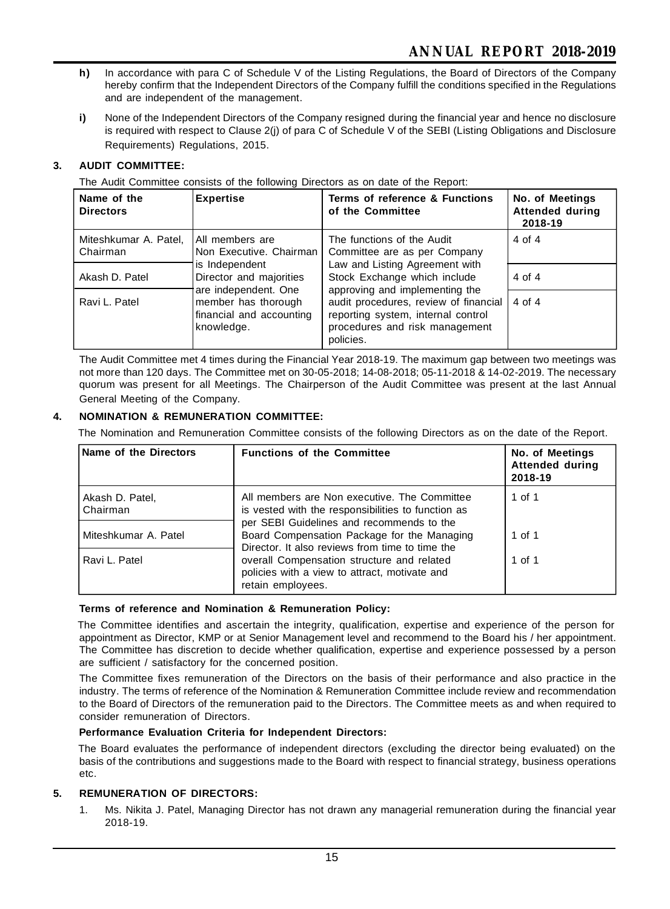**h)** In accordance with para C of Schedule V of the Listing Regulations, the Board of Directors of the Company hereby confirm that the Independent Directors of the Company fulfill the conditions specified in the Regulations and are independent of the management.

**i)** None of the Independent Directors of the Company resigned during the financial year and hence no disclosure is required with respect to Clause 2(j) of para C of Schedule V of the SEBI (Listing Obligations and Disclosure Requirements) Regulations, 2015.

### 3. AUDIT COMMITTEE:

The Audit Committee consists of the following Directors as on date of the Report:

| Name of the Directors | Expertise | Terms of reference & Functions of the Committee | No. of Meetings Attended during 2018-19 |
|---|---|---|---|
| Miteshkumar A. Patel, Chairman | All members are Non Executive. Chairman is Independent Director and majorities are independent. One member has thorough financial and accounting knowledge. | The functions of the Audit Committee are as per Company Law and Listing Agreement with Stock Exchange which include approving and implementing the audit procedures, review of financial reporting system, internal control procedures and risk management policies. | 4 of 4 |
| Akash D. Patel | | | 4 of 4 |
| Ravi L. Patel | | | 4 of 4 |

The Audit Committee met 4 times during the Financial Year 2018-19. The maximum gap between two meetings was not more than 120 days. The Committee met on 30-05-2018; 14-08-2018; 05-11-2018 & 14-02-2019. The necessary quorum was present for all Meetings. The Chairperson of the Audit Committee was present at the last Annual General Meeting of the Company.

### 4. NOMINATION & REMUNERATION COMMITTEE:

The Nomination and Remuneration Committee consists of the following Directors as on the date of the Report.

| Name of the Directors | Functions of the Committee | No. of Meetings Attended during 2018-19 |
|---|---|---|
| Akash D. Patel, Chairman | All members are Non executive. The Committee is vested with the responsibilities to function as per SEBI Guidelines and recommends to the Board Compensation Package for the Managing Director. It also reviews from time to time the overall Compensation structure and related policies with a view to attract, motivate and retain employees. | 1 of 1 |
| Miteshkumar A. Patel | | 1 of 1 |
| Ravi L. Patel | | 1 of 1 |

**Terms of reference and Nomination & Remuneration Policy:**

The Committee identifies and ascertain the integrity, qualification, expertise and experience of the person for appointment as Director, KMP or at Senior Management level and recommend to the Board his / her appointment. The Committee has discretion to decide whether qualification, expertise and experience possessed by a person are sufficient / satisfactory for the concerned position.

The Committee fixes remuneration of the Directors on the basis of their performance and also practice in the industry. The terms of reference of the Nomination & Remuneration Committee include review and recommendation to the Board of Directors of the remuneration paid to the Directors. The Committee meets as and when required to consider remuneration of Directors.

**Performance Evaluation Criteria for Independent Directors:**

The Board evaluates the performance of independent directors (excluding the director being evaluated) on the basis of the contributions and suggestions made to the Board with respect to financial strategy, business operations etc.

### 5. REMUNERATION OF DIRECTORS:

1. Ms. Nikita J. Patel, Managing Director has not drawn any managerial remuneration during the financial year 2018-19.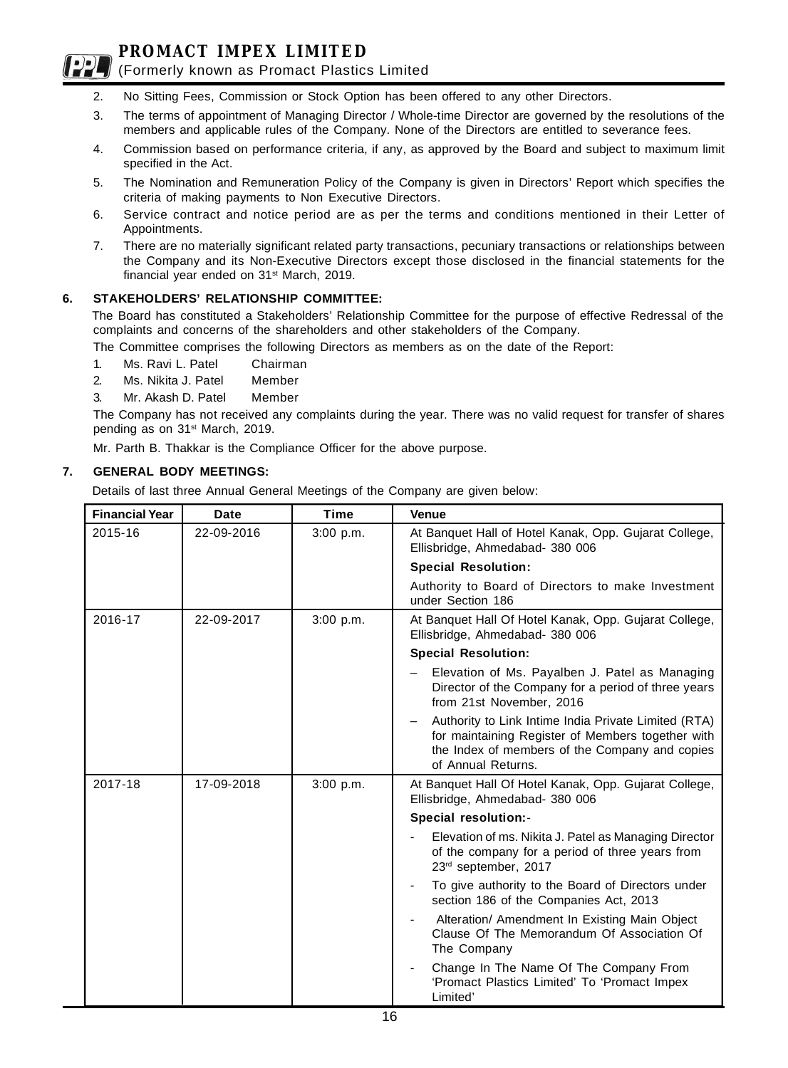2. No Sitting Fees, Commission or Stock Option has been offered to any other Directors.
3. The terms of appointment of Managing Director / Whole-time Director are governed by the resolutions of the members and applicable rules of the Company. None of the Directors are entitled to severance fees.
4. Commission based on performance criteria, if any, as approved by the Board and subject to maximum limit specified in the Act.
5. The Nomination and Remuneration Policy of the Company is given in Directors' Report which specifies the criteria of making payments to Non Executive Directors.
6. Service contract and notice period are as per the terms and conditions mentioned in their Letter of Appointments.
7. There are no materially significant related party transactions, pecuniary transactions or relationships between the Company and its Non-Executive Directors except those disclosed in the financial statements for the financial year ended on 31st March, 2019.

## 6. STAKEHOLDERS' RELATIONSHIP COMMITTEE:

The Board has constituted a Stakeholders' Relationship Committee for the purpose of effective Redressal of the complaints and concerns of the shareholders and other stakeholders of the Company.

The Committee comprises the following Directors as members as on the date of the Report:

1. Ms. Ravi L. Patel Chairman
2. Ms. Nikita J. Patel Member
3. Mr. Akash D. Patel Member

The Company has not received any complaints during the year. There was no valid request for transfer of shares pending as on 31st March, 2019.

Mr. Parth B. Thakkar is the Compliance Officer for the above purpose.

## 7. GENERAL BODY MEETINGS:

Details of last three Annual General Meetings of the Company are given below:

| Financial Year | Date | Time | Venue |
|---|---|---|---|
| 2015-16 | 22-09-2016 | 3:00 p.m. | At Banquet Hall of Hotel Kanak, Opp. Gujarat College, Ellisbridge, Ahmedabad- 380 006<br>**Special Resolution:**<br>Authority to Board of Directors to make Investment under Section 186 |
| 2016-17 | 22-09-2017 | 3:00 p.m. | At Banquet Hall Of Hotel Kanak, Opp. Gujarat College, Ellisbridge, Ahmedabad- 380 006<br>**Special Resolution:**<br>– Elevation of Ms. Payalben J. Patel as Managing Director of the Company for a period of three years from 21st November, 2016<br>– Authority to Link Intime India Private Limited (RTA) for maintaining Register of Members together with the Index of members of the Company and copies of Annual Returns. |
| 2017-18 | 17-09-2018 | 3:00 p.m. | At Banquet Hall Of Hotel Kanak, Opp. Gujarat College, Ellisbridge, Ahmedabad- 380 006<br>**Special resolution:**-<br>- Elevation of ms. Nikita J. Patel as Managing Director of the company for a period of three years from 23rd september, 2017<br>- To give authority to the Board of Directors under section 186 of the Companies Act, 2013<br>- Alteration/ Amendment In Existing Main Object Clause Of The Memorandum Of Association Of The Company<br>- Change In The Name Of The Company From 'Promact Plastics Limited' To 'Promact Impex Limited' |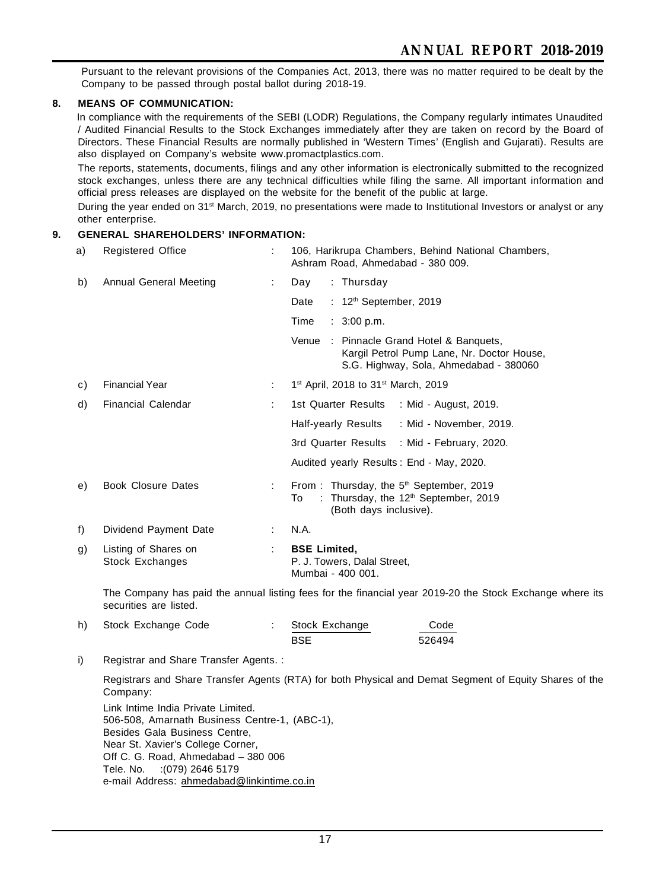Pursuant to the relevant provisions of the Companies Act, 2013, there was no matter required to be dealt by the Company to be passed through postal ballot during 2018-19.

## 8. MEANS OF COMMUNICATION:

In compliance with the requirements of the SEBI (LODR) Regulations, the Company regularly intimates Unaudited / Audited Financial Results to the Stock Exchanges immediately after they are taken on record by the Board of Directors. These Financial Results are normally published in 'Western Times' (English and Gujarati). Results are also displayed on Company's website www.promactplastics.com.

The reports, statements, documents, filings and any other information is electronically submitted to the recognized stock exchanges, unless there are any technical difficulties while filing the same. All important information and official press releases are displayed on the website for the benefit of the public at large.

During the year ended on 31st March, 2019, no presentations were made to Institutional Investors or analyst or any other enterprise.

## 9. GENERAL SHAREHOLDERS' INFORMATION:

a) Registered Office : 106, Harikrupa Chambers, Behind National Chambers, Ashram Road, Ahmedabad - 380 009.

b) Annual General Meeting :
- Day : Thursday
- Date : 12th September, 2019
- Time : 3:00 p.m.
- Venue : Pinnacle Grand Hotel & Banquets, Kargil Petrol Pump Lane, Nr. Doctor House, S.G. Highway, Sola, Ahmedabad - 380060

c) Financial Year : 1st April, 2018 to 31st March, 2019

d) Financial Calendar :
- 1st Quarter Results : Mid - August, 2019.
- Half-yearly Results : Mid - November, 2019.
- 3rd Quarter Results : Mid - February, 2020.
- Audited yearly Results : End - May, 2020.

e) Book Closure Dates : From : Thursday, the 5th September, 2019
To : Thursday, the 12th September, 2019
(Both days inclusive).

f) Dividend Payment Date : N.A.

g) Listing of Shares on Stock Exchanges : **BSE Limited,**
P. J. Towers, Dalal Street,
Mumbai - 400 001.

The Company has paid the annual listing fees for the financial year 2019-20 the Stock Exchange where its securities are listed.

h) Stock Exchange Code :

| Stock Exchange | Code |
|---|---|
| BSE | 526494 |

i) Registrar and Share Transfer Agents. :

Registrars and Share Transfer Agents (RTA) for both Physical and Demat Segment of Equity Shares of the Company:

Link Intime India Private Limited.
506-508, Amarnath Business Centre-1, (ABC-1),
Besides Gala Business Centre,
Near St. Xavier's College Corner,
Off C. G. Road, Ahmedabad – 380 006
Tele. No. :(079) 2646 5179
e-mail Address: ahmedabad@linkintime.co.in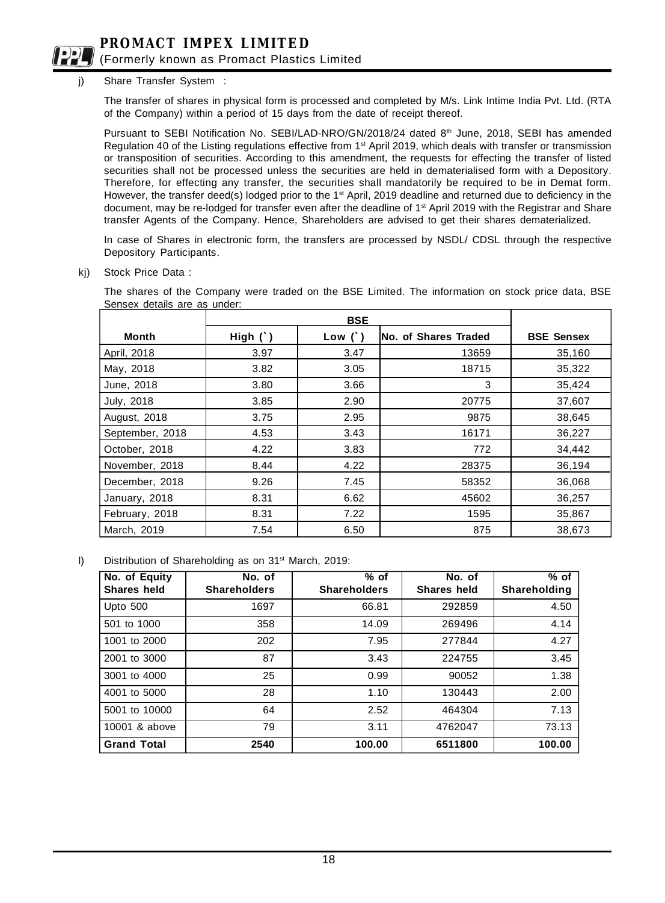j) Share Transfer System :

The transfer of shares in physical form is processed and completed by M/s. Link Intime India Pvt. Ltd. (RTA of the Company) within a period of 15 days from the date of receipt thereof.

Pursuant to SEBI Notification No. SEBI/LAD-NRO/GN/2018/24 dated 8th June, 2018, SEBI has amended Regulation 40 of the Listing regulations effective from 1st April 2019, which deals with transfer or transmission or transposition of securities. According to this amendment, the requests for effecting the transfer of listed securities shall not be processed unless the securities are held in dematerialised form with a Depository. Therefore, for effecting any transfer, the securities shall mandatorily be required to be in Demat form. However, the transfer deed(s) lodged prior to the 1st April, 2019 deadline and returned due to deficiency in the document, may be re-lodged for transfer even after the deadline of 1st April 2019 with the Registrar and Share transfer Agents of the Company. Hence, Shareholders are advised to get their shares dematerialized.

In case of Shares in electronic form, the transfers are processed by NSDL/ CDSL through the respective Depository Participants.

kj) Stock Price Data :

The shares of the Company were traded on the BSE Limited. The information on stock price data, BSE Sensex details are as under:

| | BSE | | | |
|---|---|---|---|---|
| Month | High (`) | Low (`) | No. of Shares Traded | BSE Sensex |
| April, 2018 | 3.97 | 3.47 | 13659 | 35,160 |
| May, 2018 | 3.82 | 3.05 | 18715 | 35,322 |
| June, 2018 | 3.80 | 3.66 | 3 | 35,424 |
| July, 2018 | 3.85 | 2.90 | 20775 | 37,607 |
| August, 2018 | 3.75 | 2.95 | 9875 | 38,645 |
| September, 2018 | 4.53 | 3.43 | 16171 | 36,227 |
| October, 2018 | 4.22 | 3.83 | 772 | 34,442 |
| November, 2018 | 8.44 | 4.22 | 28375 | 36,194 |
| December, 2018 | 9.26 | 7.45 | 58352 | 36,068 |
| January, 2018 | 8.31 | 6.62 | 45602 | 36,257 |
| February, 2018 | 8.31 | 7.22 | 1595 | 35,867 |
| March, 2019 | 7.54 | 6.50 | 875 | 38,673 |

l) Distribution of Shareholding as on 31st March, 2019:

| No. of Equity Shares held | No. of Shareholders | % of Shareholders | No. of Shares held | % of Shareholding |
|---|---|---|---|---|
| Upto 500 | 1697 | 66.81 | 292859 | 4.50 |
| 501 to 1000 | 358 | 14.09 | 269496 | 4.14 |
| 1001 to 2000 | 202 | 7.95 | 277844 | 4.27 |
| 2001 to 3000 | 87 | 3.43 | 224755 | 3.45 |
| 3001 to 4000 | 25 | 0.99 | 90052 | 1.38 |
| 4001 to 5000 | 28 | 1.10 | 130443 | 2.00 |
| 5001 to 10000 | 64 | 2.52 | 464304 | 7.13 |
| 10001 & above | 79 | 3.11 | 4762047 | 73.13 |
| **Grand Total** | **2540** | **100.00** | **6511800** | **100.00** |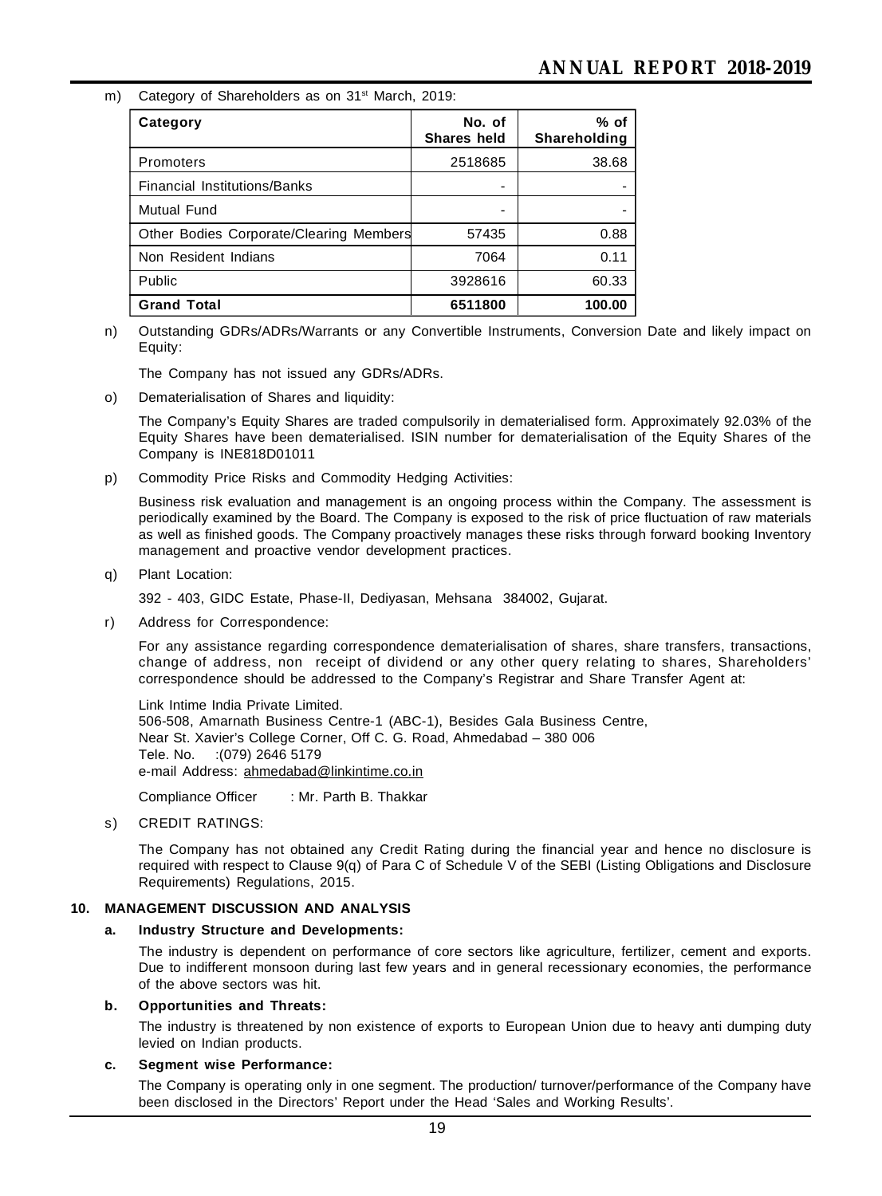m) Category of Shareholders as on 31st March, 2019:

| Category | No. of Shares held | % of Shareholding |
|---|---|---|
| Promoters | 2518685 | 38.68 |
| Financial Institutions/Banks | - | - |
| Mutual Fund | - | - |
| Other Bodies Corporate/Clearing Members | 57435 | 0.88 |
| Non Resident Indians | 7064 | 0.11 |
| Public | 3928616 | 60.33 |
| **Grand Total** | **6511800** | **100.00** |

n) Outstanding GDRs/ADRs/Warrants or any Convertible Instruments, Conversion Date and likely impact on Equity:

The Company has not issued any GDRs/ADRs.

o) Dematerialisation of Shares and liquidity:

The Company's Equity Shares are traded compulsorily in dematerialised form. Approximately 92.03% of the Equity Shares have been dematerialised. ISIN number for dematerialisation of the Equity Shares of the Company is INE818D01011

p) Commodity Price Risks and Commodity Hedging Activities:

Business risk evaluation and management is an ongoing process within the Company. The assessment is periodically examined by the Board. The Company is exposed to the risk of price fluctuation of raw materials as well as finished goods. The Company proactively manages these risks through forward booking Inventory management and proactive vendor development practices.

q) Plant Location:

392 - 403, GIDC Estate, Phase-II, Dediyasan, Mehsana 384002, Gujarat.

r) Address for Correspondence:

For any assistance regarding correspondence dematerialisation of shares, share transfers, transactions, change of address, non receipt of dividend or any other query relating to shares, Shareholders' correspondence should be addressed to the Company's Registrar and Share Transfer Agent at:

Link Intime India Private Limited.
506-508, Amarnath Business Centre-1 (ABC-1), Besides Gala Business Centre,
Near St. Xavier's College Corner, Off C. G. Road, Ahmedabad – 380 006
Tele. No. :(079) 2646 5179
e-mail Address: ahmedabad@linkintime.co.in

Compliance Officer : Mr. Parth B. Thakkar

s) CREDIT RATINGS:

The Company has not obtained any Credit Rating during the financial year and hence no disclosure is required with respect to Clause 9(q) of Para C of Schedule V of the SEBI (Listing Obligations and Disclosure Requirements) Regulations, 2015.

## 10. MANAGEMENT DISCUSSION AND ANALYSIS

### a. Industry Structure and Developments:

The industry is dependent on performance of core sectors like agriculture, fertilizer, cement and exports. Due to indifferent monsoon during last few years and in general recessionary economies, the performance of the above sectors was hit.

### b. Opportunities and Threats:

The industry is threatened by non existence of exports to European Union due to heavy anti dumping duty levied on Indian products.

### c. Segment wise Performance:

The Company is operating only in one segment. The production/ turnover/performance of the Company have been disclosed in the Directors' Report under the Head 'Sales and Working Results'.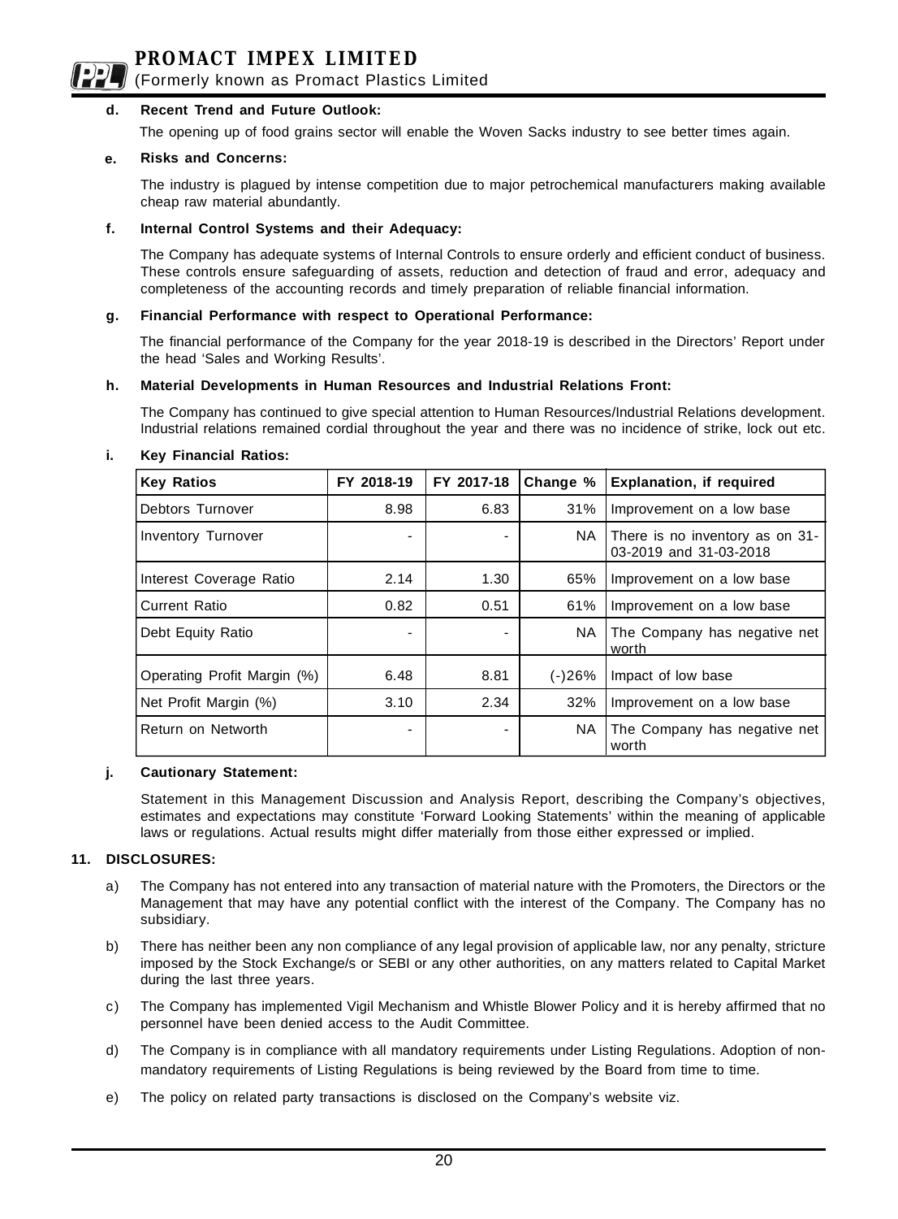**d. Recent Trend and Future Outlook:**

The opening up of food grains sector will enable the Woven Sacks industry to see better times again.

**e. Risks and Concerns:**

The industry is plagued by intense competition due to major petrochemical manufacturers making available cheap raw material abundantly.

**f. Internal Control Systems and their Adequacy:**

The Company has adequate systems of Internal Controls to ensure orderly and efficient conduct of business. These controls ensure safeguarding of assets, reduction and detection of fraud and error, adequacy and completeness of the accounting records and timely preparation of reliable financial information.

**g. Financial Performance with respect to Operational Performance:**

The financial performance of the Company for the year 2018-19 is described in the Directors' Report under the head 'Sales and Working Results'.

**h. Material Developments in Human Resources and Industrial Relations Front:**

The Company has continued to give special attention to Human Resources/Industrial Relations development. Industrial relations remained cordial throughout the year and there was no incidence of strike, lock out etc.

**i. Key Financial Ratios:**

| Key Ratios | FY 2018-19 | FY 2017-18 | Change % | Explanation, if required |
|---|---|---|---|---|
| Debtors Turnover | 8.98 | 6.83 | 31% | Improvement on a low base |
| Inventory Turnover | - | - | NA | There is no inventory as on 31-03-2019 and 31-03-2018 |
| Interest Coverage Ratio | 2.14 | 1.30 | 65% | Improvement on a low base |
| Current Ratio | 0.82 | 0.51 | 61% | Improvement on a low base |
| Debt Equity Ratio | - | - | NA | The Company has negative net worth |
| Operating Profit Margin (%) | 6.48 | 8.81 | (-)26% | Impact of low base |
| Net Profit Margin (%) | 3.10 | 2.34 | 32% | Improvement on a low base |
| Return on Networth | - | - | NA | The Company has negative net worth |

**j. Cautionary Statement:**

Statement in this Management Discussion and Analysis Report, describing the Company's objectives, estimates and expectations may constitute 'Forward Looking Statements' within the meaning of applicable laws or regulations. Actual results might differ materially from those either expressed or implied.

**11. DISCLOSURES:**

a) The Company has not entered into any transaction of material nature with the Promoters, the Directors or the Management that may have any potential conflict with the interest of the Company. The Company has no subsidiary.

b) There has neither been any non compliance of any legal provision of applicable law, nor any penalty, stricture imposed by the Stock Exchange/s or SEBI or any other authorities, on any matters related to Capital Market during the last three years.

c) The Company has implemented Vigil Mechanism and Whistle Blower Policy and it is hereby affirmed that no personnel have been denied access to the Audit Committee.

d) The Company is in compliance with all mandatory requirements under Listing Regulations. Adoption of non-mandatory requirements of Listing Regulations is being reviewed by the Board from time to time.

e) The policy on related party transactions is disclosed on the Company's website viz.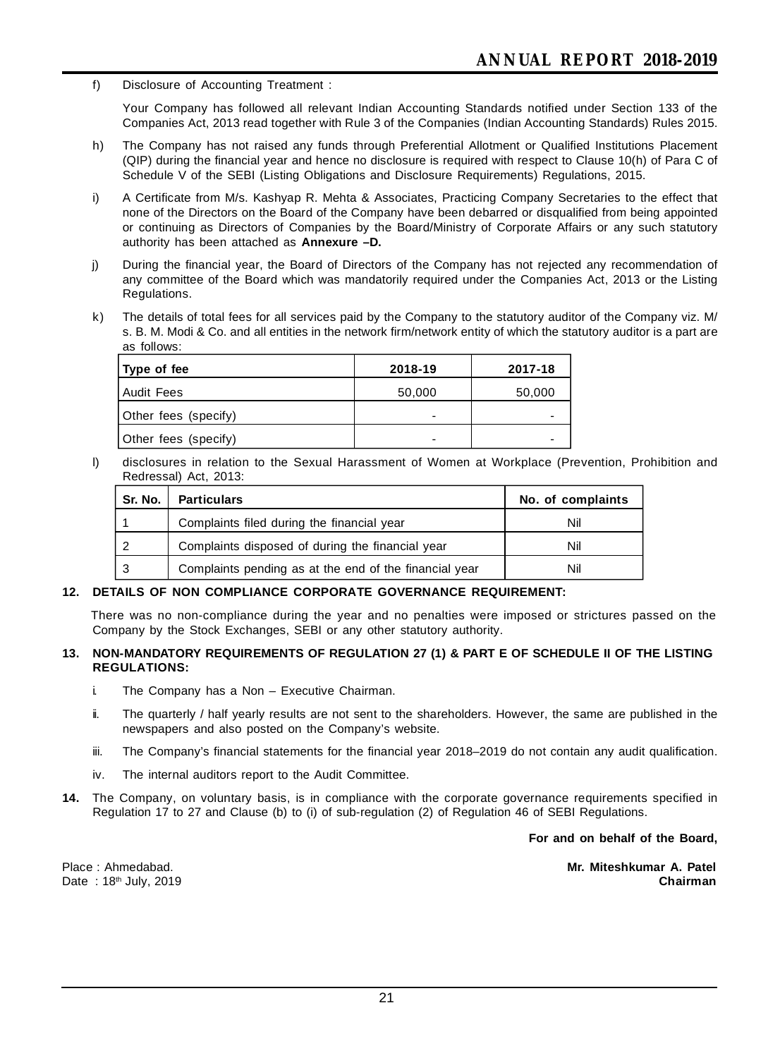f) Disclosure of Accounting Treatment :

Your Company has followed all relevant Indian Accounting Standards notified under Section 133 of the Companies Act, 2013 read together with Rule 3 of the Companies (Indian Accounting Standards) Rules 2015.

h) The Company has not raised any funds through Preferential Allotment or Qualified Institutions Placement (QIP) during the financial year and hence no disclosure is required with respect to Clause 10(h) of Para C of Schedule V of the SEBI (Listing Obligations and Disclosure Requirements) Regulations, 2015.

i) A Certificate from M/s. Kashyap R. Mehta & Associates, Practicing Company Secretaries to the effect that none of the Directors on the Board of the Company have been debarred or disqualified from being appointed or continuing as Directors of Companies by the Board/Ministry of Corporate Affairs or any such statutory authority has been attached as **Annexure –D.**

j) During the financial year, the Board of Directors of the Company has not rejected any recommendation of any committee of the Board which was mandatorily required under the Companies Act, 2013 or the Listing Regulations.

k) The details of total fees for all services paid by the Company to the statutory auditor of the Company viz. M/s. B. M. Modi & Co. and all entities in the network firm/network entity of which the statutory auditor is a part are as follows:

| Type of fee | 2018-19 | 2017-18 |
|---|---|---|
| Audit Fees | 50,000 | 50,000 |
| Other fees (specify) | - | - |
| Other fees (specify) | - | - |

l) disclosures in relation to the Sexual Harassment of Women at Workplace (Prevention, Prohibition and Redressal) Act, 2013:

| Sr. No. | Particulars | No. of complaints |
|---|---|---|
| 1 | Complaints filed during the financial year | Nil |
| 2 | Complaints disposed of during the financial year | Nil |
| 3 | Complaints pending as at the end of the financial year | Nil |

**12. DETAILS OF NON COMPLIANCE CORPORATE GOVERNANCE REQUIREMENT:**

There was no non-compliance during the year and no penalties were imposed or strictures passed on the Company by the Stock Exchanges, SEBI or any other statutory authority.

**13. NON-MANDATORY REQUIREMENTS OF REGULATION 27 (1) & PART E OF SCHEDULE II OF THE LISTING REGULATIONS:**

i. The Company has a Non – Executive Chairman.

ii. The quarterly / half yearly results are not sent to the shareholders. However, the same are published in the newspapers and also posted on the Company's website.

iii. The Company's financial statements for the financial year 2018–2019 do not contain any audit qualification.

iv. The internal auditors report to the Audit Committee.

**14.** The Company, on voluntary basis, is in compliance with the corporate governance requirements specified in Regulation 17 to 27 and Clause (b) to (i) of sub-regulation (2) of Regulation 46 of SEBI Regulations.

**For and on behalf of the Board,**

Place : Ahmedabad.
Date : 18th July, 2019

**Mr. Miteshkumar A. Patel**
**Chairman**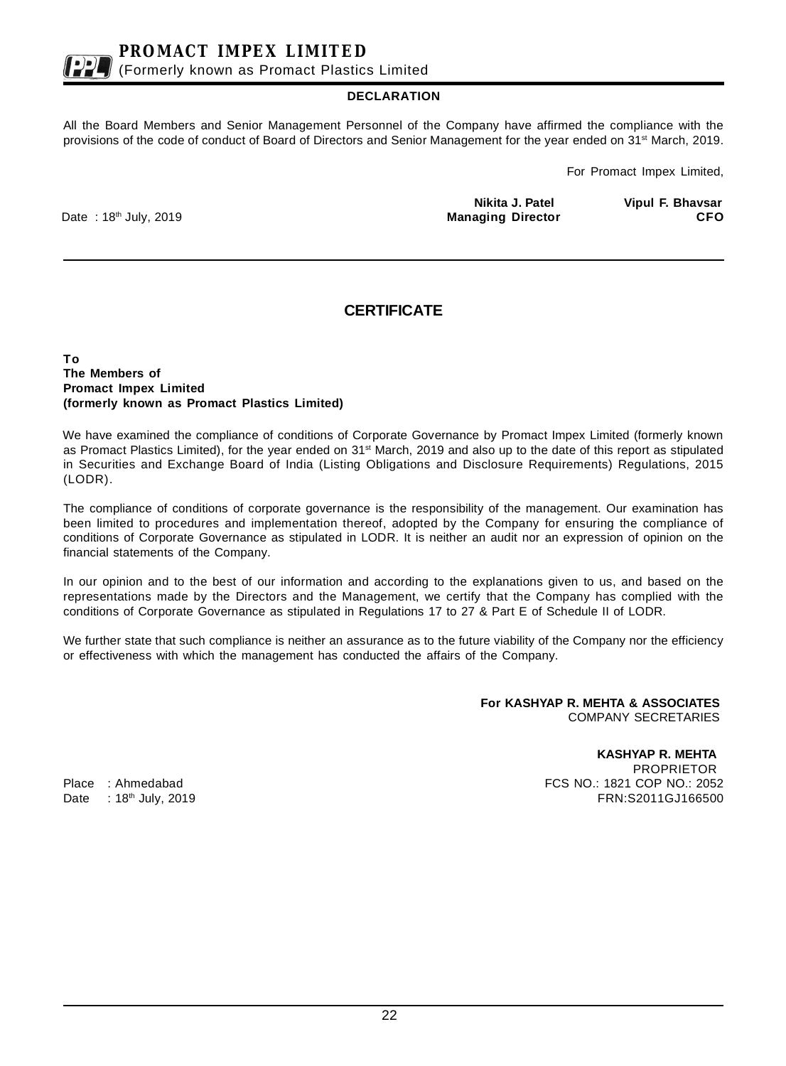## DECLARATION

All the Board Members and Senior Management Personnel of the Company have affirmed the compliance with the provisions of the code of conduct of Board of Directors and Senior Management for the year ended on 31st March, 2019.

For Promact Impex Limited,

| | Nikita J. Patel | Vipul F. Bhavsar |
|---|---|---|
| Date : 18th July, 2019 | **Managing Director** | **CFO** |

---

## CERTIFICATE

**To**
**The Members of**
**Promact Impex Limited**
**(formerly known as Promact Plastics Limited)**

We have examined the compliance of conditions of Corporate Governance by Promact Impex Limited (formerly known as Promact Plastics Limited), for the year ended on 31st March, 2019 and also up to the date of this report as stipulated in Securities and Exchange Board of India (Listing Obligations and Disclosure Requirements) Regulations, 2015 (LODR).

The compliance of conditions of corporate governance is the responsibility of the management. Our examination has been limited to procedures and implementation thereof, adopted by the Company for ensuring the compliance of conditions of Corporate Governance as stipulated in LODR. It is neither an audit nor an expression of opinion on the financial statements of the Company.

In our opinion and to the best of our information and according to the explanations given to us, and based on the representations made by the Directors and the Management, we certify that the Company has complied with the conditions of Corporate Governance as stipulated in Regulations 17 to 27 & Part E of Schedule II of LODR.

We further state that such compliance is neither an assurance as to the future viability of the Company nor the efficiency or effectiveness with which the management has conducted the affairs of the Company.

**For KASHYAP R. MEHTA & ASSOCIATES**
COMPANY SECRETARIES

**KASHYAP R. MEHTA**
PROPRIETOR
FCS NO.: 1821 COP NO.: 2052
FRN:S2011GJ166500

Place : Ahmedabad
Date : 18th July, 2019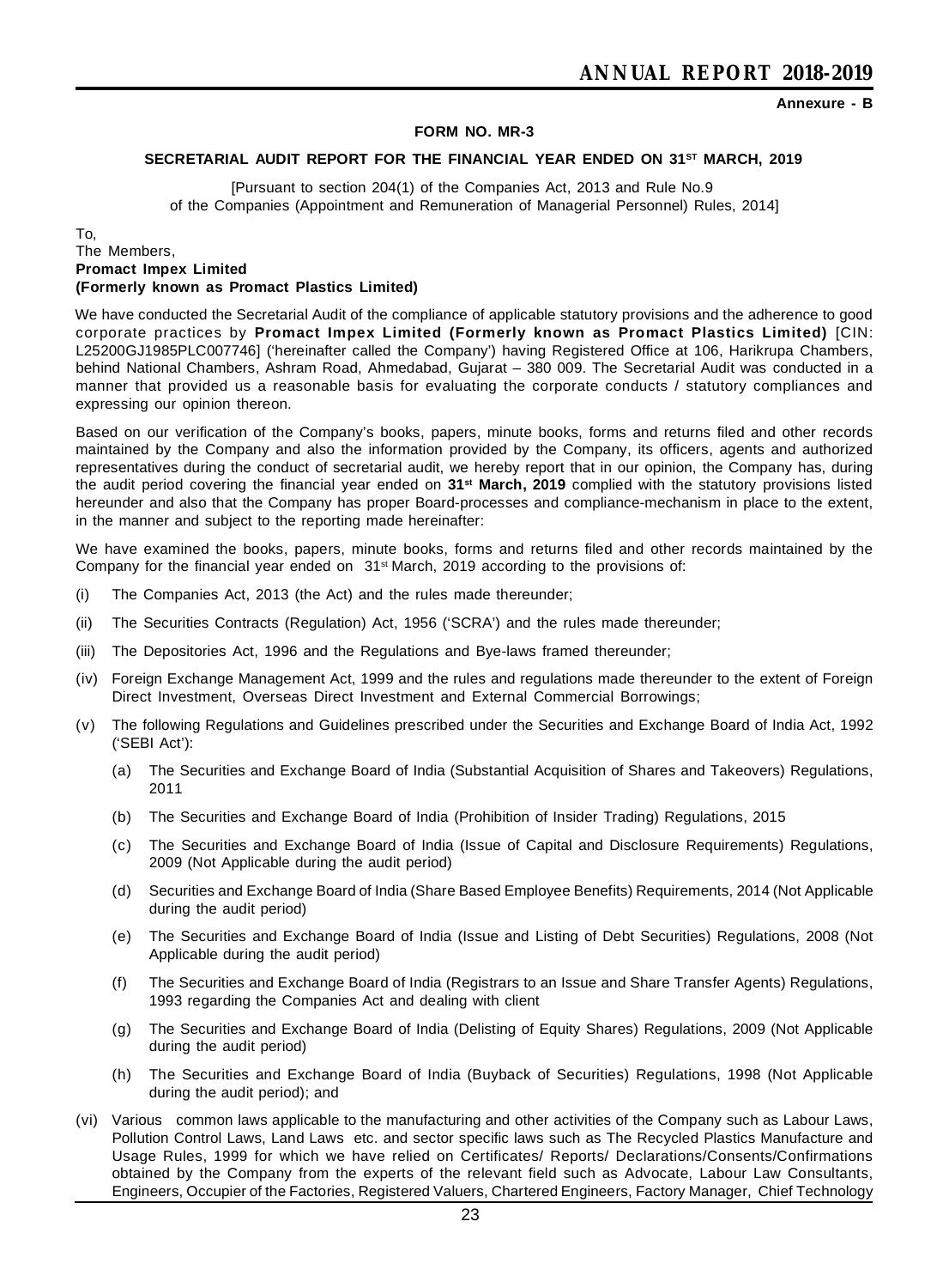Annexure - B

## FORM NO. MR-3

### SECRETARIAL AUDIT REPORT FOR THE FINANCIAL YEAR ENDED ON 31ST MARCH, 2019

[Pursuant to section 204(1) of the Companies Act, 2013 and Rule No.9 of the Companies (Appointment and Remuneration of Managerial Personnel) Rules, 2014]

To,
The Members,
**Promact Impex Limited**
**(Formerly known as Promact Plastics Limited)**

We have conducted the Secretarial Audit of the compliance of applicable statutory provisions and the adherence to good corporate practices by **Promact Impex Limited (Formerly known as Promact Plastics Limited)** [CIN: L25200GJ1985PLC007746] ('hereinafter called the Company') having Registered Office at 106, Harikrupa Chambers, behind National Chambers, Ashram Road, Ahmedabad, Gujarat – 380 009. The Secretarial Audit was conducted in a manner that provided us a reasonable basis for evaluating the corporate conducts / statutory compliances and expressing our opinion thereon.

Based on our verification of the Company's books, papers, minute books, forms and returns filed and other records maintained by the Company and also the information provided by the Company, its officers, agents and authorized representatives during the conduct of secretarial audit, we hereby report that in our opinion, the Company has, during the audit period covering the financial year ended on **31st March, 2019** complied with the statutory provisions listed hereunder and also that the Company has proper Board-processes and compliance-mechanism in place to the extent, in the manner and subject to the reporting made hereinafter:

We have examined the books, papers, minute books, forms and returns filed and other records maintained by the Company for the financial year ended on 31st March, 2019 according to the provisions of:

(i) The Companies Act, 2013 (the Act) and the rules made thereunder;

(ii) The Securities Contracts (Regulation) Act, 1956 ('SCRA') and the rules made thereunder;

(iii) The Depositories Act, 1996 and the Regulations and Bye-laws framed thereunder;

(iv) Foreign Exchange Management Act, 1999 and the rules and regulations made thereunder to the extent of Foreign Direct Investment, Overseas Direct Investment and External Commercial Borrowings;

(v) The following Regulations and Guidelines prescribed under the Securities and Exchange Board of India Act, 1992 ('SEBI Act'):

   (a) The Securities and Exchange Board of India (Substantial Acquisition of Shares and Takeovers) Regulations, 2011

   (b) The Securities and Exchange Board of India (Prohibition of Insider Trading) Regulations, 2015

   (c) The Securities and Exchange Board of India (Issue of Capital and Disclosure Requirements) Regulations, 2009 (Not Applicable during the audit period)

   (d) Securities and Exchange Board of India (Share Based Employee Benefits) Requirements, 2014 (Not Applicable during the audit period)

   (e) The Securities and Exchange Board of India (Issue and Listing of Debt Securities) Regulations, 2008 (Not Applicable during the audit period)

   (f) The Securities and Exchange Board of India (Registrars to an Issue and Share Transfer Agents) Regulations, 1993 regarding the Companies Act and dealing with client

   (g) The Securities and Exchange Board of India (Delisting of Equity Shares) Regulations, 2009 (Not Applicable during the audit period)

   (h) The Securities and Exchange Board of India (Buyback of Securities) Regulations, 1998 (Not Applicable during the audit period); and

(vi) Various common laws applicable to the manufacturing and other activities of the Company such as Labour Laws, Pollution Control Laws, Land Laws etc. and sector specific laws such as The Recycled Plastics Manufacture and Usage Rules, 1999 for which we have relied on Certificates/ Reports/ Declarations/Consents/Confirmations obtained by the Company from the experts of the relevant field such as Advocate, Labour Law Consultants, Engineers, Occupier of the Factories, Registered Valuers, Chartered Engineers, Factory Manager, Chief Technology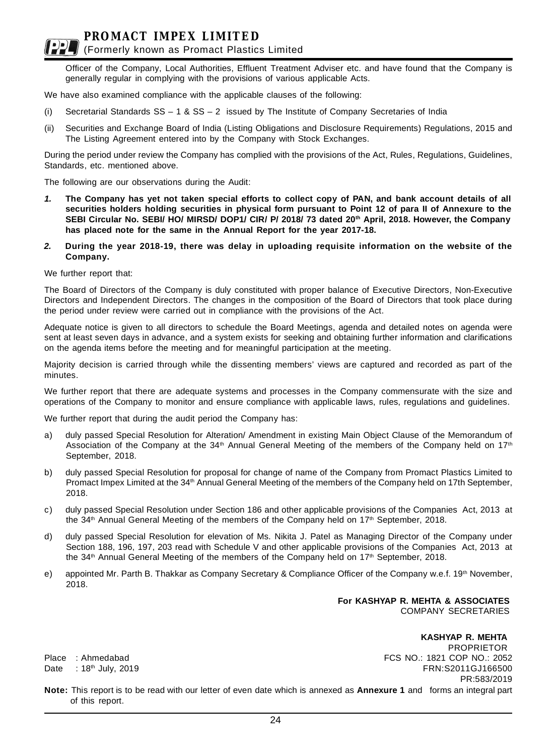Officer of the Company, Local Authorities, Effluent Treatment Adviser etc. and have found that the Company is generally regular in complying with the provisions of various applicable Acts.

We have also examined compliance with the applicable clauses of the following:

(i) Secretarial Standards SS – 1 & SS – 2 issued by The Institute of Company Secretaries of India

(ii) Securities and Exchange Board of India (Listing Obligations and Disclosure Requirements) Regulations, 2015 and The Listing Agreement entered into by the Company with Stock Exchanges.

During the period under review the Company has complied with the provisions of the Act, Rules, Regulations, Guidelines, Standards, etc. mentioned above.

The following are our observations during the Audit:

***1.*** **The Company has yet not taken special efforts to collect copy of PAN, and bank account details of all securities holders holding securities in physical form pursuant to Point 12 of para II of Annexure to the SEBI Circular No. SEBI/ HO/ MIRSD/ DOP1/ CIR/ P/ 2018/ 73 dated 20th April, 2018. However, the Company has placed note for the same in the Annual Report for the year 2017-18.**

***2.*** **During the year 2018-19, there was delay in uploading requisite information on the website of the Company.**

We further report that:

The Board of Directors of the Company is duly constituted with proper balance of Executive Directors, Non-Executive Directors and Independent Directors. The changes in the composition of the Board of Directors that took place during the period under review were carried out in compliance with the provisions of the Act.

Adequate notice is given to all directors to schedule the Board Meetings, agenda and detailed notes on agenda were sent at least seven days in advance, and a system exists for seeking and obtaining further information and clarifications on the agenda items before the meeting and for meaningful participation at the meeting.

Majority decision is carried through while the dissenting members' views are captured and recorded as part of the minutes.

We further report that there are adequate systems and processes in the Company commensurate with the size and operations of the Company to monitor and ensure compliance with applicable laws, rules, regulations and guidelines.

We further report that during the audit period the Company has:

a) duly passed Special Resolution for Alteration/ Amendment in existing Main Object Clause of the Memorandum of Association of the Company at the 34th Annual General Meeting of the members of the Company held on 17th September, 2018.

b) duly passed Special Resolution for proposal for change of name of the Company from Promact Plastics Limited to Promact Impex Limited at the 34th Annual General Meeting of the members of the Company held on 17th September, 2018.

c) duly passed Special Resolution under Section 186 and other applicable provisions of the Companies Act, 2013 at the 34th Annual General Meeting of the members of the Company held on 17th September, 2018.

d) duly passed Special Resolution for elevation of Ms. Nikita J. Patel as Managing Director of the Company under Section 188, 196, 197, 203 read with Schedule V and other applicable provisions of the Companies Act, 2013 at the 34th Annual General Meeting of the members of the Company held on 17th September, 2018.

e) appointed Mr. Parth B. Thakkar as Company Secretary & Compliance Officer of the Company w.e.f. 19th November, 2018.

**For KASHYAP R. MEHTA & ASSOCIATES**
COMPANY SECRETARIES

**KASHYAP R. MEHTA**
PROPRIETOR
FCS NO.: 1821 COP NO.: 2052
FRN:S2011GJ166500
PR:583/2019

Place : Ahmedabad
Date : 18th July, 2019

**Note:** This report is to be read with our letter of even date which is annexed as **Annexure 1** and forms an integral part of this report.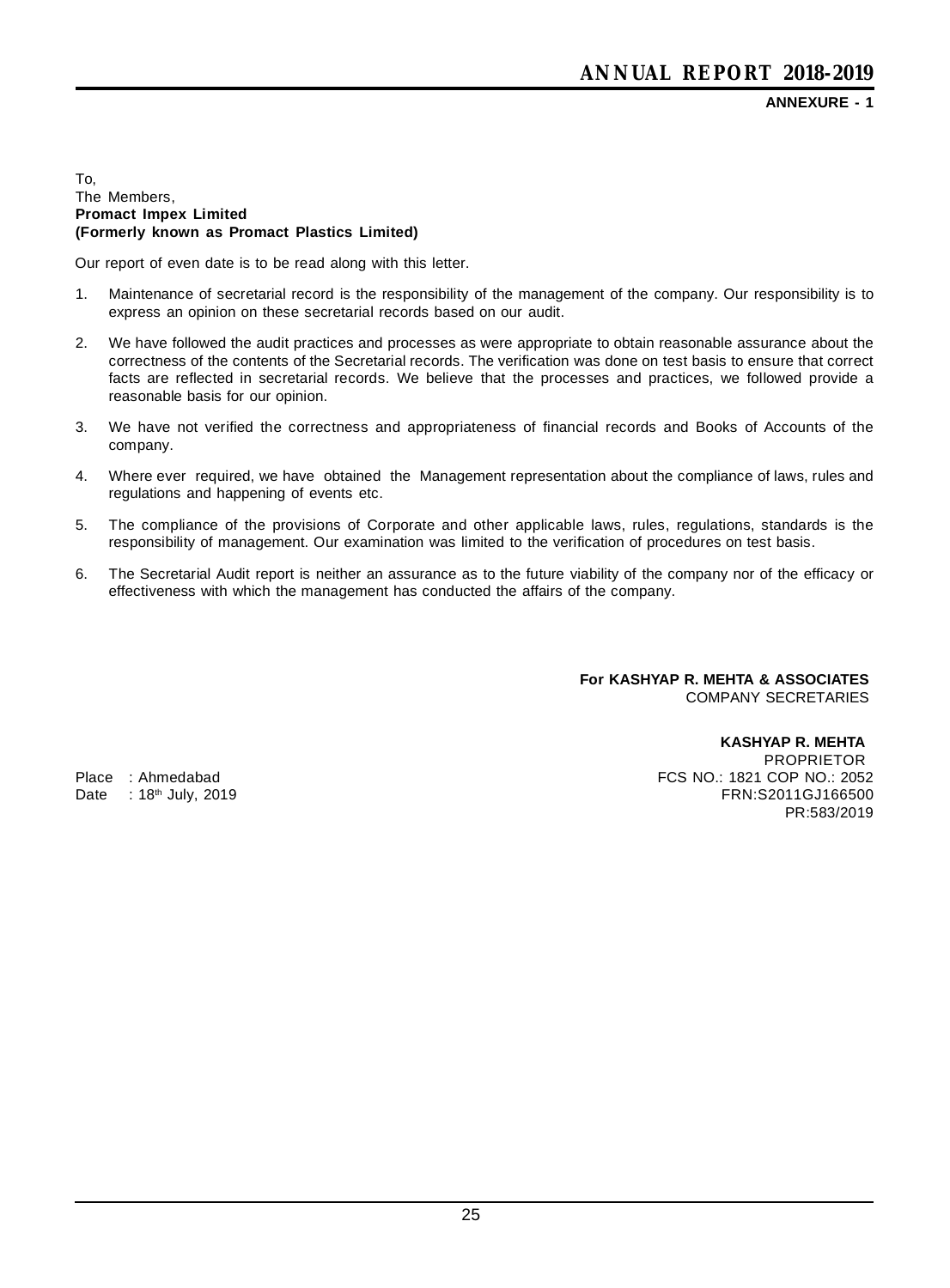**ANNEXURE - 1**

To,
The Members,
**Promact Impex Limited**
**(Formerly known as Promact Plastics Limited)**

Our report of even date is to be read along with this letter.

1. Maintenance of secretarial record is the responsibility of the management of the company. Our responsibility is to express an opinion on these secretarial records based on our audit.

2. We have followed the audit practices and processes as were appropriate to obtain reasonable assurance about the correctness of the contents of the Secretarial records. The verification was done on test basis to ensure that correct facts are reflected in secretarial records. We believe that the processes and practices, we followed provide a reasonable basis for our opinion.

3. We have not verified the correctness and appropriateness of financial records and Books of Accounts of the company.

4. Where ever required, we have obtained the Management representation about the compliance of laws, rules and regulations and happening of events etc.

5. The compliance of the provisions of Corporate and other applicable laws, rules, regulations, standards is the responsibility of management. Our examination was limited to the verification of procedures on test basis.

6. The Secretarial Audit report is neither an assurance as to the future viability of the company nor of the efficacy or effectiveness with which the management has conducted the affairs of the company.

**For KASHYAP R. MEHTA & ASSOCIATES**
COMPANY SECRETARIES

**KASHYAP R. MEHTA**
PROPRIETOR
FCS NO.: 1821 COP NO.: 2052
FRN:S2011GJ166500
PR:583/2019

Place : Ahmedabad
Date : 18th July, 2019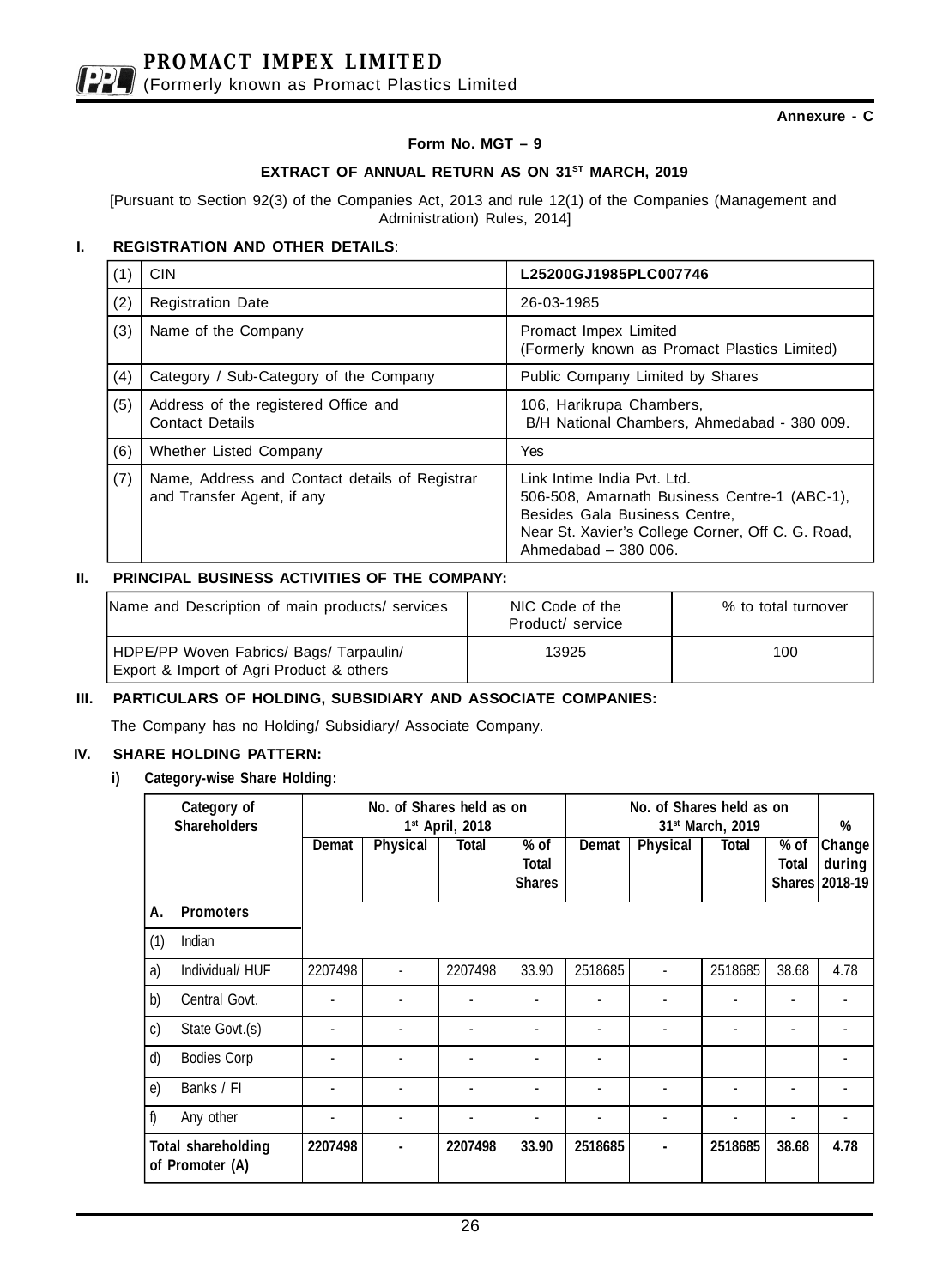Annexure - C

**Form No. MGT – 9**

**EXTRACT OF ANNUAL RETURN AS ON 31ST MARCH, 2019**

[Pursuant to Section 92(3) of the Companies Act, 2013 and rule 12(1) of the Companies (Management and Administration) Rules, 2014]

## I. REGISTRATION AND OTHER DETAILS:

| | | |
|---|---|---|
| (1) | CIN | **L25200GJ1985PLC007746** |
| (2) | Registration Date | 26-03-1985 |
| (3) | Name of the Company | Promact Impex Limited (Formerly known as Promact Plastics Limited) |
| (4) | Category / Sub-Category of the Company | Public Company Limited by Shares |
| (5) | Address of the registered Office and Contact Details | 106, Harikrupa Chambers, B/H National Chambers, Ahmedabad - 380 009. |
| (6) | Whether Listed Company | Yes |
| (7) | Name, Address and Contact details of Registrar and Transfer Agent, if any | Link Intime India Pvt. Ltd. 506-508, Amarnath Business Centre-1 (ABC-1), Besides Gala Business Centre, Near St. Xavier's College Corner, Off C. G. Road, Ahmedabad – 380 006. |

## II. PRINCIPAL BUSINESS ACTIVITIES OF THE COMPANY:

| Name and Description of main products/ services | NIC Code of the Product/ service | % to total turnover |
|---|---|---|
| HDPE/PP Woven Fabrics/ Bags/ Tarpaulin/ Export & Import of Agri Product & others | 13925 | 100 |

## III. PARTICULARS OF HOLDING, SUBSIDIARY AND ASSOCIATE COMPANIES:

The Company has no Holding/ Subsidiary/ Associate Company.

## IV. SHARE HOLDING PATTERN:

**i) Category-wise Share Holding:**

| Category of Shareholders | No. of Shares held as on 1st April, 2018 | | | | No. of Shares held as on 31st March, 2019 | | | | % Change during 2018-19 |
|---|---|---|---|---|---|---|---|---|---|
| | Demat | Physical | Total | % of Total Shares | Demat | Physical | Total | % of Total Shares | |
| **A. Promoters** | | | | | | | | | |
| (1) Indian | | | | | | | | | |
| a) Individual/ HUF | 2207498 | - | 2207498 | 33.90 | 2518685 | - | 2518685 | 38.68 | 4.78 |
| b) Central Govt. | - | - | - | - | - | - | - | - | - |
| c) State Govt.(s) | - | - | - | - | - | - | - | - | - |
| d) Bodies Corp | - | - | - | - | - | | | | - |
| e) Banks / FI | - | - | - | - | - | - | - | - | - |
| f) Any other | - | - | - | - | - | - | - | - | - |
| **Total shareholding of Promoter (A)** | **2207498** | **-** | **2207498** | **33.90** | **2518685** | **-** | **2518685** | **38.68** | **4.78** |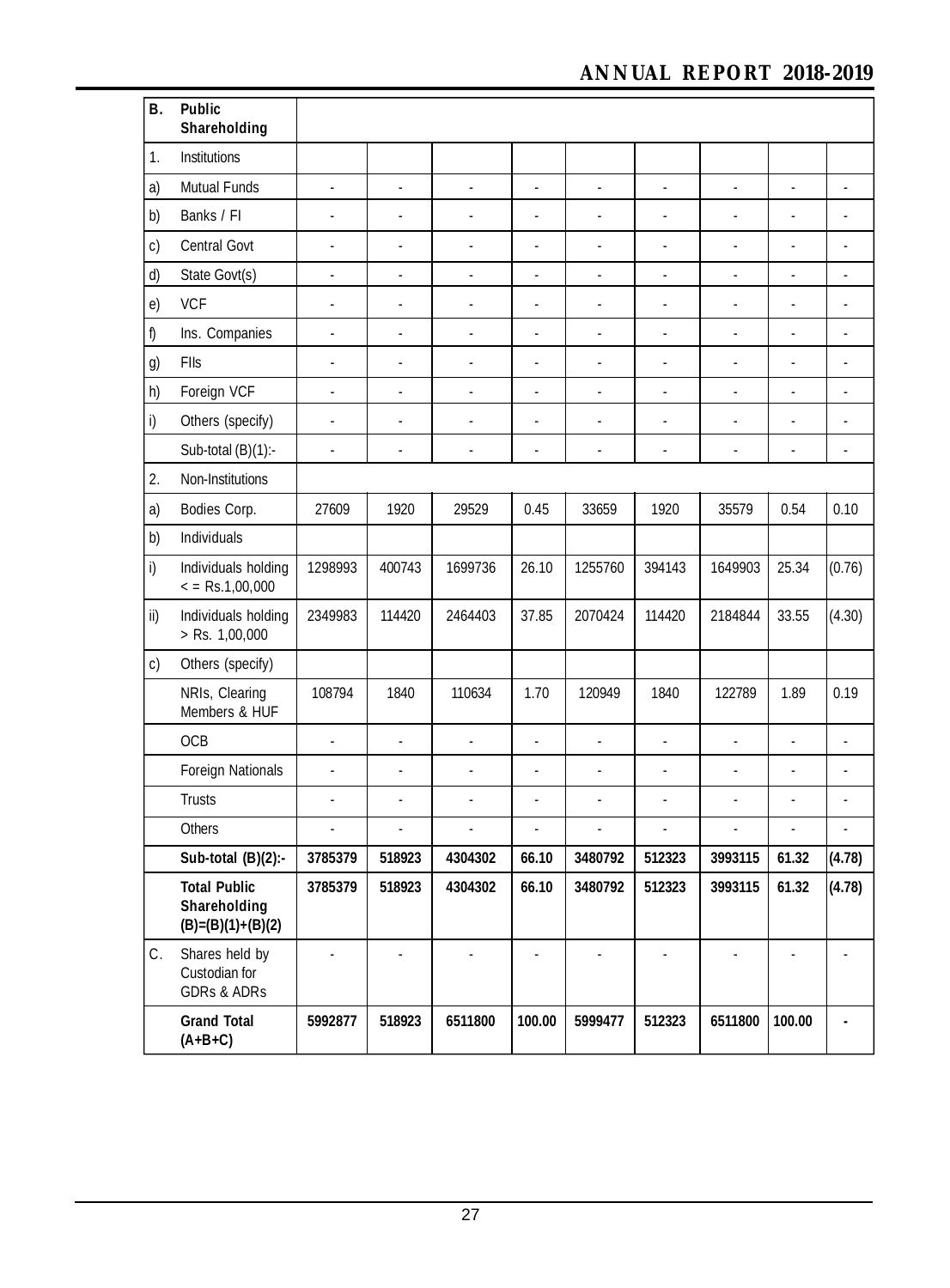| B. | Public Shareholding | | | | | | | | | |
|---|---|---|---|---|---|---|---|---|---|---|
| 1. | Institutions | | | | | | | | | |
| a) | Mutual Funds | - | - | - | - | - | - | - | - | - |
| b) | Banks / FI | - | - | - | - | - | - | - | - | - |
| c) | Central Govt | - | - | - | - | - | - | - | - | - |
| d) | State Govt(s) | - | - | - | - | - | - | - | - | - |
| e) | VCF | - | - | - | - | - | - | - | - | - |
| f) | Ins. Companies | - | - | - | - | - | - | - | - | - |
| g) | FIIs | - | - | - | - | - | - | - | - | - |
| h) | Foreign VCF | - | - | - | - | - | - | - | - | - |
| i) | Others (specify) | - | - | - | - | - | - | - | - | - |
| | Sub-total (B)(1):- | - | - | - | - | - | - | - | - | - |
| 2. | Non-Institutions | | | | | | | | | |
| a) | Bodies Corp. | 27609 | 1920 | 29529 | 0.45 | 33659 | 1920 | 35579 | 0.54 | 0.10 |
| b) | Individuals | | | | | | | | | |
| i) | Individuals holding < = Rs.1,00,000 | 1298993 | 400743 | 1699736 | 26.10 | 1255760 | 394143 | 1649903 | 25.34 | (0.76) |
| ii) | Individuals holding > Rs. 1,00,000 | 2349983 | 114420 | 2464403 | 37.85 | 2070424 | 114420 | 2184844 | 33.55 | (4.30) |
| c) | Others (specify) | | | | | | | | | |
| | NRIs, Clearing Members & HUF | 108794 | 1840 | 110634 | 1.70 | 120949 | 1840 | 122789 | 1.89 | 0.19 |
| | OCB | - | - | - | - | - | - | - | - | - |
| | Foreign Nationals | - | - | - | - | - | - | - | - | - |
| | Trusts | - | - | - | - | - | - | - | - | - |
| | Others | - | - | - | - | - | - | - | - | - |
| | **Sub-total (B)(2):-** | **3785379** | **518923** | **4304302** | **66.10** | **3480792** | **512323** | **3993115** | **61.32** | **(4.78)** |
| | **Total Public Shareholding (B)=(B)(1)+(B)(2)** | **3785379** | **518923** | **4304302** | **66.10** | **3480792** | **512323** | **3993115** | **61.32** | **(4.78)** |
| C. | Shares held by Custodian for GDRs & ADRs | - | - | - | - | - | - | - | - | - |
| | **Grand Total (A+B+C)** | **5992877** | **518923** | **6511800** | **100.00** | **5999477** | **512323** | **6511800** | **100.00** | **-** |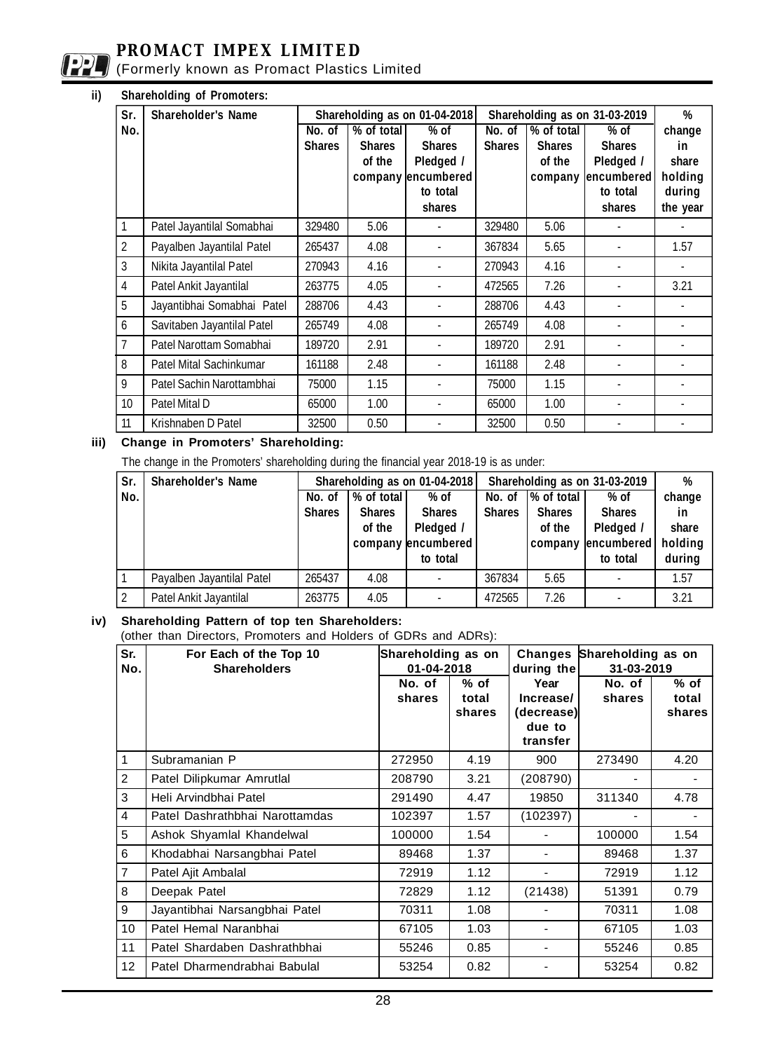ii) **Shareholding of Promoters:**

| Sr. No. | Shareholder's Name | Shareholding as on 01-04-2018 | | | Shareholding as on 31-03-2019 | | | % change in share holding during the year |
|---|---|---|---|---|---|---|---|---|
| | | No. of Shares | % of total Shares of the company | % of Shares Pledged / encumbered to total shares | No. of Shares | % of total Shares of the company | % of Shares Pledged / encumbered to total shares | |
| 1 | Patel Jayantilal Somabhai | 329480 | 5.06 | - | 329480 | 5.06 | - | - |
| 2 | Payalben Jayantilal Patel | 265437 | 4.08 | - | 367834 | 5.65 | - | 1.57 |
| 3 | Nikita Jayantilal Patel | 270943 | 4.16 | - | 270943 | 4.16 | - | - |
| 4 | Patel Ankit Jayantilal | 263775 | 4.05 | - | 472565 | 7.26 | - | 3.21 |
| 5 | Jayantibhai Somabhai Patel | 288706 | 4.43 | - | 288706 | 4.43 | - | - |
| 6 | Savitaben Jayantilal Patel | 265749 | 4.08 | - | 265749 | 4.08 | - | - |
| 7 | Patel Narottam Somabhai | 189720 | 2.91 | - | 189720 | 2.91 | - | - |
| 8 | Patel Mital Sachinkumar | 161188 | 2.48 | - | 161188 | 2.48 | - | - |
| 9 | Patel Sachin Narottambhai | 75000 | 1.15 | - | 75000 | 1.15 | - | - |
| 10 | Patel Mital D | 65000 | 1.00 | - | 65000 | 1.00 | - | - |
| 11 | Krishnaben D Patel | 32500 | 0.50 | - | 32500 | 0.50 | - | - |

iii) **Change in Promoters' Shareholding:**

The change in the Promoters' shareholding during the financial year 2018-19 is as under:

| Sr. No. | Shareholder's Name | Shareholding as on 01-04-2018 | | | Shareholding as on 31-03-2019 | | | % change in share holding during |
|---|---|---|---|---|---|---|---|---|
| | | No. of Shares | % of total Shares of the company | % of Shares Pledged / encumbered to total | No. of Shares | % of total Shares of the company | % of Shares Pledged / encumbered to total | |
| 1 | Payalben Jayantilal Patel | 265437 | 4.08 | - | 367834 | 5.65 | - | 1.57 |
| 2 | Patel Ankit Jayantilal | 263775 | 4.05 | - | 472565 | 7.26 | - | 3.21 |

iv) **Shareholding Pattern of top ten Shareholders:**
(other than Directors, Promoters and Holders of GDRs and ADRs):

| Sr. No. | For Each of the Top 10 Shareholders | Shareholding as on 01-04-2018 | | Changes during the Year Increase/ (decrease) due to transfer | Shareholding as on 31-03-2019 | |
|---|---|---|---|---|---|---|
| | | No. of shares | % of total shares | | No. of shares | % of total shares |
| 1 | Subramanian P | 272950 | 4.19 | 900 | 273490 | 4.20 |
| 2 | Patel Dilipkumar Amrutlal | 208790 | 3.21 | (208790) | - | - |
| 3 | Heli Arvindbhai Patel | 291490 | 4.47 | 19850 | 311340 | 4.78 |
| 4 | Patel Dashrathbhai Narottamdas | 102397 | 1.57 | (102397) | - | - |
| 5 | Ashok Shyamlal Khandelwal | 100000 | 1.54 | - | 100000 | 1.54 |
| 6 | Khodabhai Narsangbhai Patel | 89468 | 1.37 | - | 89468 | 1.37 |
| 7 | Patel Ajit Ambalal | 72919 | 1.12 | - | 72919 | 1.12 |
| 8 | Deepak Patel | 72829 | 1.12 | (21438) | 51391 | 0.79 |
| 9 | Jayantibhai Narsangbhai Patel | 70311 | 1.08 | - | 70311 | 1.08 |
| 10 | Patel Hemal Naranbhai | 67105 | 1.03 | - | 67105 | 1.03 |
| 11 | Patel Shardaben Dashrathbhai | 55246 | 0.85 | - | 55246 | 0.85 |
| 12 | Patel Dharmendrabhai Babulal | 53254 | 0.82 | - | 53254 | 0.82 |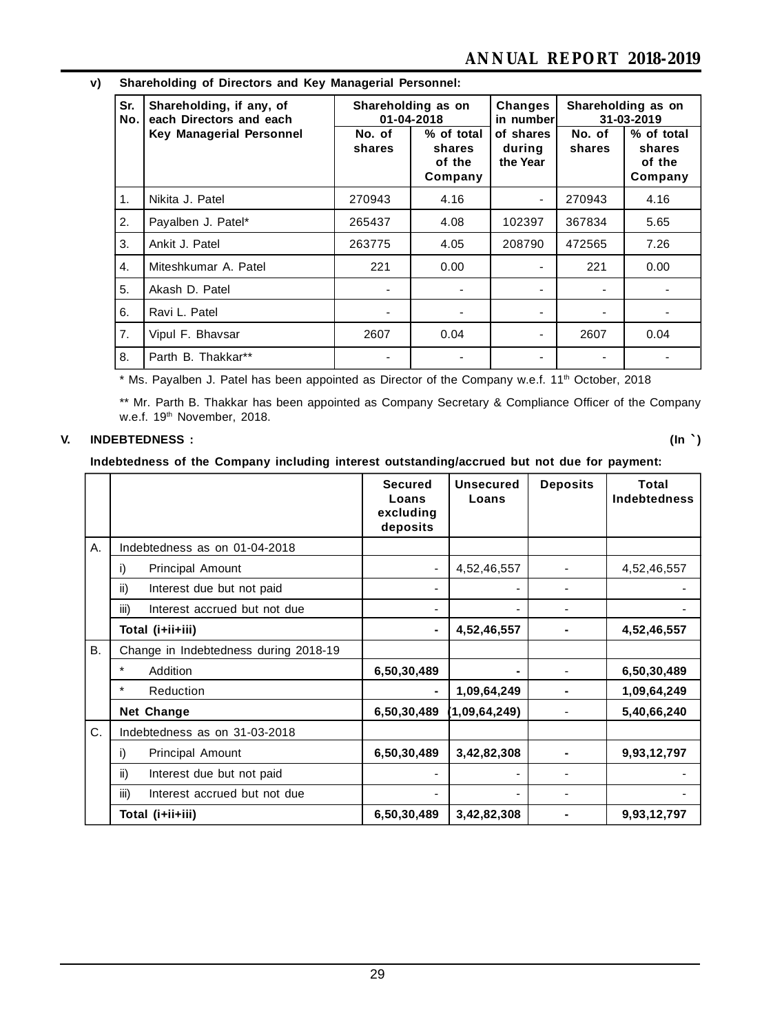**v) Shareholding of Directors and Key Managerial Personnel:**

| Sr. No. | Shareholding, if any, of each Directors and each Key Managerial Personnel | Shareholding as on 01-04-2018 | | Changes in number of shares during the Year | Shareholding as on 31-03-2019 | |
|---|---|---|---|---|---|---|
| | | No. of shares | % of total shares of the Company | | No. of shares | % of total shares of the Company |
| 1. | Nikita J. Patel | 270943 | 4.16 | - | 270943 | 4.16 |
| 2. | Payalben J. Patel* | 265437 | 4.08 | 102397 | 367834 | 5.65 |
| 3. | Ankit J. Patel | 263775 | 4.05 | 208790 | 472565 | 7.26 |
| 4. | Miteshkumar A. Patel | 221 | 0.00 | - | 221 | 0.00 |
| 5. | Akash D. Patel | - | - | - | - | - |
| 6. | Ravi L. Patel | - | - | - | - | - |
| 7. | Vipul F. Bhavsar | 2607 | 0.04 | - | 2607 | 0.04 |
| 8. | Parth B. Thakkar** | - | - | - | - | - |

* Ms. Payalben J. Patel has been appointed as Director of the Company w.e.f. 11th October, 2018

** Mr. Parth B. Thakkar has been appointed as Company Secretary & Compliance Officer of the Company w.e.f. 19th November, 2018.

**V. INDEBTEDNESS :** **(In ₹)**

**Indebtedness of the Company including interest outstanding/accrued but not due for payment:**

| | | Secured Loans excluding deposits | Unsecured Loans | Deposits | Total Indebtedness |
|---|---|---|---|---|---|
| A. | Indebtedness as on 01-04-2018 | | | | |
| | i) Principal Amount | - | 4,52,46,557 | - | 4,52,46,557 |
| | ii) Interest due but not paid | - | - | - | - |
| | iii) Interest accrued but not due | - | - | - | - |
| | **Total (i+ii+iii)** | **-** | **4,52,46,557** | **-** | **4,52,46,557** |
| B. | Change in Indebtedness during 2018-19 | | | | |
| | * Addition | **6,50,30,489** | **-** | - | **6,50,30,489** |
| | * Reduction | **-** | **1,09,64,249** | **-** | **1,09,64,249** |
| | **Net Change** | **6,50,30,489** | **(1,09,64,249)** | - | **5,40,66,240** |
| C. | Indebtedness as on 31-03-2018 | | | | |
| | i) Principal Amount | **6,50,30,489** | **3,42,82,308** | **-** | **9,93,12,797** |
| | ii) Interest due but not paid | - | - | - | - |
| | iii) Interest accrued but not due | - | - | - | - |
| | **Total (i+ii+iii)** | **6,50,30,489** | **3,42,82,308** | **-** | **9,93,12,797** |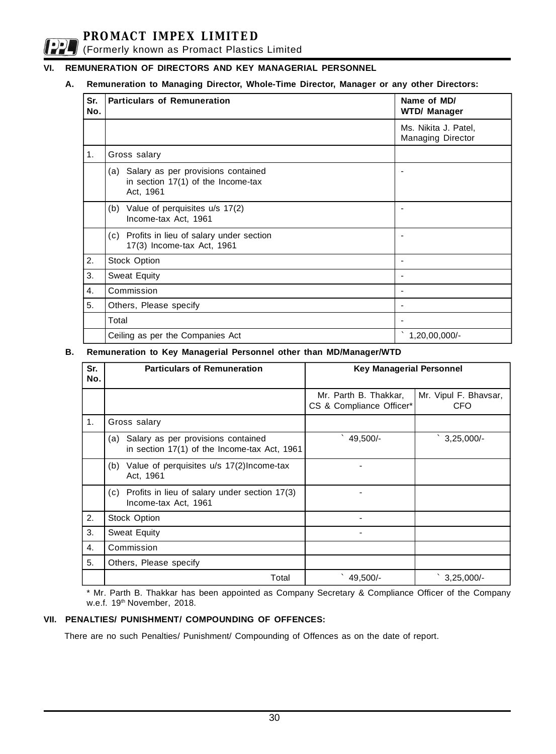## VI. REMUNERATION OF DIRECTORS AND KEY MANAGERIAL PERSONNEL

### A. Remuneration to Managing Director, Whole-Time Director, Manager or any other Directors:

| Sr. No. | Particulars of Remuneration | Name of MD/ WTD/ Manager |
|---|---|---|
| | | Ms. Nikita J. Patel, Managing Director |
| 1. | Gross salary | |
| | (a) Salary as per provisions contained in section 17(1) of the Income-tax Act, 1961 | - |
| | (b) Value of perquisites u/s 17(2) Income-tax Act, 1961 | - |
| | (c) Profits in lieu of salary under section 17(3) Income-tax Act, 1961 | - |
| 2. | Stock Option | - |
| 3. | Sweat Equity | - |
| 4. | Commission | - |
| 5. | Others, Please specify | - |
| | Total | - |
| | Ceiling as per the Companies Act | ` 1,20,00,000/- |

### B. Remuneration to Key Managerial Personnel other than MD/Manager/WTD

| Sr. No. | Particulars of Remuneration | Key Managerial Personnel | |
|---|---|---|---|
| | | Mr. Parth B. Thakkar, CS & Compliance Officer* | Mr. Vipul F. Bhavsar, CFO |
| 1. | Gross salary | | |
| | (a) Salary as per provisions contained in section 17(1) of the Income-tax Act, 1961 | ` 49,500/- | ` 3,25,000/- |
| | (b) Value of perquisites u/s 17(2)Income-tax Act, 1961 | - | |
| | (c) Profits in lieu of salary under section 17(3) Income-tax Act, 1961 | - | |
| 2. | Stock Option | - | |
| 3. | Sweat Equity | - | |
| 4. | Commission | | |
| 5. | Others, Please specify | | |
| | Total | ` 49,500/- | ` 3,25,000/- |

\* Mr. Parth B. Thakkar has been appointed as Company Secretary & Compliance Officer of the Company w.e.f. 19th November, 2018.

## VII. PENALTIES/ PUNISHMENT/ COMPOUNDING OF OFFENCES:

There are no such Penalties/ Punishment/ Compounding of Offences as on the date of report.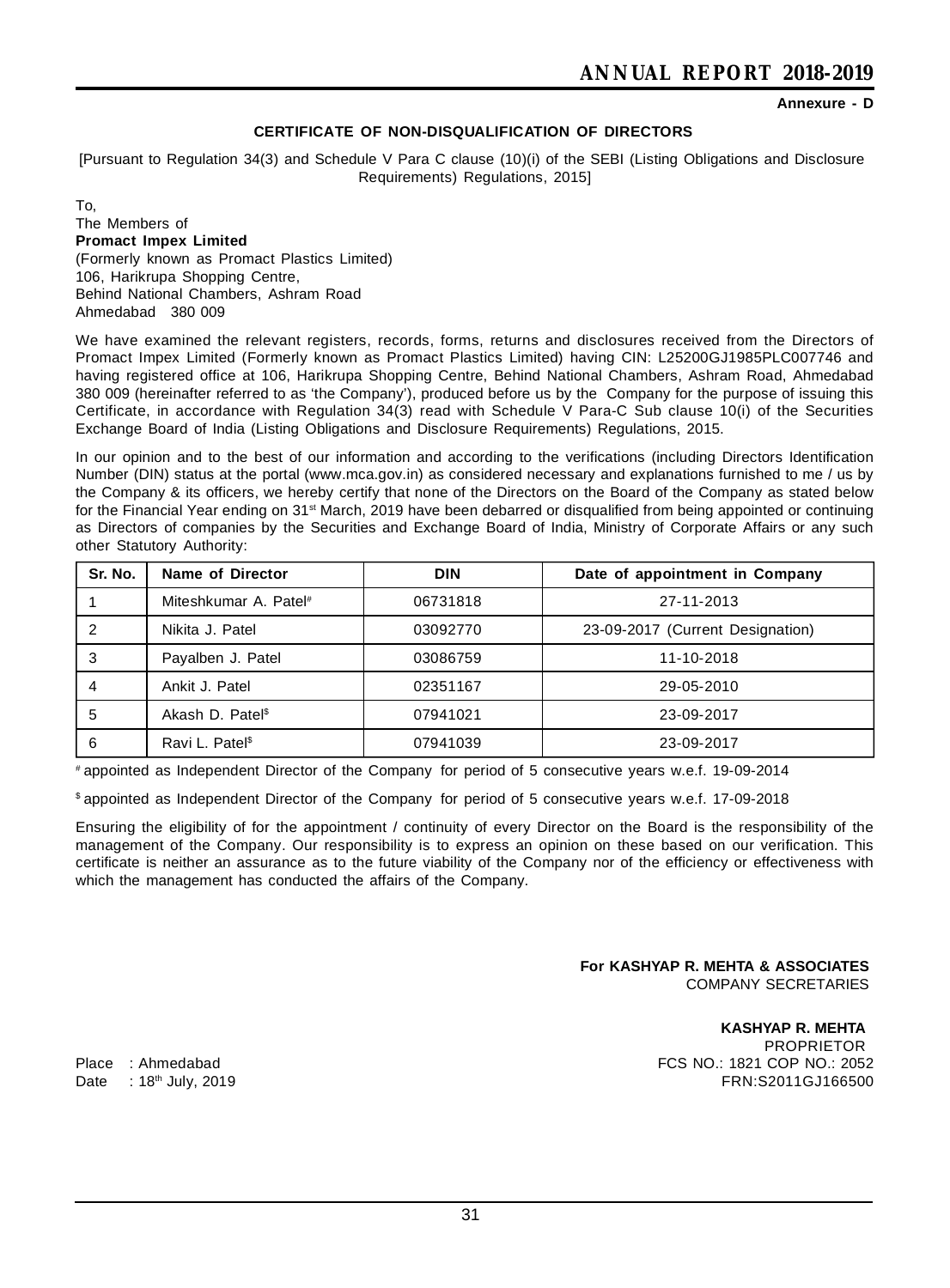**Annexure - D**

## CERTIFICATE OF NON-DISQUALIFICATION OF DIRECTORS

[Pursuant to Regulation 34(3) and Schedule V Para C clause (10)(i) of the SEBI (Listing Obligations and Disclosure Requirements) Regulations, 2015]

To,
The Members of
**Promact Impex Limited**
(Formerly known as Promact Plastics Limited)
106, Harikrupa Shopping Centre,
Behind National Chambers, Ashram Road
Ahmedabad 380 009

We have examined the relevant registers, records, forms, returns and disclosures received from the Directors of Promact Impex Limited (Formerly known as Promact Plastics Limited) having CIN: L25200GJ1985PLC007746 and having registered office at 106, Harikrupa Shopping Centre, Behind National Chambers, Ashram Road, Ahmedabad 380 009 (hereinafter referred to as 'the Company'), produced before us by the Company for the purpose of issuing this Certificate, in accordance with Regulation 34(3) read with Schedule V Para-C Sub clause 10(i) of the Securities Exchange Board of India (Listing Obligations and Disclosure Requirements) Regulations, 2015.

In our opinion and to the best of our information and according to the verifications (including Directors Identification Number (DIN) status at the portal (www.mca.gov.in) as considered necessary and explanations furnished to me / us by the Company & its officers, we hereby certify that none of the Directors on the Board of the Company as stated below for the Financial Year ending on 31st March, 2019 have been debarred or disqualified from being appointed or continuing as Directors of companies by the Securities and Exchange Board of India, Ministry of Corporate Affairs or any such other Statutory Authority:

| Sr. No. | Name of Director | DIN | Date of appointment in Company |
|---|---|---|---|
| 1 | Miteshkumar A. Patel# | 06731818 | 27-11-2013 |
| 2 | Nikita J. Patel | 03092770 | 23-09-2017 (Current Designation) |
| 3 | Payalben J. Patel | 03086759 | 11-10-2018 |
| 4 | Ankit J. Patel | 02351167 | 29-05-2010 |
| 5 | Akash D. Patel$ | 07941021 | 23-09-2017 |
| 6 | Ravi L. Patel$ | 07941039 | 23-09-2017 |

# appointed as Independent Director of the Company for period of 5 consecutive years w.e.f. 19-09-2014

$ appointed as Independent Director of the Company for period of 5 consecutive years w.e.f. 17-09-2018

Ensuring the eligibility of for the appointment / continuity of every Director on the Board is the responsibility of the management of the Company. Our responsibility is to express an opinion on these based on our verification. This certificate is neither an assurance as to the future viability of the Company nor of the efficiency or effectiveness with which the management has conducted the affairs of the Company.

**For KASHYAP R. MEHTA & ASSOCIATES**
COMPANY SECRETARIES

**KASHYAP R. MEHTA**
PROPRIETOR
FCS NO.: 1821 COP NO.: 2052
FRN:S2011GJ166500

Place : Ahmedabad
Date : 18th July, 2019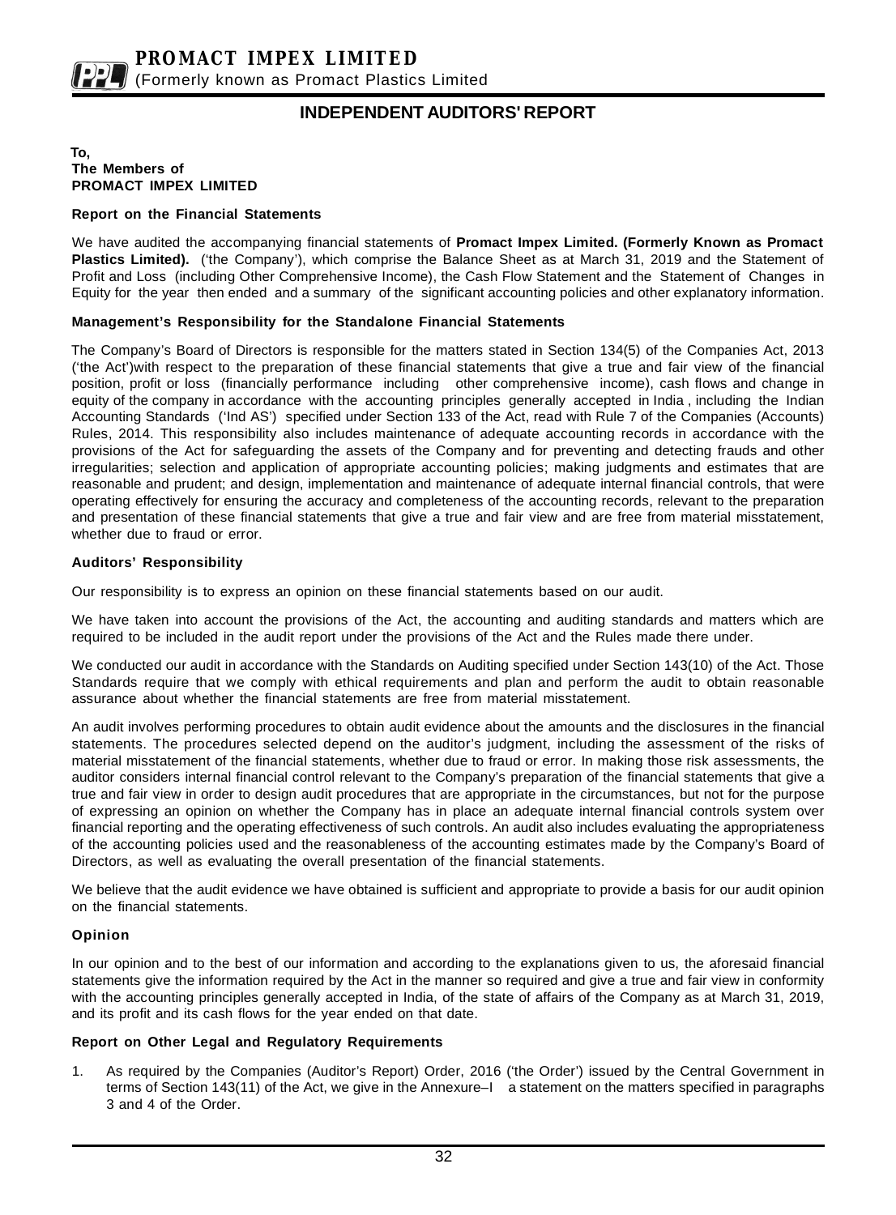# INDEPENDENT AUDITORS' REPORT

**To,**
**The Members of**
**PROMACT IMPEX LIMITED**

**Report on the Financial Statements**

We have audited the accompanying financial statements of **Promact Impex Limited. (Formerly Known as Promact Plastics Limited).** ('the Company'), which comprise the Balance Sheet as at March 31, 2019 and the Statement of Profit and Loss (including Other Comprehensive Income), the Cash Flow Statement and the Statement of Changes in Equity for the year then ended and a summary of the significant accounting policies and other explanatory information.

**Management's Responsibility for the Standalone Financial Statements**

The Company's Board of Directors is responsible for the matters stated in Section 134(5) of the Companies Act, 2013 ('the Act')with respect to the preparation of these financial statements that give a true and fair view of the financial position, profit or loss (financially performance including other comprehensive income), cash flows and change in equity of the company in accordance with the accounting principles generally accepted in India , including the Indian Accounting Standards ('Ind AS') specified under Section 133 of the Act, read with Rule 7 of the Companies (Accounts) Rules, 2014. This responsibility also includes maintenance of adequate accounting records in accordance with the provisions of the Act for safeguarding the assets of the Company and for preventing and detecting frauds and other irregularities; selection and application of appropriate accounting policies; making judgments and estimates that are reasonable and prudent; and design, implementation and maintenance of adequate internal financial controls, that were operating effectively for ensuring the accuracy and completeness of the accounting records, relevant to the preparation and presentation of these financial statements that give a true and fair view and are free from material misstatement, whether due to fraud or error.

**Auditors' Responsibility**

Our responsibility is to express an opinion on these financial statements based on our audit.

We have taken into account the provisions of the Act, the accounting and auditing standards and matters which are required to be included in the audit report under the provisions of the Act and the Rules made there under.

We conducted our audit in accordance with the Standards on Auditing specified under Section 143(10) of the Act. Those Standards require that we comply with ethical requirements and plan and perform the audit to obtain reasonable assurance about whether the financial statements are free from material misstatement.

An audit involves performing procedures to obtain audit evidence about the amounts and the disclosures in the financial statements. The procedures selected depend on the auditor's judgment, including the assessment of the risks of material misstatement of the financial statements, whether due to fraud or error. In making those risk assessments, the auditor considers internal financial control relevant to the Company's preparation of the financial statements that give a true and fair view in order to design audit procedures that are appropriate in the circumstances, but not for the purpose of expressing an opinion on whether the Company has in place an adequate internal financial controls system over financial reporting and the operating effectiveness of such controls. An audit also includes evaluating the appropriateness of the accounting policies used and the reasonableness of the accounting estimates made by the Company's Board of Directors, as well as evaluating the overall presentation of the financial statements.

We believe that the audit evidence we have obtained is sufficient and appropriate to provide a basis for our audit opinion on the financial statements.

**Opinion**

In our opinion and to the best of our information and according to the explanations given to us, the aforesaid financial statements give the information required by the Act in the manner so required and give a true and fair view in conformity with the accounting principles generally accepted in India, of the state of affairs of the Company as at March 31, 2019, and its profit and its cash flows for the year ended on that date.

**Report on Other Legal and Regulatory Requirements**

1. As required by the Companies (Auditor's Report) Order, 2016 ('the Order') issued by the Central Government in terms of Section 143(11) of the Act, we give in the Annexure–I a statement on the matters specified in paragraphs 3 and 4 of the Order.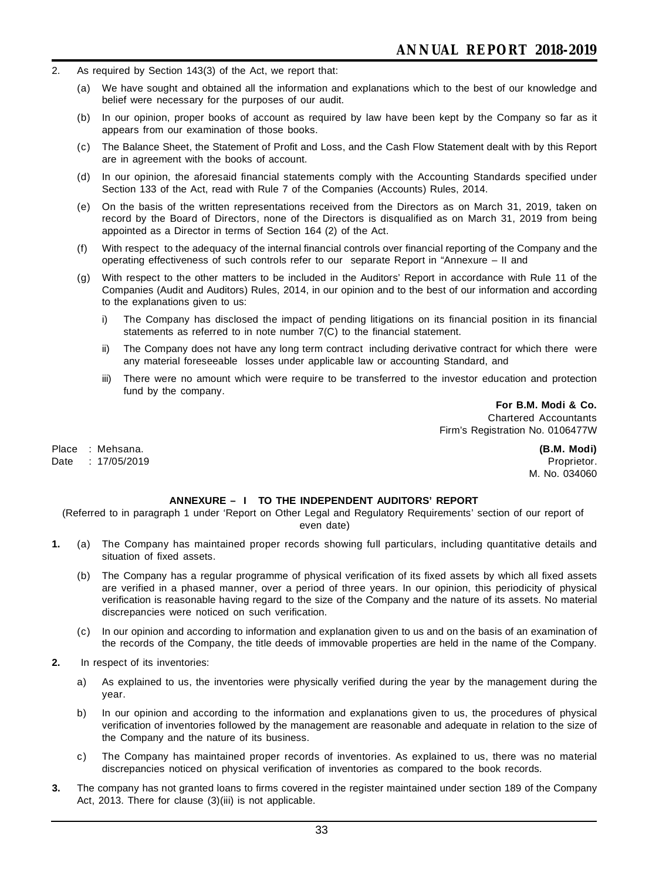2. As required by Section 143(3) of the Act, we report that:

   (a) We have sought and obtained all the information and explanations which to the best of our knowledge and belief were necessary for the purposes of our audit.

   (b) In our opinion, proper books of account as required by law have been kept by the Company so far as it appears from our examination of those books.

   (c) The Balance Sheet, the Statement of Profit and Loss, and the Cash Flow Statement dealt with by this Report are in agreement with the books of account.

   (d) In our opinion, the aforesaid financial statements comply with the Accounting Standards specified under Section 133 of the Act, read with Rule 7 of the Companies (Accounts) Rules, 2014.

   (e) On the basis of the written representations received from the Directors as on March 31, 2019, taken on record by the Board of Directors, none of the Directors is disqualified as on March 31, 2019 from being appointed as a Director in terms of Section 164 (2) of the Act.

   (f) With respect to the adequacy of the internal financial controls over financial reporting of the Company and the operating effectiveness of such controls refer to our separate Report in "Annexure – II and

   (g) With respect to the other matters to be included in the Auditors' Report in accordance with Rule 11 of the Companies (Audit and Auditors) Rules, 2014, in our opinion and to the best of our information and according to the explanations given to us:

      i) The Company has disclosed the impact of pending litigations on its financial position in its financial statements as referred to in note number 7(C) to the financial statement.

      ii) The Company does not have any long term contract including derivative contract for which there were any material foreseeable losses under applicable law or accounting Standard, and

      iii) There were no amount which were require to be transferred to the investor education and protection fund by the company.

**For B.M. Modi & Co.**
Chartered Accountants
Firm's Registration No. 0106477W

Place : Mehsana.
Date : 17/05/2019

**(B.M. Modi)**
Proprietor.
M. No. 034060

### ANNEXURE – I TO THE INDEPENDENT AUDITORS' REPORT

(Referred to in paragraph 1 under 'Report on Other Legal and Regulatory Requirements' section of our report of even date)

**1.** (a) The Company has maintained proper records showing full particulars, including quantitative details and situation of fixed assets.

   (b) The Company has a regular programme of physical verification of its fixed assets by which all fixed assets are verified in a phased manner, over a period of three years. In our opinion, this periodicity of physical verification is reasonable having regard to the size of the Company and the nature of its assets. No material discrepancies were noticed on such verification.

   (c) In our opinion and according to information and explanation given to us and on the basis of an examination of the records of the Company, the title deeds of immovable properties are held in the name of the Company.

**2.** In respect of its inventories:

   a) As explained to us, the inventories were physically verified during the year by the management during the year.

   b) In our opinion and according to the information and explanations given to us, the procedures of physical verification of inventories followed by the management are reasonable and adequate in relation to the size of the Company and the nature of its business.

   c) The Company has maintained proper records of inventories. As explained to us, there was no material discrepancies noticed on physical verification of inventories as compared to the book records.

**3.** The company has not granted loans to firms covered in the register maintained under section 189 of the Company Act, 2013. There for clause (3)(iii) is not applicable.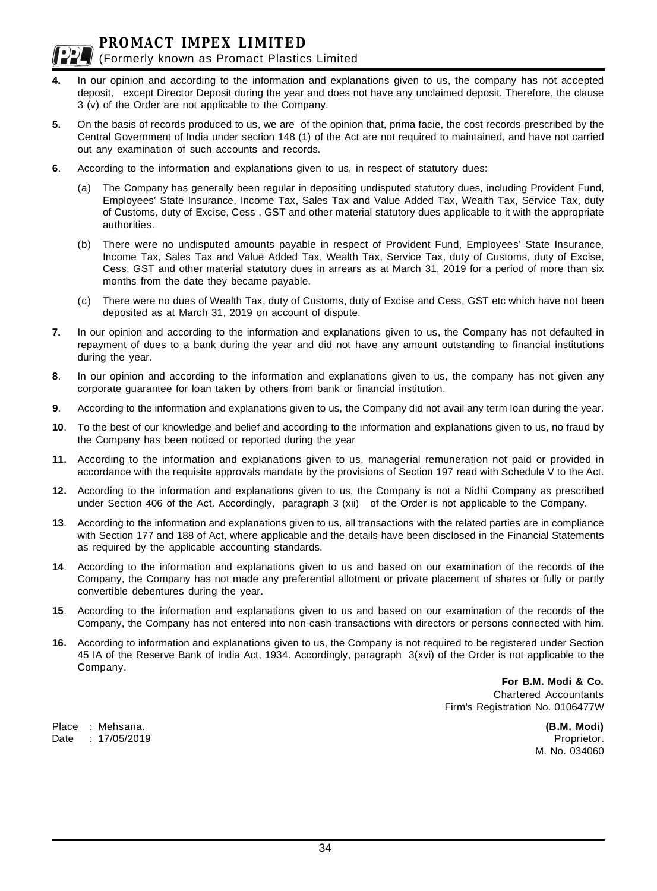**4.** In our opinion and according to the information and explanations given to us, the company has not accepted deposit, except Director Deposit during the year and does not have any unclaimed deposit. Therefore, the clause 3 (v) of the Order are not applicable to the Company.

**5.** On the basis of records produced to us, we are of the opinion that, prima facie, the cost records prescribed by the Central Government of India under section 148 (1) of the Act are not required to maintained, and have not carried out any examination of such accounts and records.

**6**. According to the information and explanations given to us, in respect of statutory dues:

(a) The Company has generally been regular in depositing undisputed statutory dues, including Provident Fund, Employees' State Insurance, Income Tax, Sales Tax and Value Added Tax, Wealth Tax, Service Tax, duty of Customs, duty of Excise, Cess , GST and other material statutory dues applicable to it with the appropriate authorities.

(b) There were no undisputed amounts payable in respect of Provident Fund, Employees' State Insurance, Income Tax, Sales Tax and Value Added Tax, Wealth Tax, Service Tax, duty of Customs, duty of Excise, Cess, GST and other material statutory dues in arrears as at March 31, 2019 for a period of more than six months from the date they became payable.

(c) There were no dues of Wealth Tax, duty of Customs, duty of Excise and Cess, GST etc which have not been deposited as at March 31, 2019 on account of dispute.

**7.** In our opinion and according to the information and explanations given to us, the Company has not defaulted in repayment of dues to a bank during the year and did not have any amount outstanding to financial institutions during the year.

**8**. In our opinion and according to the information and explanations given to us, the company has not given any corporate guarantee for loan taken by others from bank or financial institution.

**9**. According to the information and explanations given to us, the Company did not avail any term loan during the year.

**10**. To the best of our knowledge and belief and according to the information and explanations given to us, no fraud by the Company has been noticed or reported during the year

**11.** According to the information and explanations given to us, managerial remuneration not paid or provided in accordance with the requisite approvals mandate by the provisions of Section 197 read with Schedule V to the Act.

**12.** According to the information and explanations given to us, the Company is not a Nidhi Company as prescribed under Section 406 of the Act. Accordingly, paragraph 3 (xii) of the Order is not applicable to the Company.

**13**. According to the information and explanations given to us, all transactions with the related parties are in compliance with Section 177 and 188 of Act, where applicable and the details have been disclosed in the Financial Statements as required by the applicable accounting standards.

**14**. According to the information and explanations given to us and based on our examination of the records of the Company, the Company has not made any preferential allotment or private placement of shares or fully or partly convertible debentures during the year.

**15**. According to the information and explanations given to us and based on our examination of the records of the Company, the Company has not entered into non-cash transactions with directors or persons connected with him.

**16.** According to information and explanations given to us, the Company is not required to be registered under Section 45 IA of the Reserve Bank of India Act, 1934. Accordingly, paragraph 3(xvi) of the Order is not applicable to the Company.

**For B.M. Modi & Co.**
Chartered Accountants
Firm's Registration No. 0106477W

Place : Mehsana.
Date : 17/05/2019

**(B.M. Modi)**
Proprietor.
M. No. 034060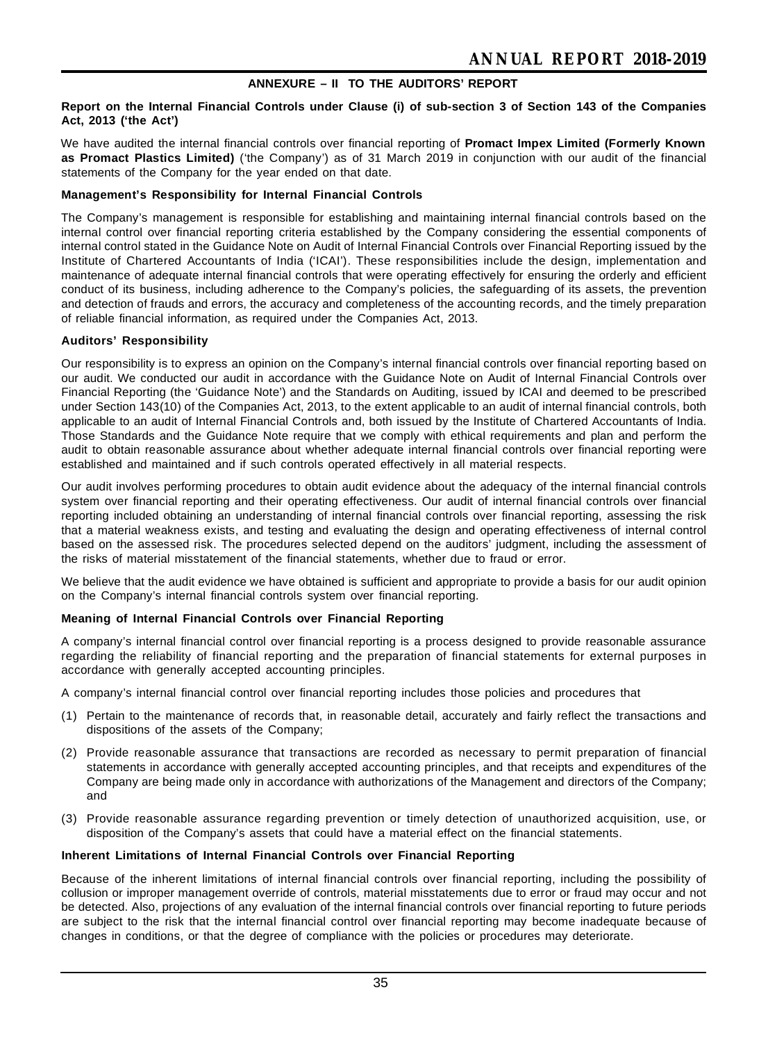## ANNEXURE – II TO THE AUDITORS' REPORT

**Report on the Internal Financial Controls under Clause (i) of sub-section 3 of Section 143 of the Companies Act, 2013 ('the Act')**

We have audited the internal financial controls over financial reporting of **Promact Impex Limited (Formerly Known as Promact Plastics Limited)** ('the Company') as of 31 March 2019 in conjunction with our audit of the financial statements of the Company for the year ended on that date.

**Management's Responsibility for Internal Financial Controls**

The Company's management is responsible for establishing and maintaining internal financial controls based on the internal control over financial reporting criteria established by the Company considering the essential components of internal control stated in the Guidance Note on Audit of Internal Financial Controls over Financial Reporting issued by the Institute of Chartered Accountants of India ('ICAI'). These responsibilities include the design, implementation and maintenance of adequate internal financial controls that were operating effectively for ensuring the orderly and efficient conduct of its business, including adherence to the Company's policies, the safeguarding of its assets, the prevention and detection of frauds and errors, the accuracy and completeness of the accounting records, and the timely preparation of reliable financial information, as required under the Companies Act, 2013.

**Auditors' Responsibility**

Our responsibility is to express an opinion on the Company's internal financial controls over financial reporting based on our audit. We conducted our audit in accordance with the Guidance Note on Audit of Internal Financial Controls over Financial Reporting (the 'Guidance Note') and the Standards on Auditing, issued by ICAI and deemed to be prescribed under Section 143(10) of the Companies Act, 2013, to the extent applicable to an audit of internal financial controls, both applicable to an audit of Internal Financial Controls and, both issued by the Institute of Chartered Accountants of India. Those Standards and the Guidance Note require that we comply with ethical requirements and plan and perform the audit to obtain reasonable assurance about whether adequate internal financial controls over financial reporting were established and maintained and if such controls operated effectively in all material respects.

Our audit involves performing procedures to obtain audit evidence about the adequacy of the internal financial controls system over financial reporting and their operating effectiveness. Our audit of internal financial controls over financial reporting included obtaining an understanding of internal financial controls over financial reporting, assessing the risk that a material weakness exists, and testing and evaluating the design and operating effectiveness of internal control based on the assessed risk. The procedures selected depend on the auditors' judgment, including the assessment of the risks of material misstatement of the financial statements, whether due to fraud or error.

We believe that the audit evidence we have obtained is sufficient and appropriate to provide a basis for our audit opinion on the Company's internal financial controls system over financial reporting.

**Meaning of Internal Financial Controls over Financial Reporting**

A company's internal financial control over financial reporting is a process designed to provide reasonable assurance regarding the reliability of financial reporting and the preparation of financial statements for external purposes in accordance with generally accepted accounting principles.

A company's internal financial control over financial reporting includes those policies and procedures that

(1) Pertain to the maintenance of records that, in reasonable detail, accurately and fairly reflect the transactions and dispositions of the assets of the Company;

(2) Provide reasonable assurance that transactions are recorded as necessary to permit preparation of financial statements in accordance with generally accepted accounting principles, and that receipts and expenditures of the Company are being made only in accordance with authorizations of the Management and directors of the Company; and

(3) Provide reasonable assurance regarding prevention or timely detection of unauthorized acquisition, use, or disposition of the Company's assets that could have a material effect on the financial statements.

**Inherent Limitations of Internal Financial Controls over Financial Reporting**

Because of the inherent limitations of internal financial controls over financial reporting, including the possibility of collusion or improper management override of controls, material misstatements due to error or fraud may occur and not be detected. Also, projections of any evaluation of the internal financial controls over financial reporting to future periods are subject to the risk that the internal financial control over financial reporting may become inadequate because of changes in conditions, or that the degree of compliance with the policies or procedures may deteriorate.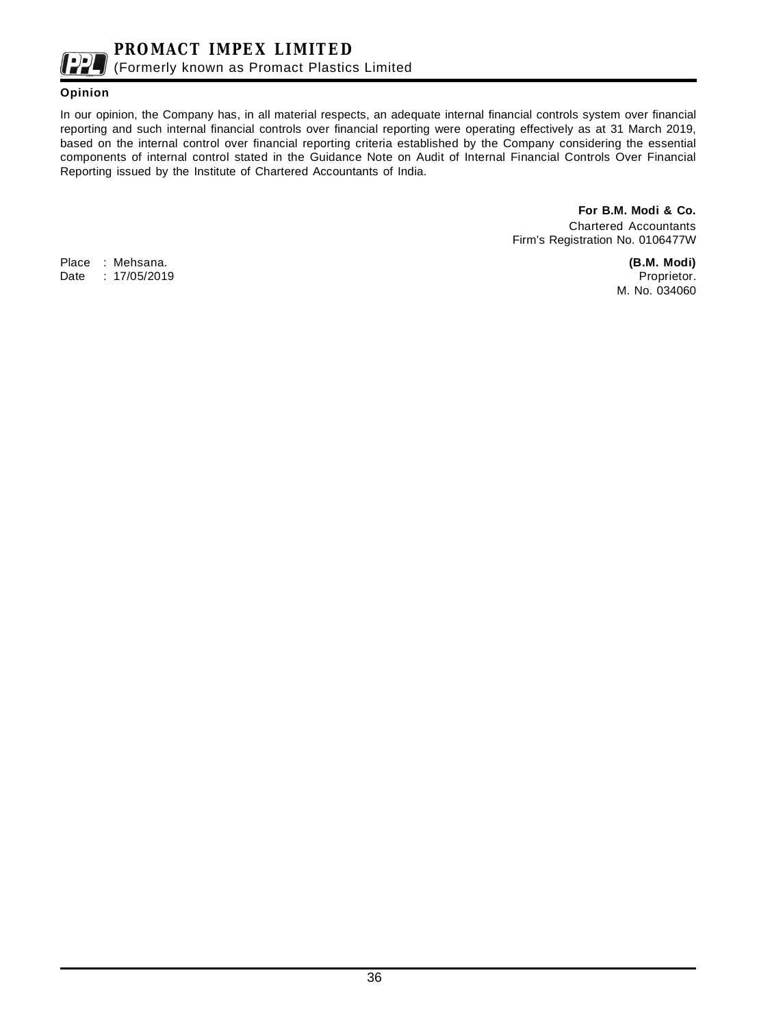**Opinion**

In our opinion, the Company has, in all material respects, an adequate internal financial controls system over financial reporting and such internal financial controls over financial reporting were operating effectively as at 31 March 2019, based on the internal control over financial reporting criteria established by the Company considering the essential components of internal control stated in the Guidance Note on Audit of Internal Financial Controls Over Financial Reporting issued by the Institute of Chartered Accountants of India.

**For B.M. Modi & Co.**
Chartered Accountants
Firm's Registration No. 0106477W

Place : Mehsana.
Date : 17/05/2019

**(B.M. Modi)**
Proprietor.
M. No. 034060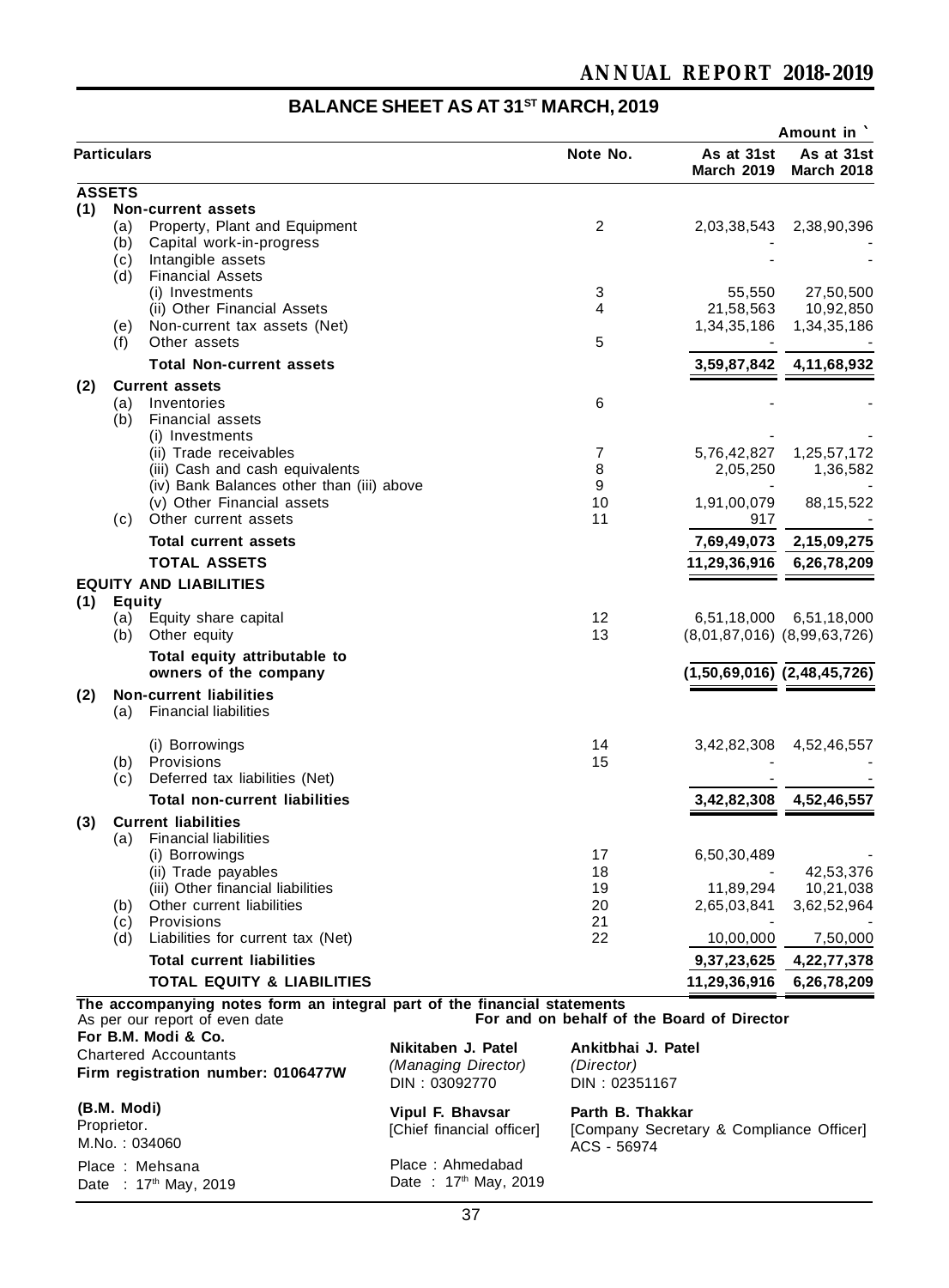## BALANCE SHEET AS AT 31ST MARCH, 2019

Amount in `

| Particulars | Note No. | As at 31st March 2019 | As at 31st March 2018 |
|---|---|---|---|
| **ASSETS** | | | |
| **(1) Non-current assets** | | | |
| (a) Property, Plant and Equipment | 2 | 2,03,38,543 | 2,38,90,396 |
| (b) Capital work-in-progress | | - | - |
| (c) Intangible assets | | - | - |
| (d) Financial Assets | | | |
| (i) Investments | 3 | 55,550 | 27,50,500 |
| (ii) Other Financial Assets | 4 | 21,58,563 | 10,92,850 |
| (e) Non-current tax assets (Net) | | 1,34,35,186 | 1,34,35,186 |
| (f) Other assets | 5 | - | - |
| **Total Non-current assets** | | **3,59,87,842** | **4,11,68,932** |
| **(2) Current assets** | | | |
| (a) Inventories | 6 | - | - |
| (b) Financial assets | | | |
| (i) Investments | | - | - |
| (ii) Trade receivables | 7 | 5,76,42,827 | 1,25,57,172 |
| (iii) Cash and cash equivalents | 8 | 2,05,250 | 1,36,582 |
| (iv) Bank Balances other than (iii) above | 9 | - | - |
| (v) Other Financial assets | 10 | 1,91,00,079 | 88,15,522 |
| (c) Other current assets | 11 | 917 | - |
| **Total current assets** | | **7,69,49,073** | **2,15,09,275** |
| **TOTAL ASSETS** | | **11,29,36,916** | **6,26,78,209** |
| **EQUITY AND LIABILITIES** | | | |
| **(1) Equity** | | | |
| (a) Equity share capital | 12 | 6,51,18,000 | 6,51,18,000 |
| (b) Other equity | 13 | (8,01,87,016) | (8,99,63,726) |
| **Total equity attributable to owners of the company** | | **(1,50,69,016)** | **(2,48,45,726)** |
| **(2) Non-current liabilities** | | | |
| (a) Financial liabilities | | | |
| (i) Borrowings | 14 | 3,42,82,308 | 4,52,46,557 |
| (b) Provisions | 15 | - | - |
| (c) Deferred tax liabilities (Net) | | - | - |
| **Total non-current liabilities** | | **3,42,82,308** | **4,52,46,557** |
| **(3) Current liabilities** | | | |
| (a) Financial liabilities | | | |
| (i) Borrowings | 17 | 6,50,30,489 | - |
| (ii) Trade payables | 18 | - | 42,53,376 |
| (iii) Other financial liabilities | 19 | 11,89,294 | 10,21,038 |
| (b) Other current liabilities | 20 | 2,65,03,841 | 3,62,52,964 |
| (c) Provisions | 21 | - | - |
| (d) Liabilities for current tax (Net) | 22 | 10,00,000 | 7,50,000 |
| **Total current liabilities** | | **9,37,23,625** | **4,22,77,378** |
| **TOTAL EQUITY & LIABILITIES** | | **11,29,36,916** | **6,26,78,209** |

**The accompanying notes form an integral part of the financial statements**

As per our report of even date
**For B.M. Modi & Co.**
Chartered Accountants
**Firm registration number: 0106477W**

**(B.M. Modi)**
Proprietor.
M.No. : 034060

Place : Mehsana
Date : 17th May, 2019

**For and on behalf of the Board of Director**

**Nikitaben J. Patel**
*(Managing Director)*
DIN : 03092770

**Ankitbhai J. Patel**
*(Director)*
DIN : 02351167

**Vipul F. Bhavsar**
[Chief financial officer]

**Parth B. Thakkar**
[Company Secretary & Compliance Officer]
ACS - 56974

Place : Ahmedabad
Date : 17th May, 2019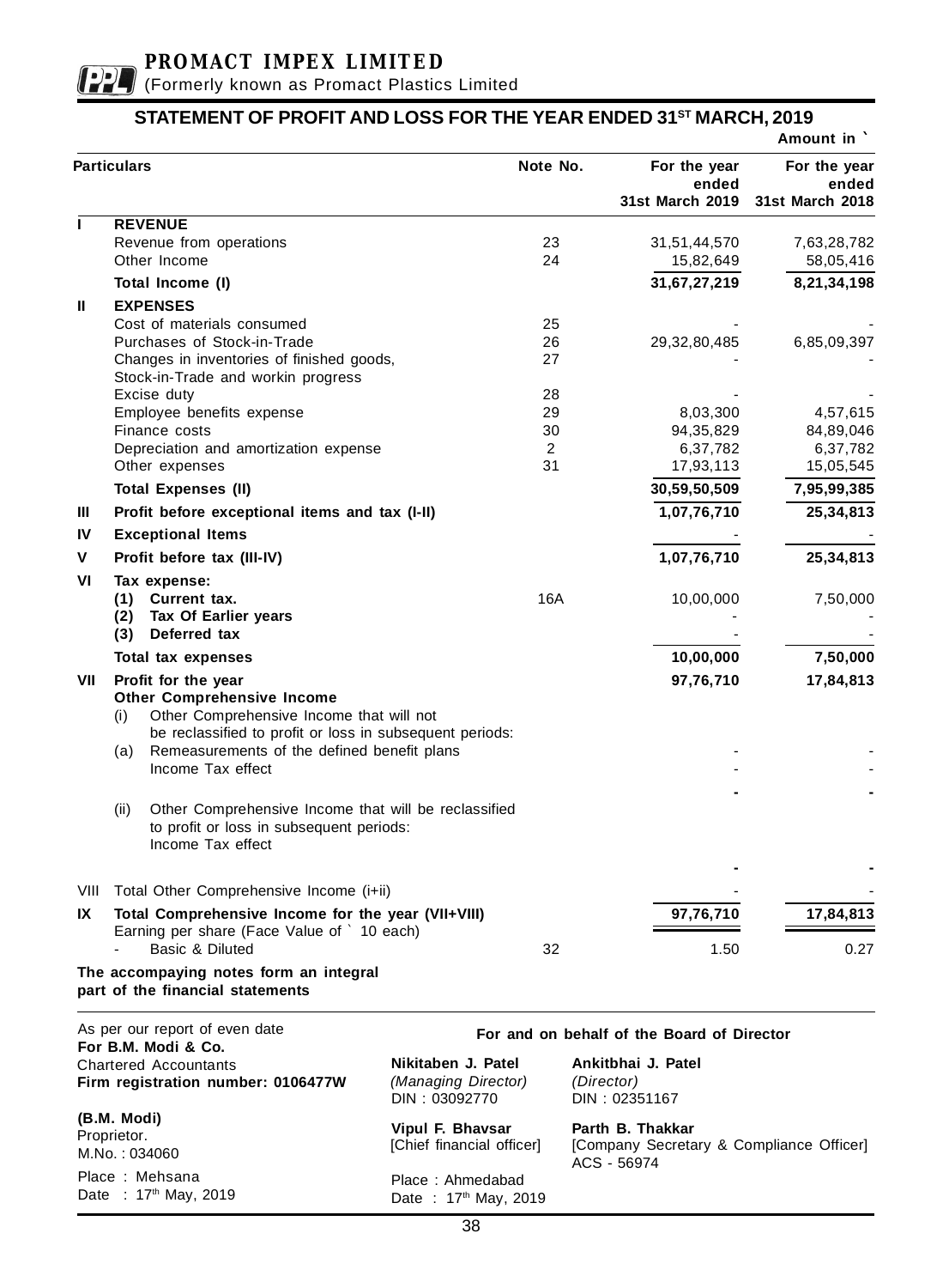**PROMACT IMPEX LIMITED**
(Formerly known as Promact Plastics Limited

## STATEMENT OF PROFIT AND LOSS FOR THE YEAR ENDED 31ST MARCH, 2019

Amount in `

| | Particulars | Note No. | For the year ended 31st March 2019 | For the year ended 31st March 2018 |
|---|---|---|---|---|
| **I** | **REVENUE** | | | |
| | Revenue from operations | 23 | 31,51,44,570 | 7,63,28,782 |
| | Other Income | 24 | 15,82,649 | 58,05,416 |
| | **Total Income (I)** | | **31,67,27,219** | **8,21,34,198** |
| **II** | **EXPENSES** | | | |
| | Cost of materials consumed | 25 | - | - |
| | Purchases of Stock-in-Trade | 26 | 29,32,80,485 | 6,85,09,397 |
| | Changes in inventories of finished goods, Stock-in-Trade and workin progress | 27 | - | - |
| | Excise duty | 28 | - | - |
| | Employee benefits expense | 29 | 8,03,300 | 4,57,615 |
| | Finance costs | 30 | 94,35,829 | 84,89,046 |
| | Depreciation and amortization expense | 2 | 6,37,782 | 6,37,782 |
| | Other expenses | 31 | 17,93,113 | 15,05,545 |
| | **Total Expenses (II)** | | **30,59,50,509** | **7,95,99,385** |
| **III** | **Profit before exceptional items and tax (I-II)** | | **1,07,76,710** | **25,34,813** |
| **IV** | **Exceptional Items** | | - | - |
| **V** | **Profit before tax (III-IV)** | | **1,07,76,710** | **25,34,813** |
| **VI** | **Tax expense:** | | | |
| | **(1) Current tax.** | 16A | 10,00,000 | 7,50,000 |
| | **(2) Tax Of Earlier years** | | - | - |
| | **(3) Deferred tax** | | - | - |
| | **Total tax expenses** | | **10,00,000** | **7,50,000** |
| **VII** | **Profit for the year** | | **97,76,710** | **17,84,813** |
| | **Other Comprehensive Income** | | | |
| | (i) Other Comprehensive Income that will not be reclassified to profit or loss in subsequent periods: | | | |
| | (a) Remeasurements of the defined benefit plans | | - | - |
| | Income Tax effect | | - | - |
| | | | **-** | **-** |
| | (ii) Other Comprehensive Income that will be reclassified to profit or loss in subsequent periods: Income Tax effect | | | |
| | | | **-** | **-** |
| VIII | Total Other Comprehensive Income (i+ii) | | - | - |
| **IX** | **Total Comprehensive Income for the year (VII+VIII)** | | **97,76,710** | **17,84,813** |
| | Earning per share (Face Value of ` 10 each) | | | |
| | - Basic & Diluted | 32 | 1.50 | 0.27 |

**The accompanying notes form an integral part of the financial statements**

As per our report of even date
**For B.M. Modi & Co.**
Chartered Accountants
**Firm registration number: 0106477W**

**(B.M. Modi)**
Proprietor.
M.No. : 034060

Place : Mehsana
Date : 17th May, 2019

**For and on behalf of the Board of Director**

**Nikitaben J. Patel**
*(Managing Director)*
DIN : 03092770

**Ankitbhai J. Patel**
*(Director)*
DIN : 02351167

**Vipul F. Bhavsar**
[Chief financial officer]

**Parth B. Thakkar**
[Company Secretary & Compliance Officer]
ACS - 56974

Place : Ahmedabad
Date : 17th May, 2019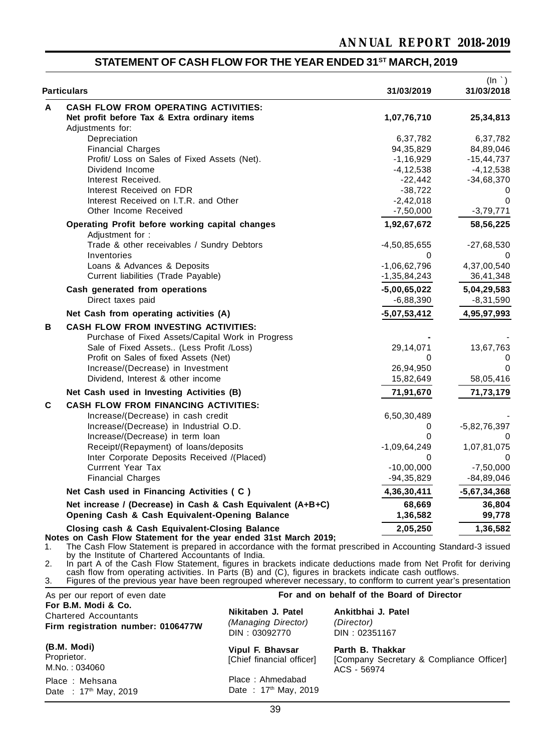## STATEMENT OF CASH FLOW FOR THE YEAR ENDED 31ST MARCH, 2019

(In `)

| | Particulars | 31/03/2019 | 31/03/2018 |
|---|---|---|---|
| **A** | **CASH FLOW FROM OPERATING ACTIVITIES:** | | |
| | **Net profit before Tax & Extra ordinary items** | **1,07,76,710** | **25,34,813** |
| | Adjustments for: | | |
| | Depreciation | 6,37,782 | 6,37,782 |
| | Financial Charges | 94,35,829 | 84,89,046 |
| | Profit/ Loss on Sales of Fixed Assets (Net). | -1,16,929 | -15,44,737 |
| | Dividend Income | -4,12,538 | -4,12,538 |
| | Interest Received. | -22,442 | -34,68,370 |
| | Interest Received on FDR | -38,722 | 0 |
| | Interest Received on I.T.R. and Other | -2,42,018 | 0 |
| | Other Income Received | -7,50,000 | -3,79,771 |
| | **Operating Profit before working capital changes** | **1,92,67,672** | **58,56,225** |
| | Adjustment for : | | |
| | Trade & other receivables / Sundry Debtors | -4,50,85,655 | -27,68,530 |
| | Inventories | 0 | 0 |
| | Loans & Advances & Deposits | -1,06,62,796 | 4,37,00,540 |
| | Current liabilities (Trade Payable) | -1,35,84,243 | 36,41,348 |
| | **Cash generated from operations** | **-5,00,65,022** | **5,04,29,583** |
| | Direct taxes paid | -6,88,390 | -8,31,590 |
| | **Net Cash from operating activities (A)** | **-5,07,53,412** | **4,95,97,993** |
| **B** | **CASH FLOW FROM INVESTING ACTIVITIES:** | | |
| | Purchase of Fixed Assets/Capital Work in Progress | - | - |
| | Sale of Fixed Assets.. (Less Profit /Loss) | 29,14,071 | 13,67,763 |
| | Profit on Sales of fixed Assets (Net) | 0 | 0 |
| | Increase/(Decrease) in Investment | 26,94,950 | 0 |
| | Dividend, Interest & other income | 15,82,649 | 58,05,416 |
| | **Net Cash used in Investing Activities (B)** | **71,91,670** | **71,73,179** |
| **C** | **CASH FLOW FROM FINANCING ACTIVITIES:** | | |
| | Increase/(Decrease) in cash credit | 6,50,30,489 | - |
| | Increase/(Decrease) in Industrial O.D. | 0 | -5,82,76,397 |
| | Increase/(Decrease) in term loan | 0 | 0 |
| | Receipt/(Repayment) of loans/deposits | -1,09,64,249 | 1,07,81,075 |
| | Inter Corporate Deposits Received /(Placed) | 0 | 0 |
| | Currrent Year Tax | -10,00,000 | -7,50,000 |
| | Financial Charges | -94,35,829 | -84,89,046 |
| | **Net Cash used in Financing Activities ( C )** | **4,36,30,411** | **-5,67,34,368** |
| | **Net increase / (Decrease) in Cash & Cash Equivalent (A+B+C)** | **68,669** | **36,804** |
| | **Opening Cash & Cash Equivalent-Opening Balance** | **1,36,582** | **99,778** |
| | **Closing cash & Cash Equivalent-Closing Balance** | **2,05,250** | **1,36,582** |

**Notes on Cash Flow Statement for the year ended 31st March 2019;**

1. The Cash Flow Statement is prepared in accordance with the format prescribed in Accounting Standard-3 issued by the Institute of Chartered Accountants of India.
2. In part A of the Cash Flow Statement, figures in brackets indicate deductions made from Net Profit for deriving cash flow from operating activities. In Parts (B) and (C), figures in brackets indicate cash outflows.
3. Figures of the previous year have been regrouped wherever necessary, to confform to current year's presentation

As per our report of even date

**For B.M. Modi & Co.**
Chartered Accountants
**Firm registration number: 0106477W**

**(B.M. Modi)**
Proprietor.
M.No. : 034060

Place : Mehsana
Date : 17th May, 2019

**For and on behalf of the Board of Director**

**Nikitaben J. Patel**
*(Managing Director)*
DIN : 03092770

**Ankitbhai J. Patel**
*(Director)*
DIN : 02351167

**Vipul F. Bhavsar**
[Chief financial officer]

**Parth B. Thakkar**
[Company Secretary & Compliance Officer]
ACS - 56974

Place : Ahmedabad
Date : 17th May, 2019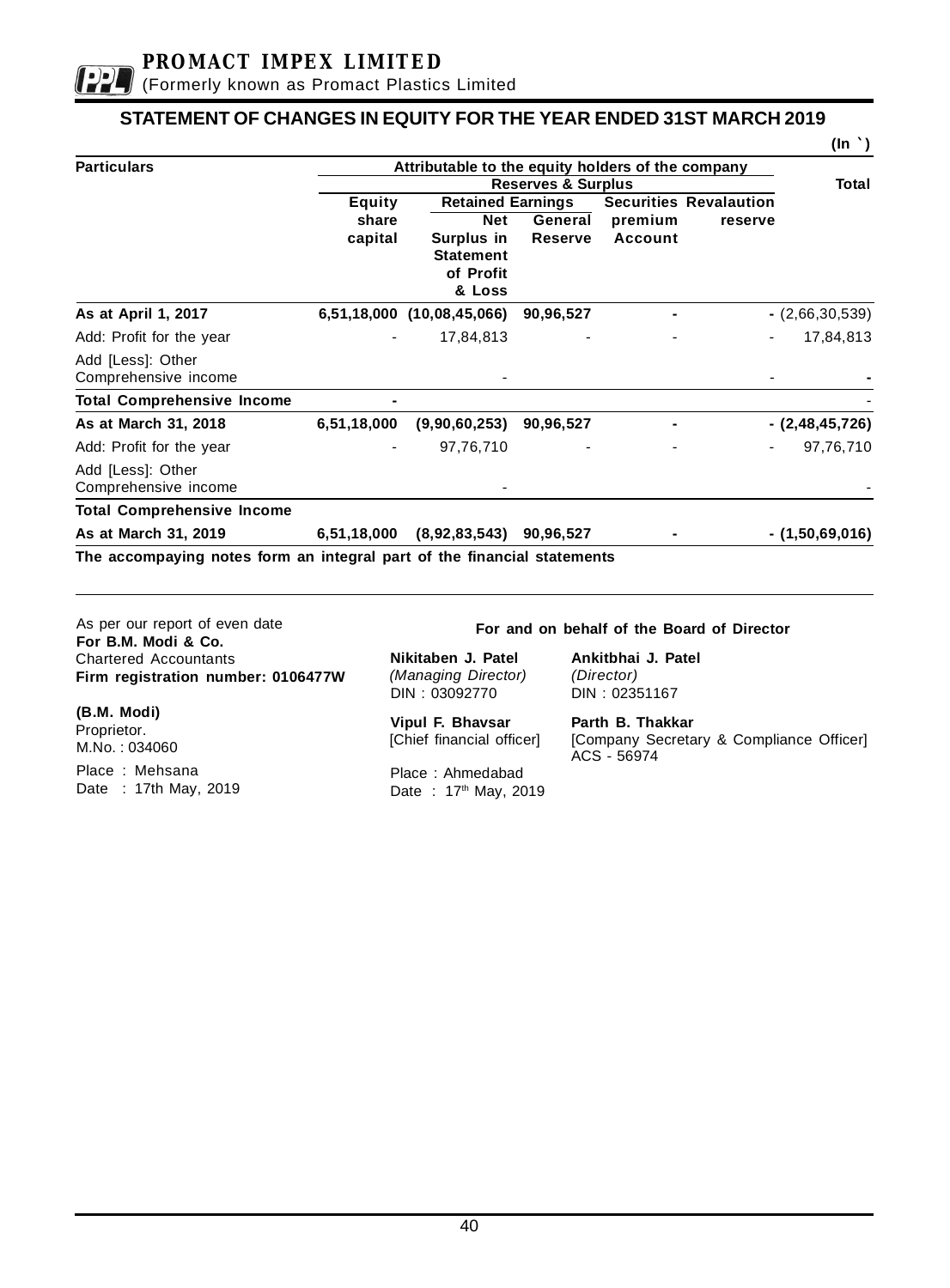# PROMACT IMPEX LIMITED

(Formerly known as Promact Plastics Limited

## STATEMENT OF CHANGES IN EQUITY FOR THE YEAR ENDED 31ST MARCH 2019

(In `)

| Particulars | Attributable to the equity holders of the company | | | | | Total |
|---|---|---|---|---|---|---|
| | | Reserves & Surplus | | | | |
| | Equity share capital | Retained Earnings | | Securities premium Account | Revalaution reserve | |
| | | Net Surplus in Statement of Profit & Loss | General Reserve | | | |
| **As at April 1, 2017** | **6,51,18,000** | **(10,08,45,066)** | **90,96,527** | **-** | **-** | (2,66,30,539) |
| Add: Profit for the year | - | 17,84,813 | - | - | - | 17,84,813 |
| Add [Less]: Other Comprehensive income | | - | | | - | **-** |
| **Total Comprehensive Income** | **-** | | | | | - |
| **As at March 31, 2018** | **6,51,18,000** | **(9,90,60,253)** | **90,96,527** | **-** | **-** | **(2,48,45,726)** |
| Add: Profit for the year | - | 97,76,710 | - | - | - | 97,76,710 |
| Add [Less]: Other Comprehensive income | | - | | | | - |
| **Total Comprehensive Income** | | | | | | |
| **As at March 31, 2019** | **6,51,18,000** | **(8,92,83,543)** | **90,96,527** | **-** | **-** | **(1,50,69,016)** |

**The accompanying notes form an integral part of the financial statements**

As per our report of even date
**For B.M. Modi & Co.**
Chartered Accountants
**Firm registration number: 0106477W**

**(B.M. Modi)**
Proprietor.
M.No. : 034060

Place : Mehsana
Date : 17th May, 2019

**For and on behalf of the Board of Director**

**Nikitaben J. Patel**
*(Managing Director)*
DIN : 03092770

**Ankitbhai J. Patel**
*(Director)*
DIN : 02351167

**Vipul F. Bhavsar**
[Chief financial officer]

**Parth B. Thakkar**
[Company Secretary & Compliance Officer]
ACS - 56974

Place : Ahmedabad
Date : 17th May, 2019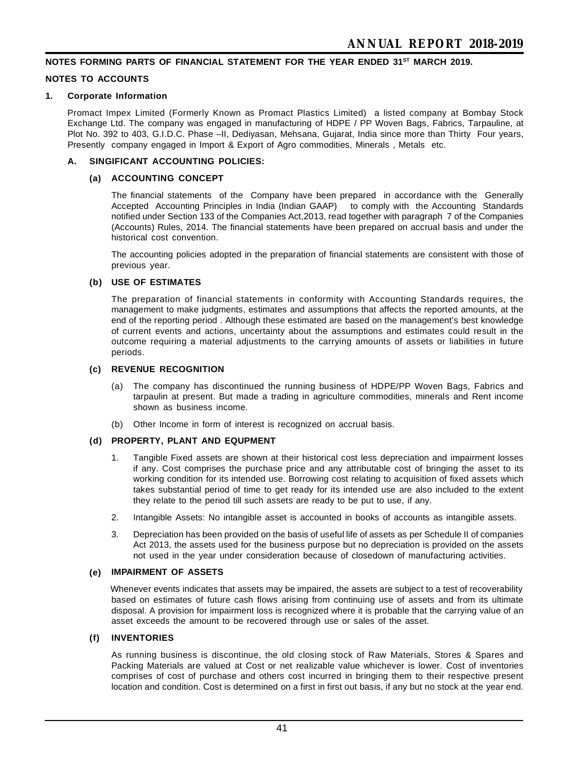**NOTES FORMING PARTS OF FINANCIAL STATEMENT FOR THE YEAR ENDED 31ST MARCH 2019.**

**NOTES TO ACCOUNTS**

**1. Corporate Information**

Promact Impex Limited (Formerly Known as Promact Plastics Limited) a listed company at Bombay Stock Exchange Ltd. The company was engaged in manufacturing of HDPE / PP Woven Bags, Fabrics, Tarpauline, at Plot No. 392 to 403, G.I.D.C. Phase –II, Dediyasan, Mehsana, Gujarat, India since more than Thirty Four years, Presently company engaged in Import & Export of Agro commodities, Minerals , Metals etc.

**A. SINGIFICANT ACCOUNTING POLICIES:**

**(a) ACCOUNTING CONCEPT**

The financial statements of the Company have been prepared in accordance with the Generally Accepted Accounting Principles in India (Indian GAAP) to comply with the Accounting Standards notified under Section 133 of the Companies Act,2013, read together with paragraph 7 of the Companies (Accounts) Rules, 2014. The financial statements have been prepared on accrual basis and under the historical cost convention.

The accounting policies adopted in the preparation of financial statements are consistent with those of previous year.

**(b) USE OF ESTIMATES**

The preparation of financial statements in conformity with Accounting Standards requires, the management to make judgments, estimates and assumptions that affects the reported amounts, at the end of the reporting period . Although these estimated are based on the management's best knowledge of current events and actions, uncertainty about the assumptions and estimates could result in the outcome requiring a material adjustments to the carrying amounts of assets or liabilities in future periods.

**(c) REVENUE RECOGNITION**

(a) The company has discontinued the running business of HDPE/PP Woven Bags, Fabrics and tarpaulin at present. But made a trading in agriculture commodities, minerals and Rent income shown as business income.

(b) Other Income in form of interest is recognized on accrual basis.

**(d) PROPERTY, PLANT AND EQUPMENT**

1. Tangible Fixed assets are shown at their historical cost less depreciation and impairment losses if any. Cost comprises the purchase price and any attributable cost of bringing the asset to its working condition for its intended use. Borrowing cost relating to acquisition of fixed assets which takes substantial period of time to get ready for its intended use are also included to the extent they relate to the period till such assets are ready to be put to use, if any.

2. Intangible Assets: No intangible asset is accounted in books of accounts as intangible assets.

3. Depreciation has been provided on the basis of useful life of assets as per Schedule II of companies Act 2013, the assets used for the business purpose but no depreciation is provided on the assets not used in the year under consideration because of closedown of manufacturing activities.

**(e) IMPAIRMENT OF ASSETS**

Whenever events indicates that assets may be impaired, the assets are subject to a test of recoverability based on estimates of future cash flows arising from continuing use of assets and from its ultimate disposal. A provision for impairment loss is recognized where it is probable that the carrying value of an asset exceeds the amount to be recovered through use or sales of the asset.

**(f) INVENTORIES**

As running business is discontinue, the old closing stock of Raw Materials, Stores & Spares and Packing Materials are valued at Cost or net realizable value whichever is lower. Cost of inventories comprises of cost of purchase and others cost incurred in bringing them to their respective present location and condition. Cost is determined on a first in first out basis, if any but no stock at the year end.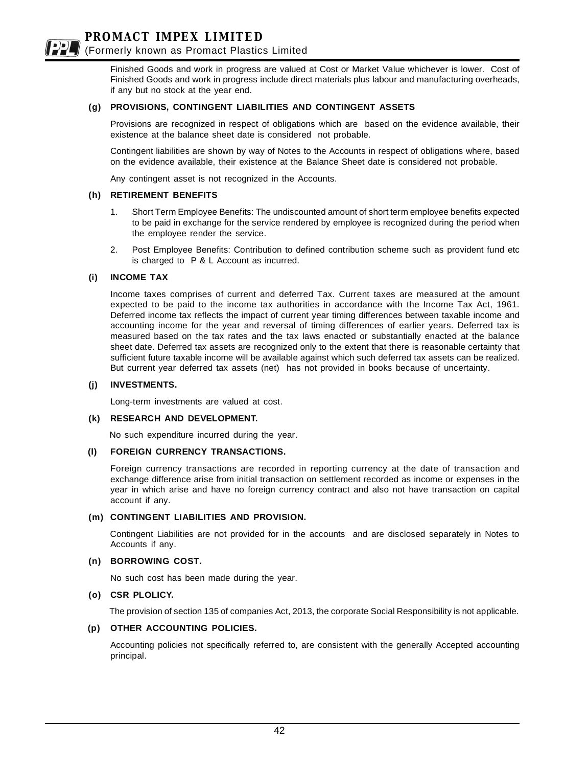Finished Goods and work in progress are valued at Cost or Market Value whichever is lower. Cost of Finished Goods and work in progress include direct materials plus labour and manufacturing overheads, if any but no stock at the year end.

**(g) PROVISIONS, CONTINGENT LIABILITIES AND CONTINGENT ASSETS**

Provisions are recognized in respect of obligations which are based on the evidence available, their existence at the balance sheet date is considered not probable.

Contingent liabilities are shown by way of Notes to the Accounts in respect of obligations where, based on the evidence available, their existence at the Balance Sheet date is considered not probable.

Any contingent asset is not recognized in the Accounts.

**(h) RETIREMENT BENEFITS**

1. Short Term Employee Benefits: The undiscounted amount of short term employee benefits expected to be paid in exchange for the service rendered by employee is recognized during the period when the employee render the service.
2. Post Employee Benefits: Contribution to defined contribution scheme such as provident fund etc is charged to P & L Account as incurred.

**(i) INCOME TAX**

Income taxes comprises of current and deferred Tax. Current taxes are measured at the amount expected to be paid to the income tax authorities in accordance with the Income Tax Act, 1961. Deferred income tax reflects the impact of current year timing differences between taxable income and accounting income for the year and reversal of timing differences of earlier years. Deferred tax is measured based on the tax rates and the tax laws enacted or substantially enacted at the balance sheet date. Deferred tax assets are recognized only to the extent that there is reasonable certainty that sufficient future taxable income will be available against which such deferred tax assets can be realized. But current year deferred tax assets (net) has not provided in books because of uncertainty.

**(j) INVESTMENTS.**

Long-term investments are valued at cost.

**(k) RESEARCH AND DEVELOPMENT.**

No such expenditure incurred during the year.

**(l) FOREIGN CURRENCY TRANSACTIONS.**

Foreign currency transactions are recorded in reporting currency at the date of transaction and exchange difference arise from initial transaction on settlement recorded as income or expenses in the year in which arise and have no foreign currency contract and also not have transaction on capital account if any.

**(m) CONTINGENT LIABILITIES AND PROVISION.**

Contingent Liabilities are not provided for in the accounts and are disclosed separately in Notes to Accounts if any.

**(n) BORROWING COST.**

No such cost has been made during the year.

**(o) CSR PLOLICY.**

The provision of section 135 of companies Act, 2013, the corporate Social Responsibility is not applicable.

**(p) OTHER ACCOUNTING POLICIES.**

Accounting policies not specifically referred to, are consistent with the generally Accepted accounting principal.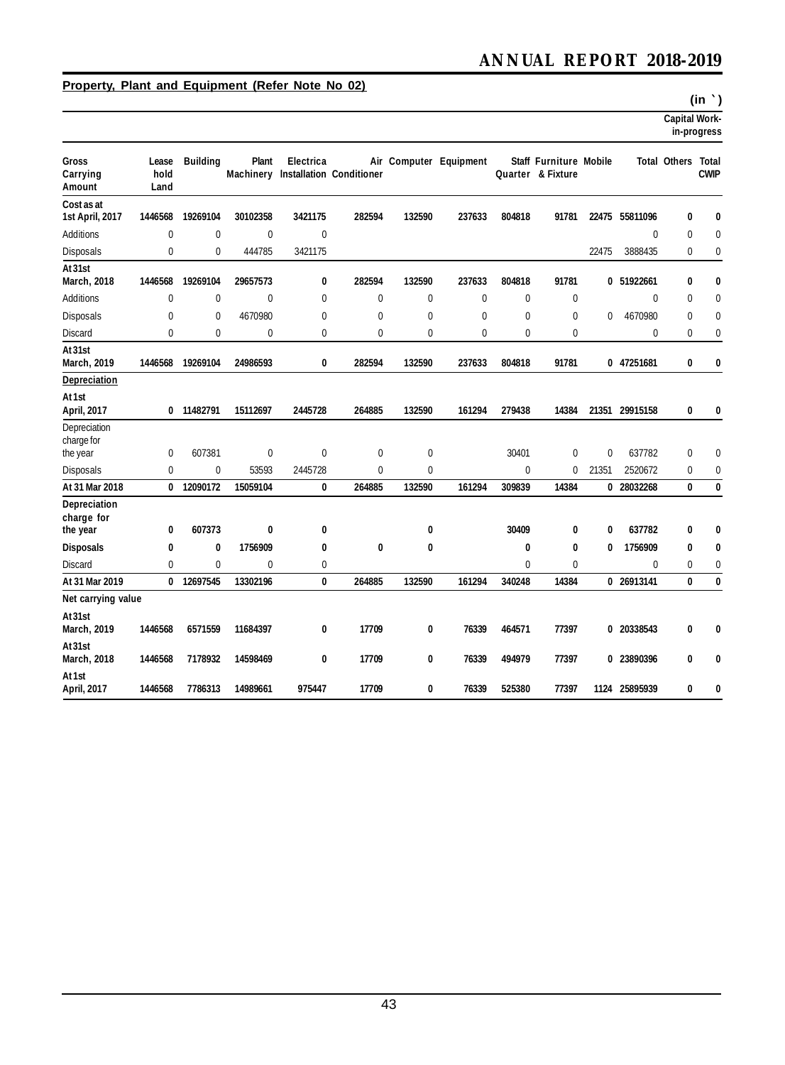**Property, Plant and Equipment (Refer Note No 02)**

(in ` )

| | | | | | | | | | | | | Capital Work-in-progress | |
|---|---|---|---|---|---|---|---|---|---|---|---|---|---|
| **Gross Carrying Amount** | **Lease hold Land** | **Building** | **Plant Machinery** | **Electrical Installation** | **Air Conditioner** | **Computer** | **Equipment** | **Staff Quarter** | **Furniture & Fixture** | **Mobile** | **Total** | **Others** | **Total CWIP** |
| **Cost as at 1st April, 2017** | **1446568** | **19269104** | **30102358** | **3421175** | **282594** | **132590** | **237633** | **804818** | **91781** | **22475** | **55811096** | **0** | **0** |
| Additions | 0 | 0 | 0 | 0 | | | | | | | 0 | 0 | 0 |
| Disposals | 0 | 0 | 444785 | 3421175 | | | | | | 22475 | 3888435 | 0 | 0 |
| **At 31st March, 2018** | **1446568** | **19269104** | **29657573** | **0** | **282594** | **132590** | **237633** | **804818** | **91781** | **0** | **51922661** | **0** | **0** |
| Additions | 0 | 0 | 0 | 0 | 0 | 0 | 0 | 0 | 0 | | 0 | 0 | 0 |
| Disposals | 0 | 0 | 4670980 | 0 | 0 | 0 | 0 | 0 | 0 | 0 | 4670980 | 0 | 0 |
| Discard | 0 | 0 | 0 | 0 | 0 | 0 | 0 | 0 | 0 | | 0 | 0 | 0 |
| **At 31st March, 2019** | **1446568** | **19269104** | **24986593** | **0** | **282594** | **132590** | **237633** | **804818** | **91781** | **0** | **47251681** | **0** | **0** |
| **Depreciation** | | | | | | | | | | | | | |
| **At 1st April, 2017** | **0** | **11482791** | **15112697** | **2445728** | **264885** | **132590** | **161294** | **279438** | **14384** | **21351** | **29915158** | **0** | **0** |
| Depreciation charge for the year | 0 | 607381 | 0 | 0 | 0 | 0 | | 30401 | 0 | 0 | 637782 | 0 | 0 |
| Disposals | 0 | 0 | 53593 | 2445728 | 0 | 0 | | 0 | 0 | 21351 | 2520672 | 0 | 0 |
| **At 31 Mar 2018** | **0** | **12090172** | **15059104** | **0** | **264885** | **132590** | **161294** | **309839** | **14384** | **0** | **28032268** | **0** | **0** |
| **Depreciation charge for the year** | **0** | **607373** | **0** | **0** | | **0** | | **30409** | **0** | **0** | **637782** | **0** | **0** |
| **Disposals** | **0** | **0** | **1756909** | **0** | **0** | **0** | | **0** | **0** | **0** | **1756909** | **0** | **0** |
| Discard | 0 | 0 | 0 | 0 | | | | 0 | 0 | | 0 | 0 | 0 |
| **At 31 Mar 2019** | **0** | **12697545** | **13302196** | **0** | **264885** | **132590** | **161294** | **340248** | **14384** | **0** | **26913141** | **0** | **0** |
| **Net carrying value** | | | | | | | | | | | | | |
| **At 31st March, 2019** | **1446568** | **6571559** | **11684397** | **0** | **17709** | **0** | **76339** | **464571** | **77397** | **0** | **20338543** | **0** | **0** |
| **At 31st March, 2018** | **1446568** | **7178932** | **14598469** | **0** | **17709** | **0** | **76339** | **494979** | **77397** | **0** | **23890396** | **0** | **0** |
| **At 1st April, 2017** | **1446568** | **7786313** | **14989661** | **975447** | **17709** | **0** | **76339** | **525380** | **77397** | **1124** | **25895939** | **0** | **0** |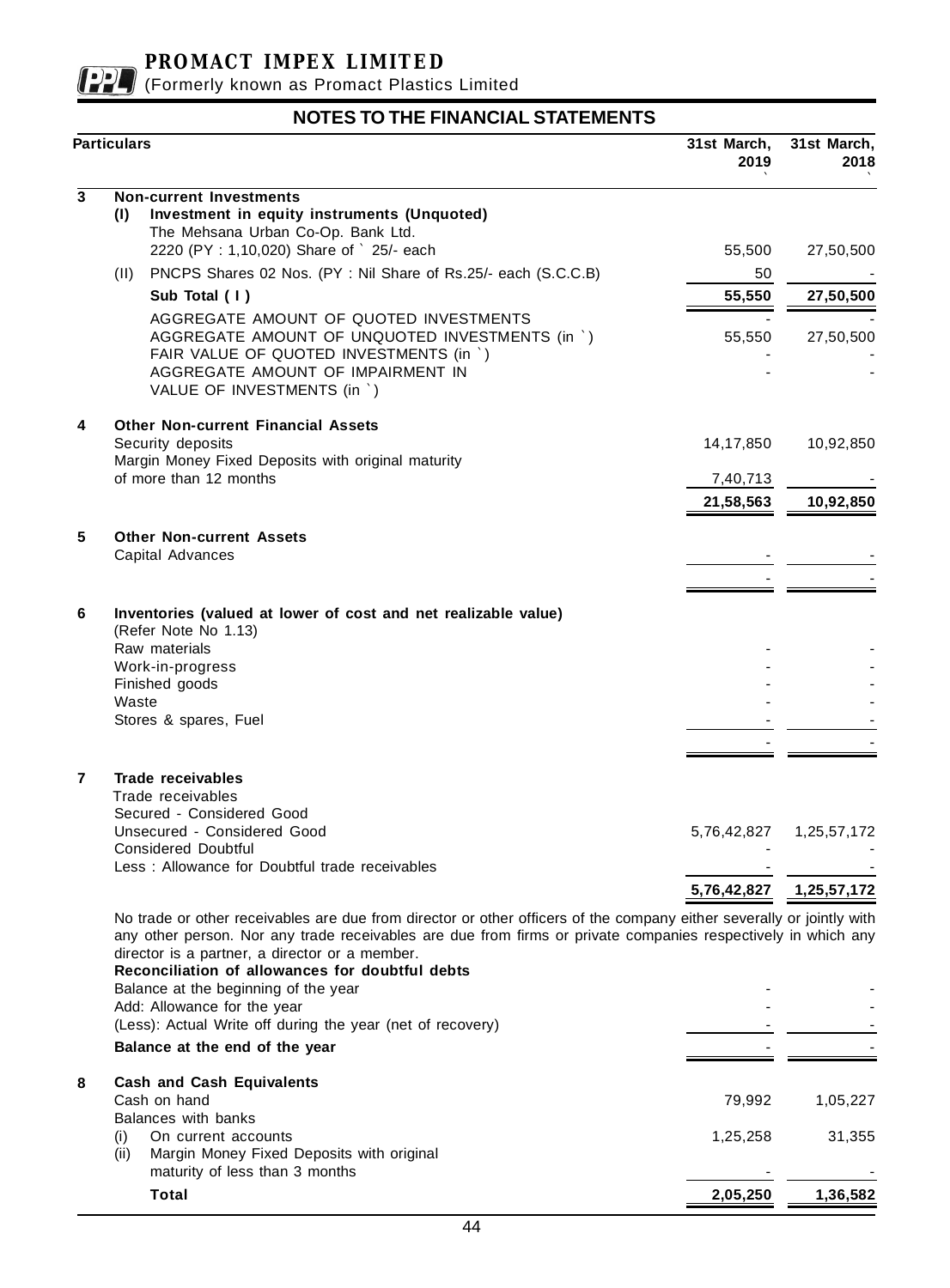## NOTES TO THE FINANCIAL STATEMENTS

| | Particulars | 31st March, 2019 ` | 31st March, 2018 ` |
|---|---|---|---|
| **3** | **Non-current Investments** | | |
| | **(I) Investment in equity instruments (Unquoted)** | | |
| | The Mehsana Urban Co-Op. Bank Ltd. 2220 (PY : 1,10,020) Share of ` 25/- each | 55,500 | 27,50,500 |
| | (II) PNCPS Shares 02 Nos. (PY : Nil Share of Rs.25/- each (S.C.C.B) | 50 | - |
| | **Sub Total ( I )** | **55,550** | **27,50,500** |
| | AGGREGATE AMOUNT OF QUOTED INVESTMENTS | - | - |
| | AGGREGATE AMOUNT OF UNQUOTED INVESTMENTS (in `) | 55,550 | 27,50,500 |
| | FAIR VALUE OF QUOTED INVESTMENTS (in `) | - | - |
| | AGGREGATE AMOUNT OF IMPAIRMENT IN VALUE OF INVESTMENTS (in `) | - | - |
| **4** | **Other Non-current Financial Assets** | | |
| | Security deposits | 14,17,850 | 10,92,850 |
| | Margin Money Fixed Deposits with original maturity of more than 12 months | 7,40,713 | - |
| | | **21,58,563** | **10,92,850** |
| **5** | **Other Non-current Assets** | | |
| | Capital Advances | - | - |
| | | - | - |
| **6** | **Inventories (valued at lower of cost and net realizable value)** (Refer Note No 1.13) | | |
| | Raw materials | - | - |
| | Work-in-progress | - | - |
| | Finished goods | - | - |
| | Waste | - | - |
| | Stores & spares, Fuel | - | - |
| | | - | - |
| **7** | **Trade receivables** | | |
| | Trade receivables | | |
| | Secured - Considered Good | | |
| | Unsecured - Considered Good | 5,76,42,827 | 1,25,57,172 |
| | Considered Doubtful | - | - |
| | Less : Allowance for Doubtful trade receivables | - | - |
| | | **5,76,42,827** | **1,25,57,172** |

No trade or other receivables are due from director or other officers of the company either severally or jointly with any other person. Nor any trade receivables are due from firms or private companies respectively in which any director is a partner, a director or a member.

| | Particulars | 31st March, 2019 | 31st March, 2018 |
|---|---|---|---|
| | **Reconciliation of allowances for doubtful debts** | | |
| | Balance at the beginning of the year | - | - |
| | Add: Allowance for the year | - | - |
| | (Less): Actual Write off during the year (net of recovery) | - | - |
| | **Balance at the end of the year** | - | - |
| **8** | **Cash and Cash Equivalents** | | |
| | Cash on hand | 79,992 | 1,05,227 |
| | Balances with banks | | |
| | (i) On current accounts | 1,25,258 | 31,355 |
| | (ii) Margin Money Fixed Deposits with original maturity of less than 3 months | - | - |
| | **Total** | **2,05,250** | **1,36,582** |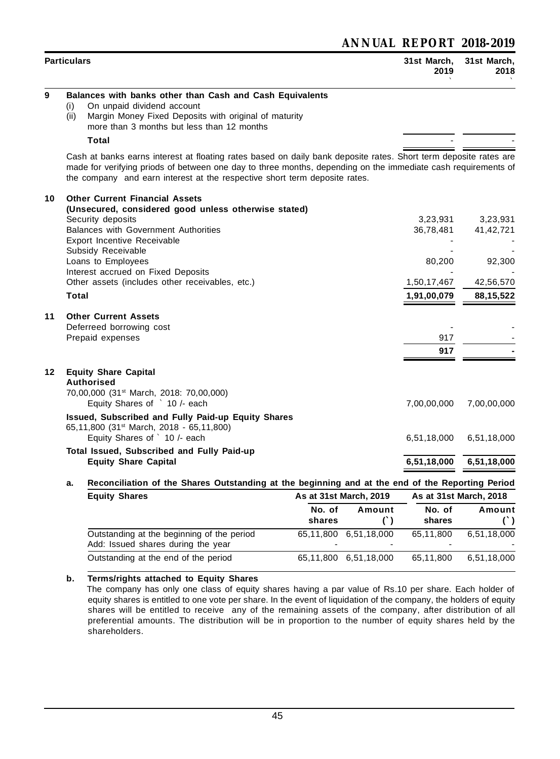| Particulars | | 31st March, 2019 ` | 31st March, 2018 ` |
|---|---|---|---|
| **9** | **Balances with banks other than Cash and Cash Equivalents** | | |
| | (i) On unpaid dividend account | | |
| | (ii) Margin Money Fixed Deposits with original of maturity more than 3 months but less than 12 months | | |
| | **Total** | - | - |

Cash at banks earns interest at floating rates based on daily bank deposite rates. Short term deposite rates are made for verifying priods of between one day to three months, depending on the immediate cash requirements of the company and earn interest at the respective short term deposite rates.

| | | 31st March, 2019 | 31st March, 2018 |
|---|---|---|---|
| **10** | **Other Current Financial Assets** | | |
| | **(Unsecured, considered good unless otherwise stated)** | | |
| | Security deposits | 3,23,931 | 3,23,931 |
| | Balances with Government Authorities | 36,78,481 | 41,42,721 |
| | Export Incentive Receivable | - | - |
| | Subsidy Receivable | - | - |
| | Loans to Employees | 80,200 | 92,300 |
| | Interest accrued on Fixed Deposits | - | - |
| | Other assets (includes other receivables, etc.) | 1,50,17,467 | 42,56,570 |
| | **Total** | **1,91,00,079** | **88,15,522** |
| **11** | **Other Current Assets** | | |
| | Deferreed borrowing cost | - | - |
| | Prepaid expenses | 917 | - |
| | | **917** | **-** |
| **12** | **Equity Share Capital** | | |
| | **Authorised** | | |
| | 70,00,000 (31st March, 2018: 70,00,000) Equity Shares of ` 10 /- each | 7,00,00,000 | 7,00,00,000 |
| | **Issued, Subscribed and Fully Paid-up Equity Shares** | | |
| | 65,11,800 (31st March, 2018 - 65,11,800) Equity Shares of ` 10 /- each | 6,51,18,000 | 6,51,18,000 |
| | **Total Issued, Subscribed and Fully Paid-up Equity Share Capital** | **6,51,18,000** | **6,51,18,000** |

**a. Reconciliation of the Shares Outstanding at the beginning and at the end of the Reporting Period**

| Equity Shares | As at 31st March, 2019 | | As at 31st March, 2018 | |
|---|---|---|---|---|
| | No. of shares | Amount (`) | No. of shares | Amount (`) |
| Outstanding at the beginning of the period | 65,11,800 | 6,51,18,000 | 65,11,800 | 6,51,18,000 |
| Add: Issued shares during the year | - | - | - | - |
| Outstanding at the end of the period | 65,11,800 | 6,51,18,000 | 65,11,800 | 6,51,18,000 |

**b. Terms/rights attached to Equity Shares**

The company has only one class of equity shares having a par value of Rs.10 per share. Each holder of equity shares is entitled to one vote per share. In the event of liquidation of the company, the holders of equity shares will be entitled to receive any of the remaining assets of the company, after distribution of all preferential amounts. The distribution will be in proportion to the number of equity shares held by the shareholders.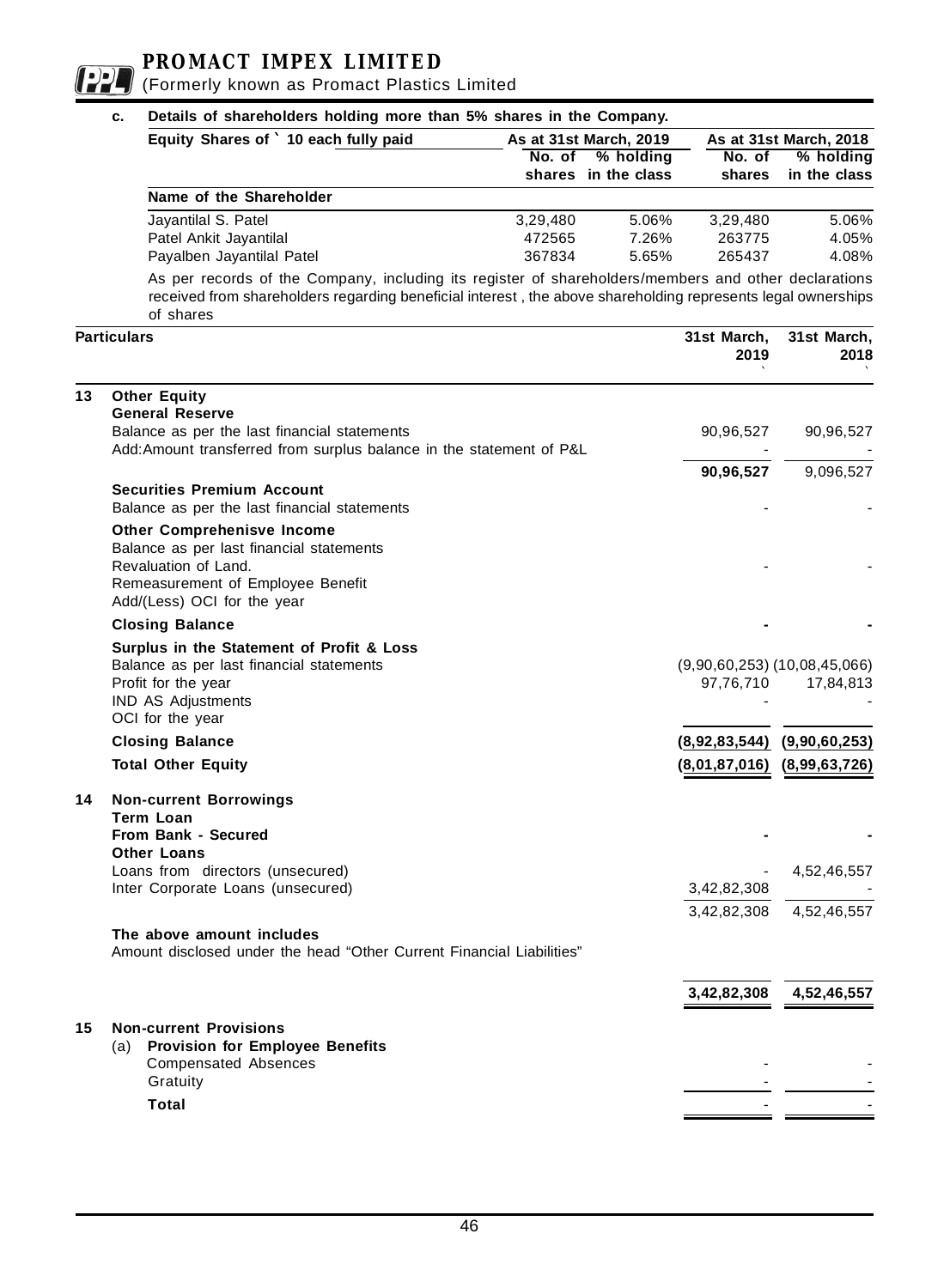**c. Details of shareholders holding more than 5% shares in the Company.**

| Equity Shares of ` 10 each fully paid | As at 31st March, 2019 | | As at 31st March, 2018 | |
|---|---|---|---|---|
| | No. of shares | % holding in the class | No. of shares | % holding in the class |
| **Name of the Shareholder** | | | | |
| Jayantilal S. Patel | 3,29,480 | 5.06% | 3,29,480 | 5.06% |
| Patel Ankit Jayantilal | 472565 | 7.26% | 263775 | 4.05% |
| Payalben Jayantilal Patel | 367834 | 5.65% | 265437 | 4.08% |

As per records of the Company, including its register of shareholders/members and other declarations received from shareholders regarding beneficial interest , the above shareholding represents legal ownerships of shares

| | **Particulars** | **31st March, 2019** ` | **31st March, 2018** ` |
|---|---|---|---|
| **13** | **Other Equity** | | |
| | **General Reserve** | | |
| | Balance as per the last financial statements | 90,96,527 | 90,96,527 |
| | Add:Amount transferred from surplus balance in the statement of P&L | - | - |
| | | **90,96,527** | 9,096,527 |
| | **Securities Premium Account** | | |
| | Balance as per the last financial statements | - | - |
| | **Other Comprehenisve Income** | | |
| | Balance as per last financial statements | | |
| | Revaluation of Land. | - | - |
| | Remeasurement of Employee Benefit | | |
| | Add/(Less) OCI for the year | | |
| | **Closing Balance** | **-** | **-** |
| | **Surplus in the Statement of Profit & Loss** | | |
| | Balance as per last financial statements | (9,90,60,253) | (10,08,45,066) |
| | Profit for the year | 97,76,710 | 17,84,813 |
| | IND AS Adjustments | - | - |
| | OCI for the year | | |
| | **Closing Balance** | **(8,92,83,544)** | **(9,90,60,253)** |
| | **Total Other Equity** | **(8,01,87,016)** | **(8,99,63,726)** |
| **14** | **Non-current Borrowings** | | |
| | **Term Loan** | | |
| | **From Bank - Secured** | **-** | **-** |
| | **Other Loans** | | |
| | Loans from directors (unsecured) | - | 4,52,46,557 |
| | Inter Corporate Loans (unsecured) | 3,42,82,308 | - |
| | | 3,42,82,308 | 4,52,46,557 |
| | **The above amount includes** | | |
| | Amount disclosed under the head "Other Current Financial Liabilities" | | |
| | | **3,42,82,308** | **4,52,46,557** |
| **15** | **Non-current Provisions** | | |
| | (a) **Provision for Employee Benefits** | | |
| | Compensated Absences | - | - |
| | Gratuity | - | - |
| | **Total** | - | - |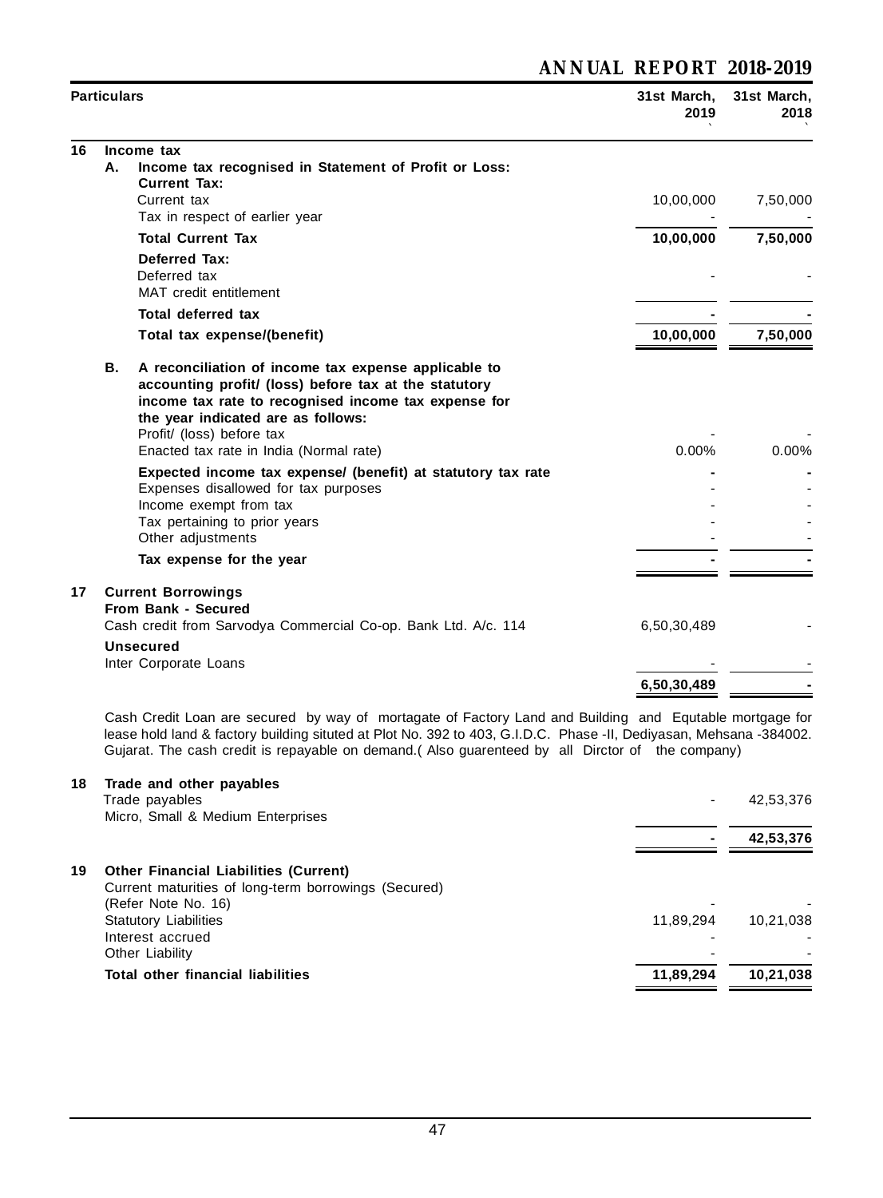| Particulars | | | 31st March, 2019 ` | 31st March, 2018 ` |
|---|---|---|---|---|
| **16** | **Income tax** | | | |
| | **A.** | **Income tax recognised in Statement of Profit or Loss:** | | |
| | | **Current Tax:** | | |
| | | Current tax | 10,00,000 | 7,50,000 |
| | | Tax in respect of earlier year | - | - |
| | | **Total Current Tax** | **10,00,000** | **7,50,000** |
| | | **Deferred Tax:** | | |
| | | Deferred tax | - | - |
| | | MAT credit entitlement | | |
| | | **Total deferred tax** | **-** | **-** |
| | | **Total tax expense/(benefit)** | **10,00,000** | **7,50,000** |
| | **B.** | **A reconciliation of income tax expense applicable to accounting profit/ (loss) before tax at the statutory income tax rate to recognised income tax expense for the year indicated are as follows:** | | |
| | | Profit/ (loss) before tax | - | - |
| | | Enacted tax rate in India (Normal rate) | 0.00% | 0.00% |
| | | **Expected income tax expense/ (benefit) at statutory tax rate** | **-** | **-** |
| | | Expenses disallowed for tax purposes | - | - |
| | | Income exempt from tax | - | - |
| | | Tax pertaining to prior years | - | - |
| | | Other adjustments | - | - |
| | | **Tax expense for the year** | **-** | **-** |
| **17** | **Current Borrowings** | | | |
| | **From Bank - Secured** | | | |
| | Cash credit from Sarvodya Commercial Co-op. Bank Ltd. A/c. 114 | | 6,50,30,489 | - |
| | **Unsecured** | | | |
| | Inter Corporate Loans | | - | - |
| | | | **6,50,30,489** | **-** |

Cash Credit Loan are secured by way of mortagate of Factory Land and Building and Equtable mortgage for lease hold land & factory building situted at Plot No. 392 to 403, G.I.D.C. Phase -II, Dediyasan, Mehsana -384002. Gujarat. The cash credit is repayable on demand.( Also guarenteed by all Dirctor of the company)

| | | 31st March, 2019 | 31st March, 2018 |
|---|---|---|---|
| **18** | **Trade and other payables** | | |
| | Trade payables | - | 42,53,376 |
| | Micro, Small & Medium Enterprises | | |
| | | **-** | **42,53,376** |
| **19** | **Other Financial Liabilities (Current)** | | |
| | Current maturities of long-term borrowings (Secured) (Refer Note No. 16) | - | - |
| | Statutory Liabilities | 11,89,294 | 10,21,038 |
| | Interest accrued | - | - |
| | Other Liability | - | - |
| | **Total other financial liabilities** | **11,89,294** | **10,21,038** |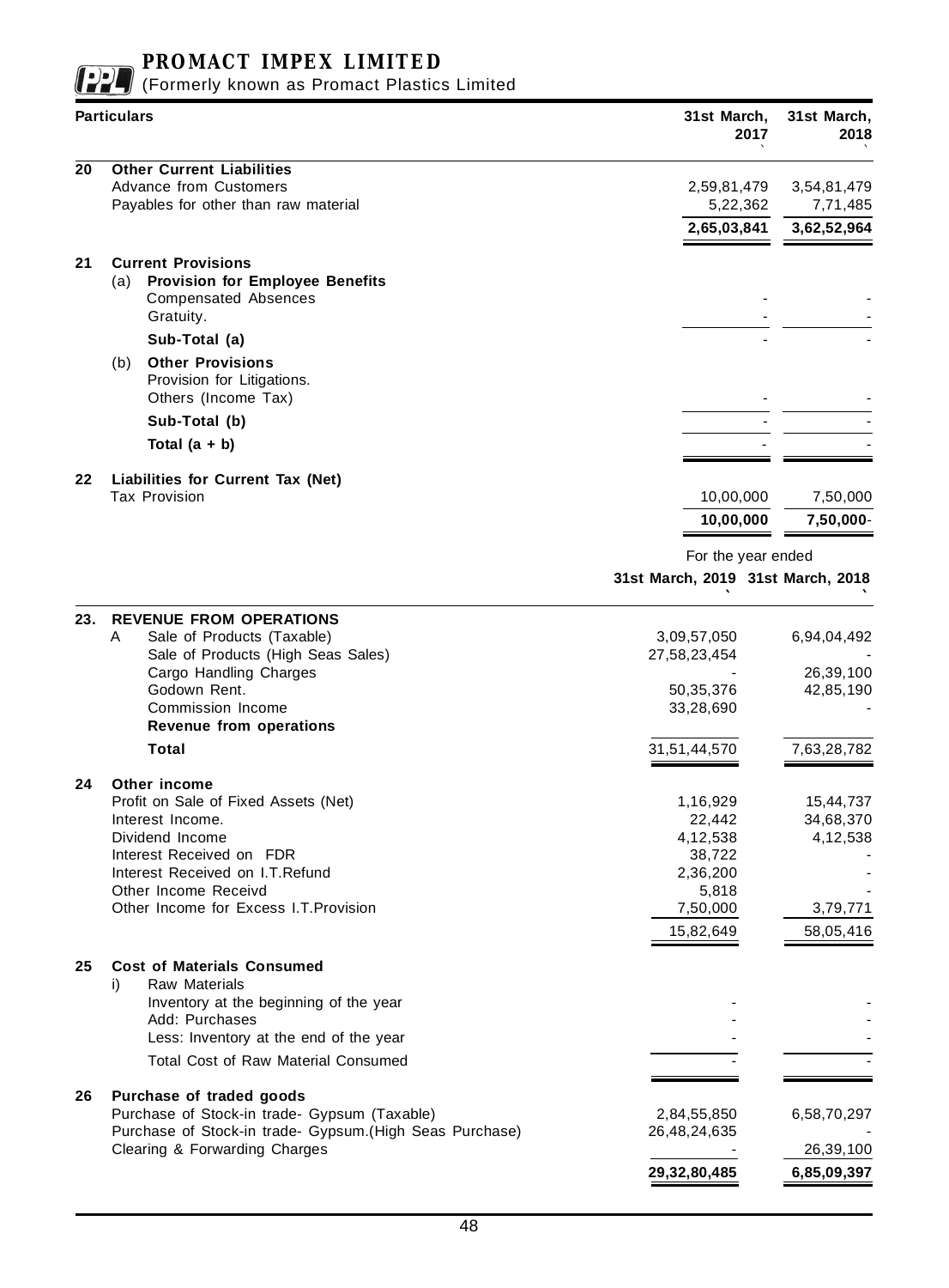| Particulars | | 31st March, 2017 ` | 31st March, 2018 ` |
|---|---|---|---|
| **20** | **Other Current Liabilities** | | |
| | Advance from Customers | 2,59,81,479 | 3,54,81,479 |
| | Payables for other than raw material | 5,22,362 | 7,71,485 |
| | | **2,65,03,841** | **3,62,52,964** |
| **21** | **Current Provisions** | | |
| | (a) **Provision for Employee Benefits** | | |
| | Compensated Absences | - | - |
| | Gratuity. | - | - |
| | **Sub-Total (a)** | - | - |
| | (b) **Other Provisions** | | |
| | Provision for Litigations. | | |
| | Others (Income Tax) | - | - |
| | **Sub-Total (b)** | - | - |
| | **Total (a + b)** | - | - |
| **22** | **Liabilities for Current Tax (Net)** | | |
| | Tax Provision | 10,00,000 | 7,50,000 |
| | | **10,00,000** | **7,50,000**- |

| | | For the year ended | |
|---|---|---|---|
| | | **31st March, 2019 `** | **31st March, 2018 `** |
| **23.** | **REVENUE FROM OPERATIONS** | | |
| | A Sale of Products (Taxable) | 3,09,57,050 | 6,94,04,492 |
| | Sale of Products (High Seas Sales) | 27,58,23,454 | - |
| | Cargo Handling Charges | - | 26,39,100 |
| | Godown Rent. | 50,35,376 | 42,85,190 |
| | Commission Income | 33,28,690 | - |
| | **Revenue from operations** | | |
| | **Total** | 31,51,44,570 | 7,63,28,782 |
| **24** | **Other income** | | |
| | Profit on Sale of Fixed Assets (Net) | 1,16,929 | 15,44,737 |
| | Interest Income. | 22,442 | 34,68,370 |
| | Dividend Income | 4,12,538 | 4,12,538 |
| | Interest Received on FDR | 38,722 | - |
| | Interest Received on I.T.Refund | 2,36,200 | - |
| | Other Income Receivd | 5,818 | - |
| | Other Income for Excess I.T.Provision | 7,50,000 | 3,79,771 |
| | | 15,82,649 | 58,05,416 |
| **25** | **Cost of Materials Consumed** | | |
| | i) Raw Materials | | |
| | Inventory at the beginning of the year | - | - |
| | Add: Purchases | - | - |
| | Less: Inventory at the end of the year | - | - |
| | Total Cost of Raw Material Consumed | - | - |
| **26** | **Purchase of traded goods** | | |
| | Purchase of Stock-in trade- Gypsum (Taxable) | 2,84,55,850 | 6,58,70,297 |
| | Purchase of Stock-in trade- Gypsum.(High Seas Purchase) | 26,48,24,635 | - |
| | Clearing & Forwarding Charges | - | 26,39,100 |
| | | **29,32,80,485** | **6,85,09,397** |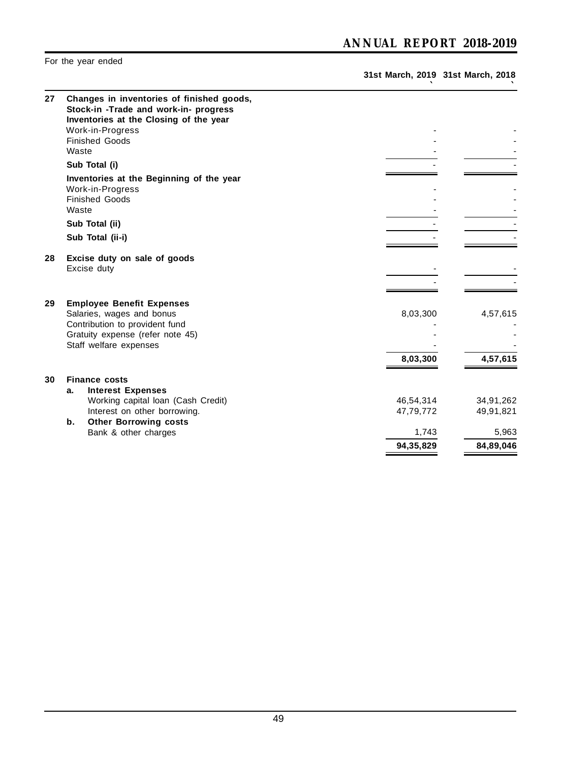For the year ended

| | | 31st March, 2019 ` | 31st March, 2018 ` |
|---|---|---|---|
| **27** | **Changes in inventories of finished goods, Stock-in -Trade and work-in- progress** | | |
| | **Inventories at the Closing of the year** | | |
| | Work-in-Progress | - | - |
| | Finished Goods | - | - |
| | Waste | - | - |
| | **Sub Total (i)** | - | - |
| | **Inventories at the Beginning of the year** | | |
| | Work-in-Progress | - | - |
| | Finished Goods | - | - |
| | Waste | - | - |
| | **Sub Total (ii)** | - | - |
| | **Sub Total (ii-i)** | - | - |
| **28** | **Excise duty on sale of goods** | | |
| | Excise duty | - | - |
| | | - | - |
| **29** | **Employee Benefit Expenses** | | |
| | Salaries, wages and bonus | 8,03,300 | 4,57,615 |
| | Contribution to provident fund | - | - |
| | Gratuity expense (refer note 45) | - | - |
| | Staff welfare expenses | - | - |
| | | **8,03,300** | **4,57,615** |
| **30** | **Finance costs** | | |
| | **a. Interest Expenses** | | |
| | Working capital loan (Cash Credit) | 46,54,314 | 34,91,262 |
| | Interest on other borrowing. | 47,79,772 | 49,91,821 |
| | **b. Other Borrowing costs** | | |
| | Bank & other charges | 1,743 | 5,963 |
| | | **94,35,829** | **84,89,046** |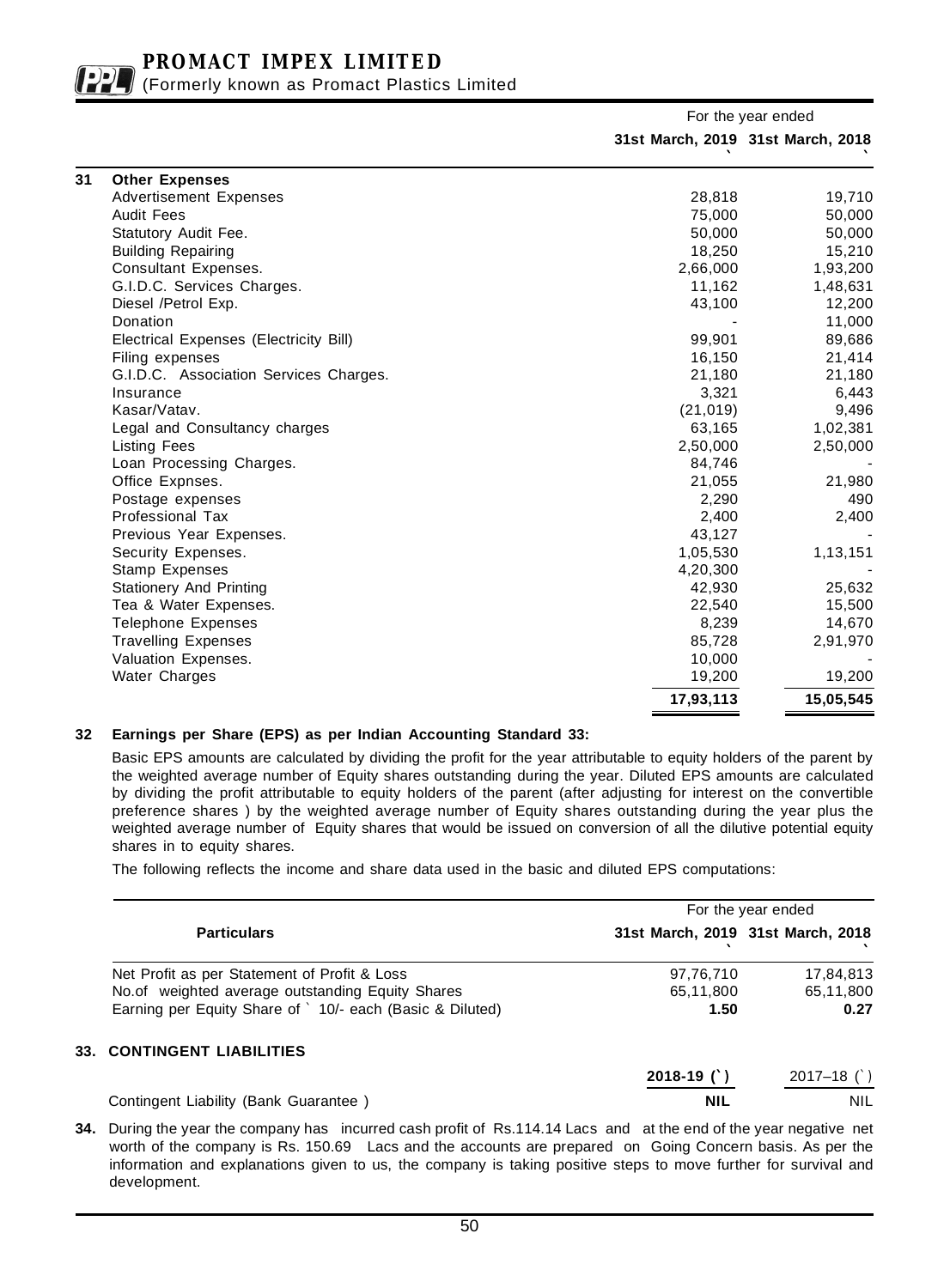| | | For the year ended | |
|---|---|---|---|
| | | 31st March, 2019 ` | 31st March, 2018 ` |
| **31** | **Other Expenses** | | |
| | Advertisement Expenses | 28,818 | 19,710 |
| | Audit Fees | 75,000 | 50,000 |
| | Statutory Audit Fee. | 50,000 | 50,000 |
| | Building Repairing | 18,250 | 15,210 |
| | Consultant Expenses. | 2,66,000 | 1,93,200 |
| | G.I.D.C. Services Charges. | 11,162 | 1,48,631 |
| | Diesel /Petrol Exp. | 43,100 | 12,200 |
| | Donation | - | 11,000 |
| | Electrical Expenses (Electricity Bill) | 99,901 | 89,686 |
| | Filing expenses | 16,150 | 21,414 |
| | G.I.D.C. Association Services Charges. | 21,180 | 21,180 |
| | Insurance | 3,321 | 6,443 |
| | Kasar/Vatav. | (21,019) | 9,496 |
| | Legal and Consultancy charges | 63,165 | 1,02,381 |
| | Listing Fees | 2,50,000 | 2,50,000 |
| | Loan Processing Charges. | 84,746 | - |
| | Office Expnses. | 21,055 | 21,980 |
| | Postage expenses | 2,290 | 490 |
| | Professional Tax | 2,400 | 2,400 |
| | Previous Year Expenses. | 43,127 | - |
| | Security Expenses. | 1,05,530 | 1,13,151 |
| | Stamp Expenses | 4,20,300 | - |
| | Stationery And Printing | 42,930 | 25,632 |
| | Tea & Water Expenses. | 22,540 | 15,500 |
| | Telephone Expenses | 8,239 | 14,670 |
| | Travelling Expenses | 85,728 | 2,91,970 |
| | Valuation Expenses. | 10,000 | - |
| | Water Charges | 19,200 | 19,200 |
| | | **17,93,113** | **15,05,545** |

## 32 Earnings per Share (EPS) as per Indian Accounting Standard 33:

Basic EPS amounts are calculated by dividing the profit for the year attributable to equity holders of the parent by the weighted average number of Equity shares outstanding during the year. Diluted EPS amounts are calculated by dividing the profit attributable to equity holders of the parent (after adjusting for interest on the convertible preference shares ) by the weighted average number of Equity shares outstanding during the year plus the weighted average number of Equity shares that would be issued on conversion of all the dilutive potential equity shares in to equity shares.

The following reflects the income and share data used in the basic and diluted EPS computations:

| Particulars | For the year ended 31st March, 2019 ` | For the year ended 31st March, 2018 ` |
|---|---|---|
| Net Profit as per Statement of Profit & Loss | 97,76,710 | 17,84,813 |
| No.of weighted average outstanding Equity Shares | 65,11,800 | 65,11,800 |
| Earning per Equity Share of ` 10/- each (Basic & Diluted) | **1.50** | **0.27** |

## 33. CONTINGENT LIABILITIES

| | 2018-19 (`) | 2017–18 (`) |
|---|---|---|
| Contingent Liability (Bank Guarantee ) | **NIL** | NIL |

**34.** During the year the company has incurred cash profit of Rs.114.14 Lacs and at the end of the year negative net worth of the company is Rs. 150.69 Lacs and the accounts are prepared on Going Concern basis. As per the information and explanations given to us, the company is taking positive steps to move further for survival and development.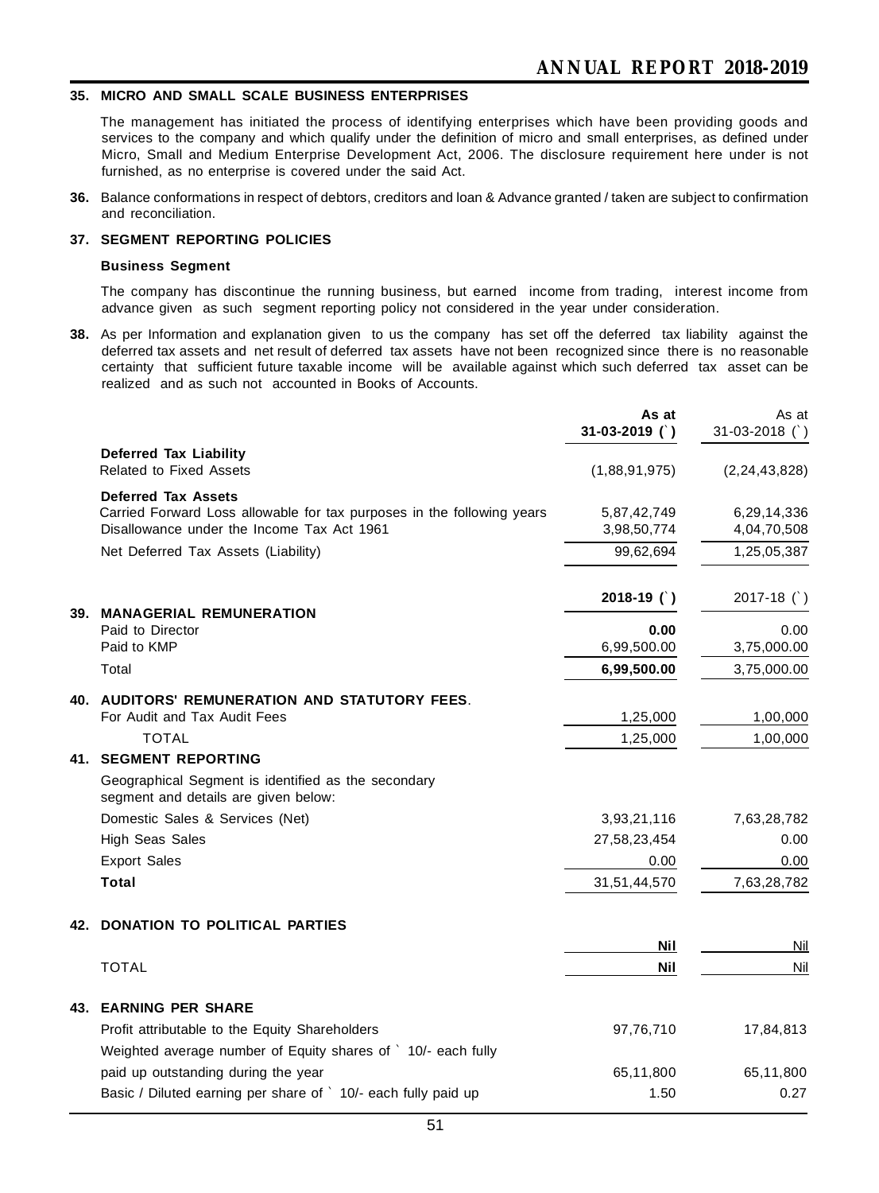## 35. MICRO AND SMALL SCALE BUSINESS ENTERPRISES

The management has initiated the process of identifying enterprises which have been providing goods and services to the company and which qualify under the definition of micro and small enterprises, as defined under Micro, Small and Medium Enterprise Development Act, 2006. The disclosure requirement here under is not furnished, as no enterprise is covered under the said Act.

**36.** Balance conformations in respect of debtors, creditors and loan & Advance granted / taken are subject to confirmation and reconciliation.

## 37. SEGMENT REPORTING POLICIES

**Business Segment**

The company has discontinue the running business, but earned income from trading, interest income from advance given as such segment reporting policy not considered in the year under consideration.

**38.** As per Information and explanation given to us the company has set off the deferred tax liability against the deferred tax assets and net result of deferred tax assets have not been recognized since there is no reasonable certainty that sufficient future taxable income will be available against which such deferred tax asset can be realized and as such not accounted in Books of Accounts.

| | As at 31-03-2019 (`) | As at 31-03-2018 (`) |
|---|---|---|
| **Deferred Tax Liability** | | |
| Related to Fixed Assets | (1,88,91,975) | (2,24,43,828) |
| **Deferred Tax Assets** | | |
| Carried Forward Loss allowable for tax purposes in the following years | 5,87,42,749 | 6,29,14,336 |
| Disallowance under the Income Tax Act 1961 | 3,98,50,774 | 4,04,70,508 |
| Net Deferred Tax Assets (Liability) | 99,62,694 | 1,25,05,387 |

| | 2018-19 (`) | 2017-18 (`) |
|---|---|---|
| **39. MANAGERIAL REMUNERATION** | | |
| Paid to Director | **0.00** | 0.00 |
| Paid to KMP | 6,99,500.00 | 3,75,000.00 |
| Total | **6,99,500.00** | 3,75,000.00 |
| **40. AUDITORS' REMUNERATION AND STATUTORY FEES.** | | |
| For Audit and Tax Audit Fees | 1,25,000 | 1,00,000 |
| TOTAL | 1,25,000 | 1,00,000 |
| **41. SEGMENT REPORTING** | | |
| Geographical Segment is identified as the secondary segment and details are given below: | | |
| Domestic Sales & Services (Net) | 3,93,21,116 | 7,63,28,782 |
| High Seas Sales | 27,58,23,454 | 0.00 |
| Export Sales | 0.00 | 0.00 |
| **Total** | 31,51,44,570 | 7,63,28,782 |
| **42. DONATION TO POLITICAL PARTIES** | | |
| | **Nil** | Nil |
| TOTAL | **Nil** | Nil |
| **43. EARNING PER SHARE** | | |
| Profit attributable to the Equity Shareholders | 97,76,710 | 17,84,813 |
| Weighted average number of Equity shares of ` 10/- each fully paid up outstanding during the year | 65,11,800 | 65,11,800 |
| Basic / Diluted earning per share of ` 10/- each fully paid up | 1.50 | 0.27 |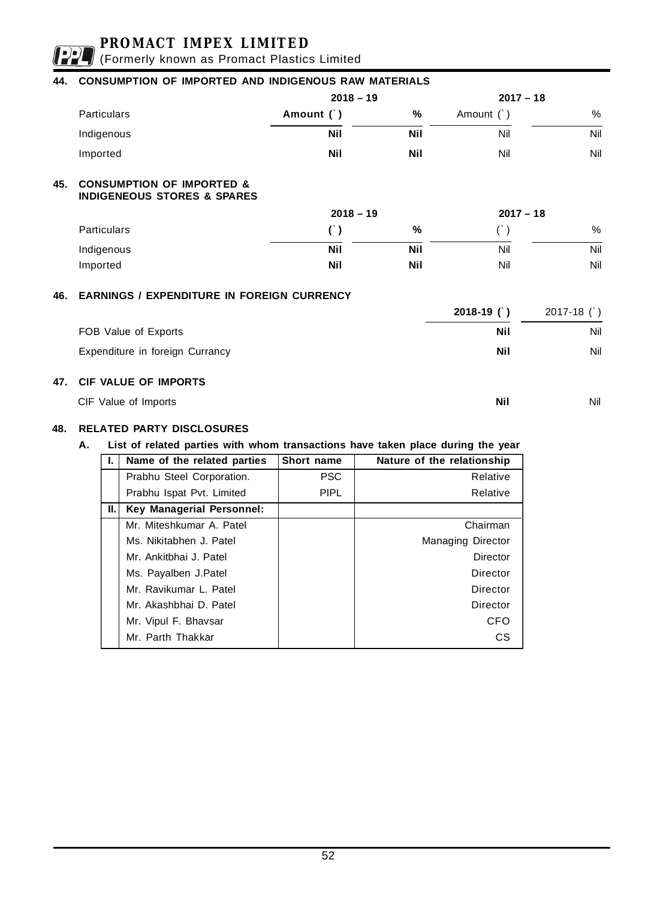## 44. CONSUMPTION OF IMPORTED AND INDIGENOUS RAW MATERIALS

| Particulars | 2018 – 19 Amount (`) | 2018 – 19 % | 2017 – 18 Amount (`) | 2017 – 18 % |
|---|---|---|---|---|
| Indigenous | **Nil** | **Nil** | Nil | Nil |
| Imported | **Nil** | **Nil** | Nil | Nil |

## 45. CONSUMPTION OF IMPORTED & INDIGENEOUS STORES & SPARES

| Particulars | 2018 – 19 (`) | 2018 – 19 % | 2017 – 18 (`) | 2017 – 18 % |
|---|---|---|---|---|
| Indigenous | **Nil** | **Nil** | Nil | Nil |
| Imported | **Nil** | **Nil** | Nil | Nil |

## 46. EARNINGS / EXPENDITURE IN FOREIGN CURRENCY

| | 2018-19 (`) | 2017-18 (`) |
|---|---|---|
| FOB Value of Exports | **Nil** | Nil |
| Expenditure in foreign Currancy | **Nil** | Nil |

## 47. CIF VALUE OF IMPORTS

| | 2018-19 (`) | 2017-18 (`) |
|---|---|---|
| CIF Value of Imports | **Nil** | Nil |

## 48. RELATED PARTY DISCLOSURES

**A. List of related parties with whom transactions have taken place during the year**

| I. | Name of the related parties | Short name | Nature of the relationship |
|---|---|---|---|
| | Prabhu Steel Corporation. | PSC | Relative |
| | Prabhu Ispat Pvt. Limited | PIPL | Relative |
| II. | **Key Managerial Personnel:** | | |
| | Mr. Miteshkumar A. Patel | | Chairman |
| | Ms. Nikitabhen J. Patel | | Managing Director |
| | Mr. Ankitbhai J. Patel | | Director |
| | Ms. Payalben J.Patel | | Director |
| | Mr. Ravikumar L. Patel | | Director |
| | Mr. Akashbhai D. Patel | | Director |
| | Mr. Vipul F. Bhavsar | | CFO |
| | Mr. Parth Thakkar | | CS |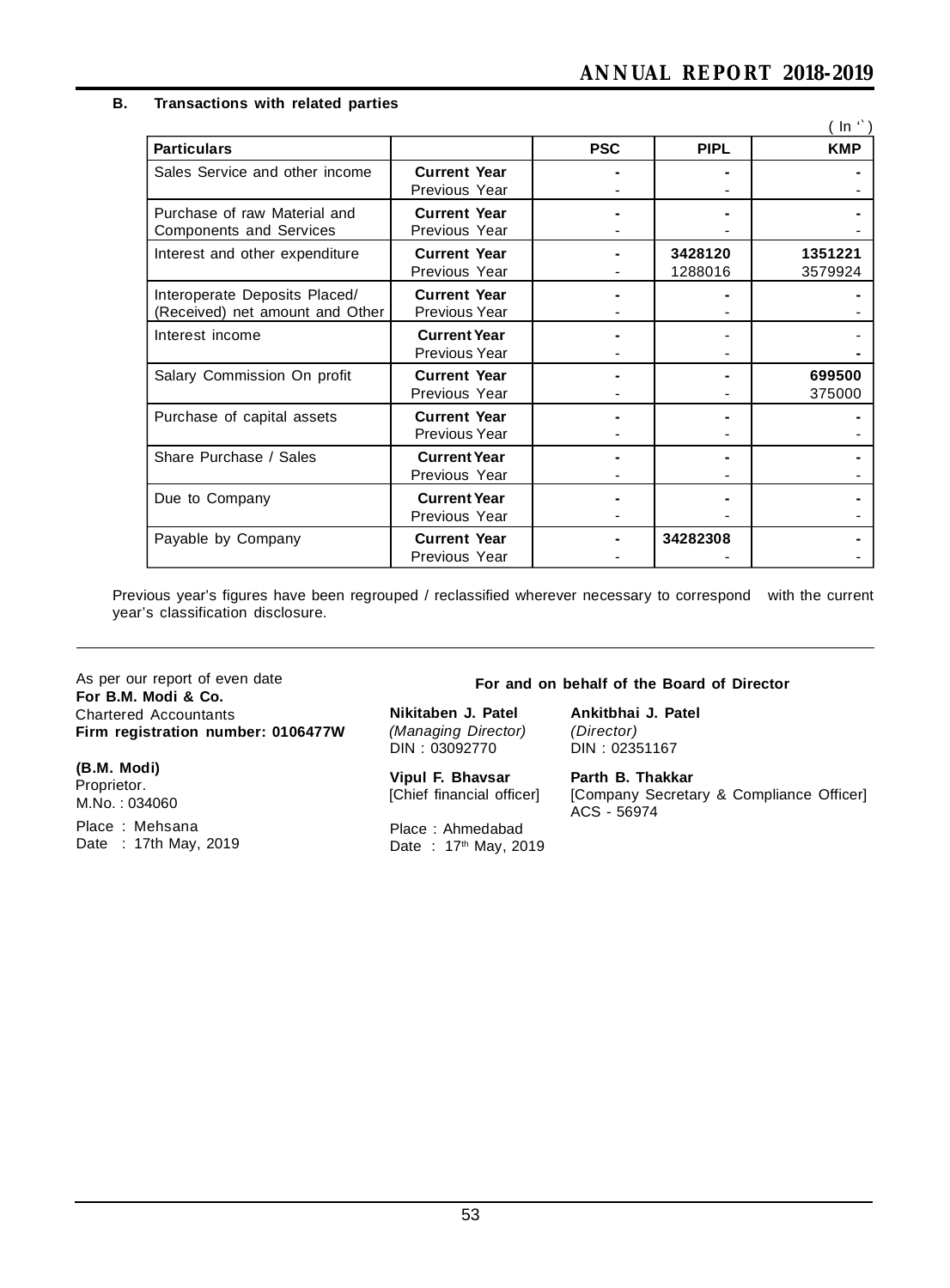### B. Transactions with related parties

( In ₹ )

| Particulars | | PSC | PIPL | KMP |
|---|---|---|---|---|
| Sales Service and other income | **Current Year** | **-** | **-** | **-** |
| | Previous Year | - | - | - |
| Purchase of raw Material and Components and Services | **Current Year** | **-** | **-** | **-** |
| | Previous Year | - | - | - |
| Interest and other expenditure | **Current Year** | **-** | **3428120** | **1351221** |
| | Previous Year | - | 1288016 | 3579924 |
| Interoperate Deposits Placed/ (Received) net amount and Other | **Current Year** | **-** | **-** | **-** |
| | Previous Year | - | - | - |
| Interest income | **Current Year** | **-** | - | - |
| | Previous Year | - | - | **-** |
| Salary Commission On profit | **Current Year** | **-** | **-** | **699500** |
| | Previous Year | - | - | 375000 |
| Purchase of capital assets | **Current Year** | **-** | **-** | **-** |
| | Previous Year | - | - | - |
| Share Purchase / Sales | **Current Year** | **-** | **-** | **-** |
| | Previous Year | - | - | - |
| Due to Company | **Current Year** | **-** | **-** | **-** |
| | Previous Year | - | - | - |
| Payable by Company | **Current Year** | **-** | **34282308** | **-** |
| | Previous Year | - | - | - |

Previous year's figures have been regrouped / reclassified wherever necessary to correspond with the current year's classification disclosure.

As per our report of even date
**For B.M. Modi & Co.**
Chartered Accountants
**Firm registration number: 0106477W**

**(B.M. Modi)**
Proprietor.
M.No. : 034060

Place : Mehsana
Date : 17th May, 2019

**For and on behalf of the Board of Director**

**Nikitaben J. Patel**
*(Managing Director)*
DIN : 03092770

**Ankitbhai J. Patel**
*(Director)*
DIN : 02351167

**Vipul F. Bhavsar**
[Chief financial officer]

**Parth B. Thakkar**
[Company Secretary & Compliance Officer]
ACS - 56974

Place : Ahmedabad
Date : 17th May, 2019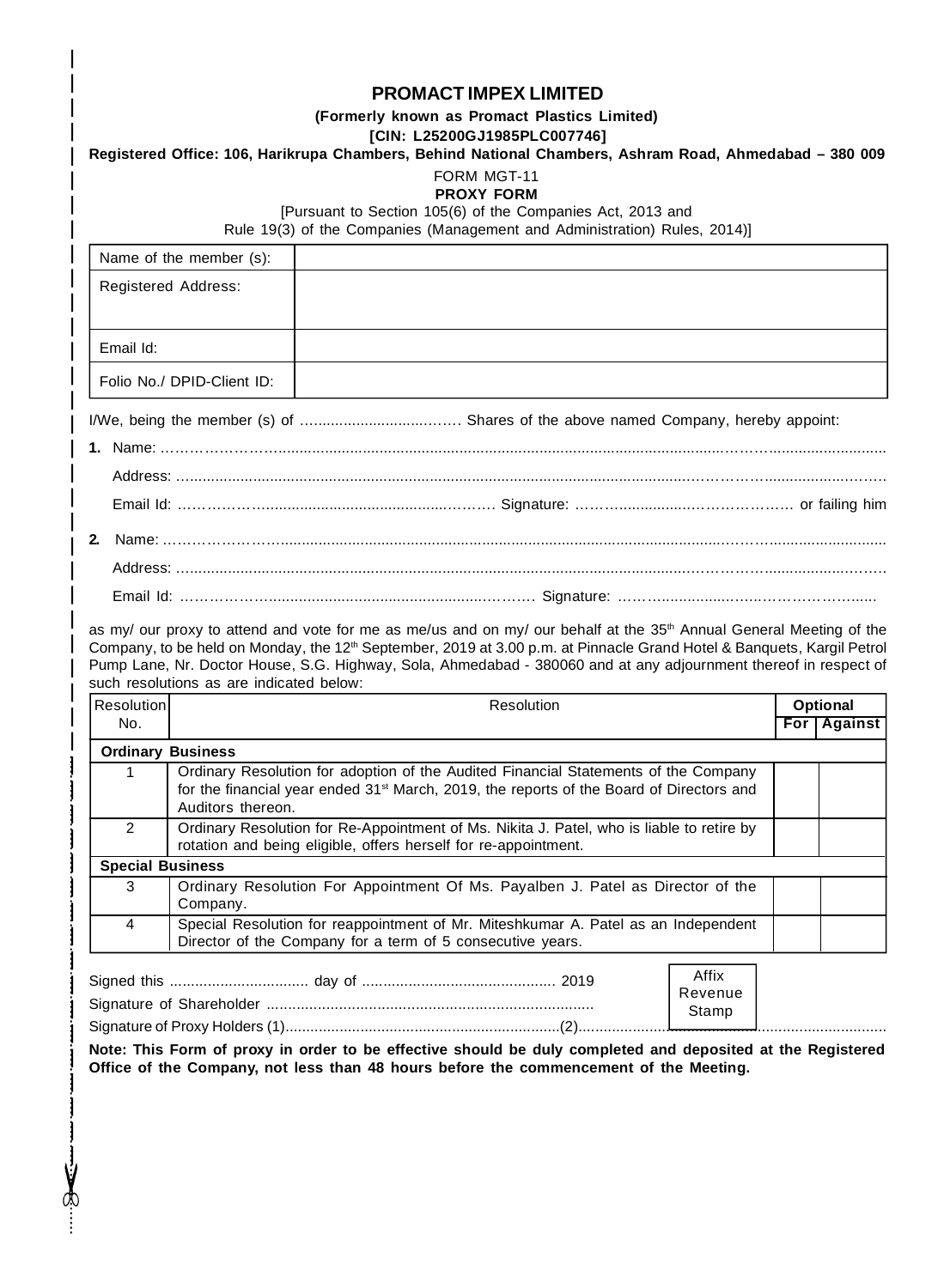# PROMACT IMPEX LIMITED

**(Formerly known as Promact Plastics Limited)**

**[CIN: L25200GJ1985PLC007746]**

**Registered Office: 106, Harikrupa Chambers, Behind National Chambers, Ashram Road, Ahmedabad – 380 009**

FORM MGT-11

**PROXY FORM**

[Pursuant to Section 105(6) of the Companies Act, 2013 and Rule 19(3) of the Companies (Management and Administration) Rules, 2014)]

| Name of the member (s): | |
|---|---|
| Registered Address: | |
| Email Id: | |
| Folio No./ DPID-Client ID: | |

I/We, being the member (s) of ………………………… Shares of the above named Company, hereby appoint:

**1.** Name: ……………………………………………………………………………………………………………

Address: ……………………………………………………………………………………………………………

Email Id: ……………………………………………… Signature: ………………………………… or failing him

**2.** Name: ……………………………………………………………………………………………………………

Address: ……………………………………………………………………………………………………………

Email Id: ……………………………………………… Signature: …………………………………

as my/ our proxy to attend and vote for me as me/us and on my/ our behalf at the 35th Annual General Meeting of the Company, to be held on Monday, the 12th September, 2019 at 3.00 p.m. at Pinnacle Grand Hotel & Banquets, Kargil Petrol Pump Lane, Nr. Doctor House, S.G. Highway, Sola, Ahmedabad - 380060 and at any adjournment thereof in respect of such resolutions as are indicated below:

| Resolution No. | Resolution | Optional | |
|---|---|---|---|
| | | **For** | **Against** |
| **Ordinary Business** | | | |
| 1 | Ordinary Resolution for adoption of the Audited Financial Statements of the Company for the financial year ended 31st March, 2019, the reports of the Board of Directors and Auditors thereon. | | |
| 2 | Ordinary Resolution for Re-Appointment of Ms. Nikita J. Patel, who is liable to retire by rotation and being eligible, offers herself for re-appointment. | | |
| **Special Business** | | | |
| 3 | Ordinary Resolution For Appointment Of Ms. Payalben J. Patel as Director of the Company. | | |
| 4 | Special Resolution for reappointment of Mr. Miteshkumar A. Patel as an Independent Director of the Company for a term of 5 consecutive years. | | |

Signed this ……………………… day of ……………………………… 2019

Signature of Shareholder ……………………………………………………

Affix Revenue Stamp

Signature of Proxy Holders (1)……………………………………………(2)……………………………………………

**Note: This Form of proxy in order to be effective should be duly completed and deposited at the Registered Office of the Company, not less than 48 hours before the commencement of the Meeting.**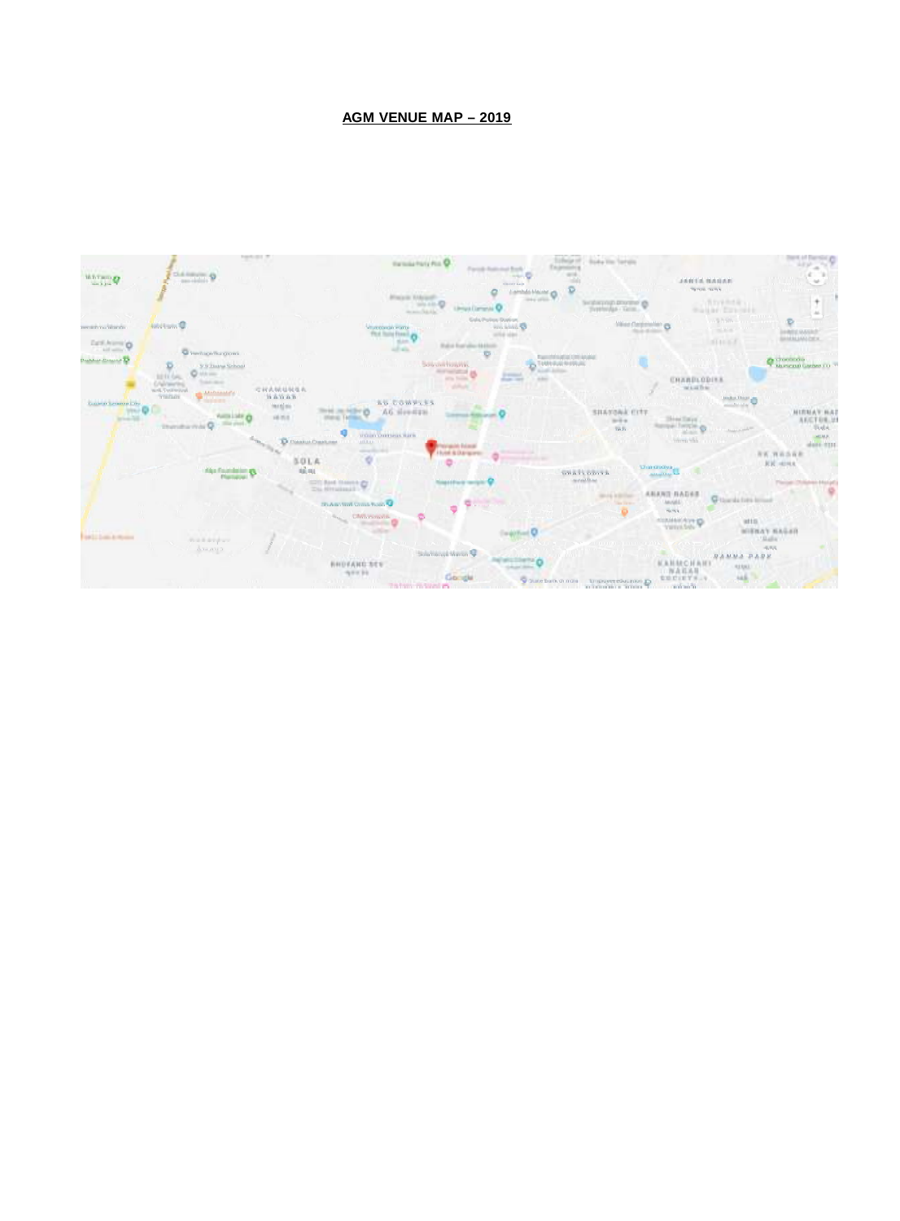**AGM VENUE MAP – 2019**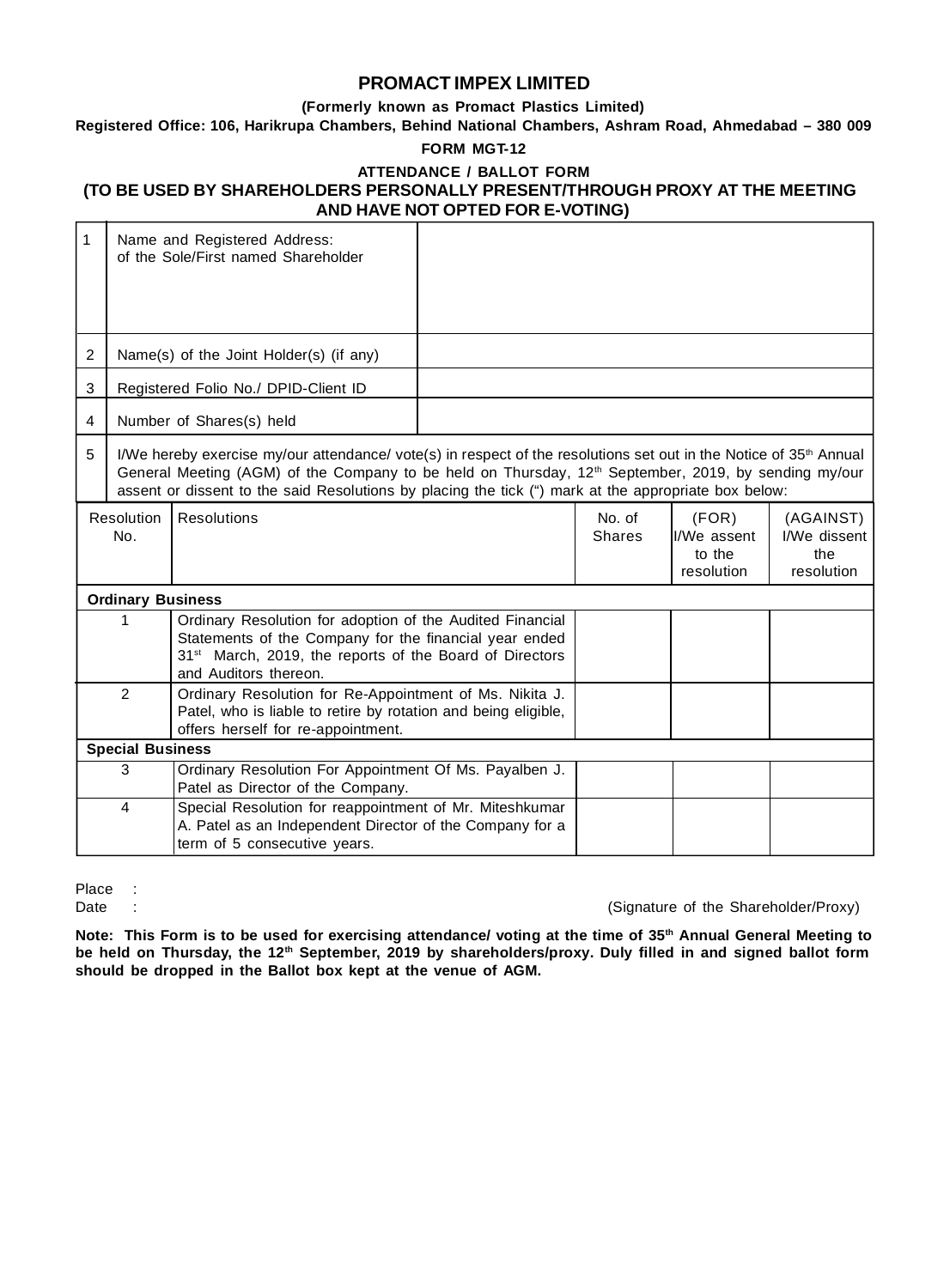# PROMACT IMPEX LIMITED

**(Formerly known as Promact Plastics Limited)**

**Registered Office: 106, Harikrupa Chambers, Behind National Chambers, Ashram Road, Ahmedabad – 380 009**

**FORM MGT-12**

**ATTENDANCE / BALLOT FORM**

**(TO BE USED BY SHAREHOLDERS PERSONALLY PRESENT/THROUGH PROXY AT THE MEETING AND HAVE NOT OPTED FOR E-VOTING)**

| | | |
|---|---|---|
| 1 | Name and Registered Address: of the Sole/First named Shareholder | |
| 2 | Name(s) of the Joint Holder(s) (if any) | |
| 3 | Registered Folio No./ DPID-Client ID | |
| 4 | Number of Shares(s) held | |
| 5 | I/We hereby exercise my/our attendance/ vote(s) in respect of the resolutions set out in the Notice of 35th Annual General Meeting (AGM) of the Company to be held on Thursday, 12th September, 2019, by sending my/our assent or dissent to the said Resolutions by placing the tick (") mark at the appropriate box below: | |

| Resolution No. | Resolutions | No. of Shares | (FOR) I/We assent to the resolution | (AGAINST) I/We dissent the resolution |
|---|---|---|---|---|
| **Ordinary Business** | | | | |
| 1 | Ordinary Resolution for adoption of the Audited Financial Statements of the Company for the financial year ended 31st March, 2019, the reports of the Board of Directors and Auditors thereon. | | | |
| 2 | Ordinary Resolution for Re-Appointment of Ms. Nikita J. Patel, who is liable to retire by rotation and being eligible, offers herself for re-appointment. | | | |
| **Special Business** | | | | |
| 3 | Ordinary Resolution For Appointment Of Ms. Payalben J. Patel as Director of the Company. | | | |
| 4 | Special Resolution for reappointment of Mr. Miteshkumar A. Patel as an Independent Director of the Company for a term of 5 consecutive years. | | | |

Place :

Date :

(Signature of the Shareholder/Proxy)

**Note: This Form is to be used for exercising attendance/ voting at the time of 35th Annual General Meeting to be held on Thursday, the 12th September, 2019 by shareholders/proxy. Duly filled in and signed ballot form should be dropped in the Ballot box kept at the venue of AGM.**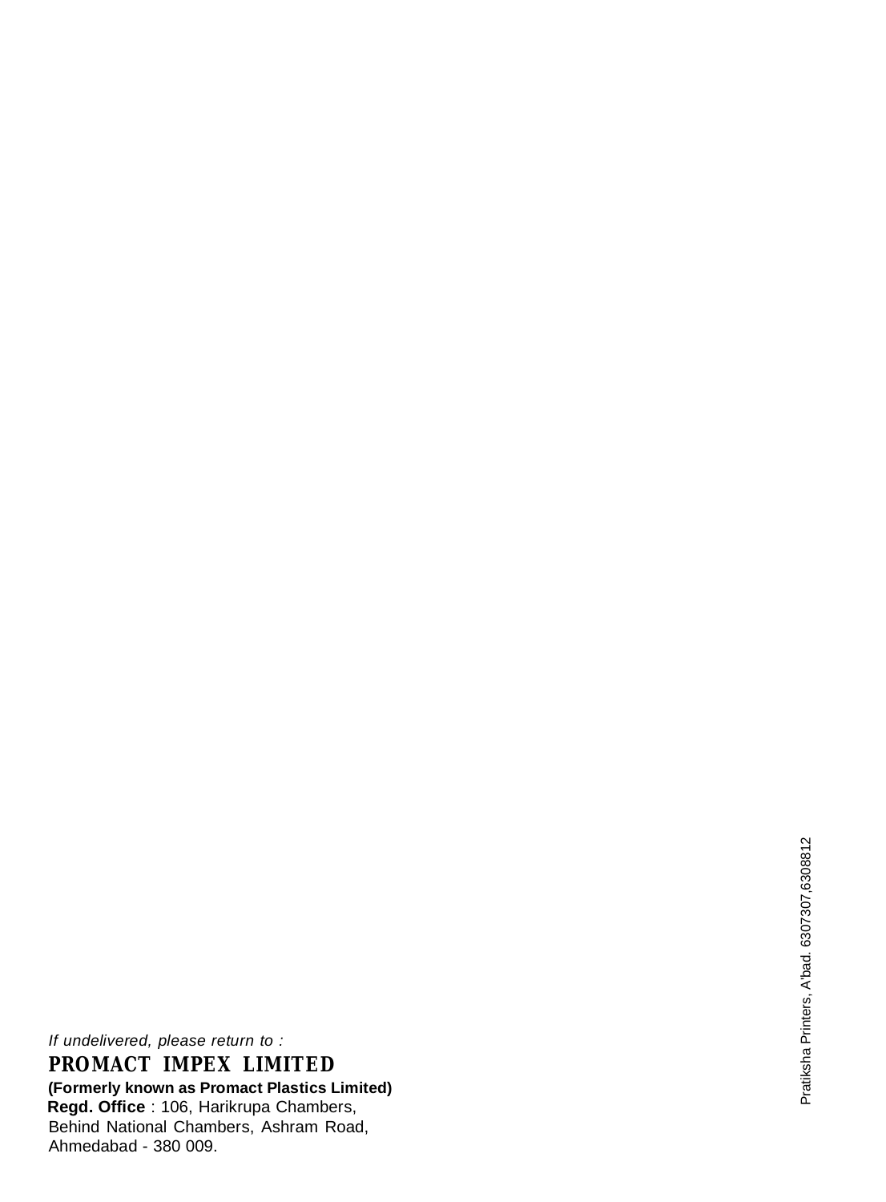*If undelivered, please return to :*

**PROMACT IMPEX LIMITED**

**(Formerly known as Promact Plastics Limited)**

**Regd. Office** : 106, Harikrupa Chambers,
Behind National Chambers, Ashram Road,
Ahmedabad - 380 009.

Pratiksha Printers, A'bad. 6307307,6308812